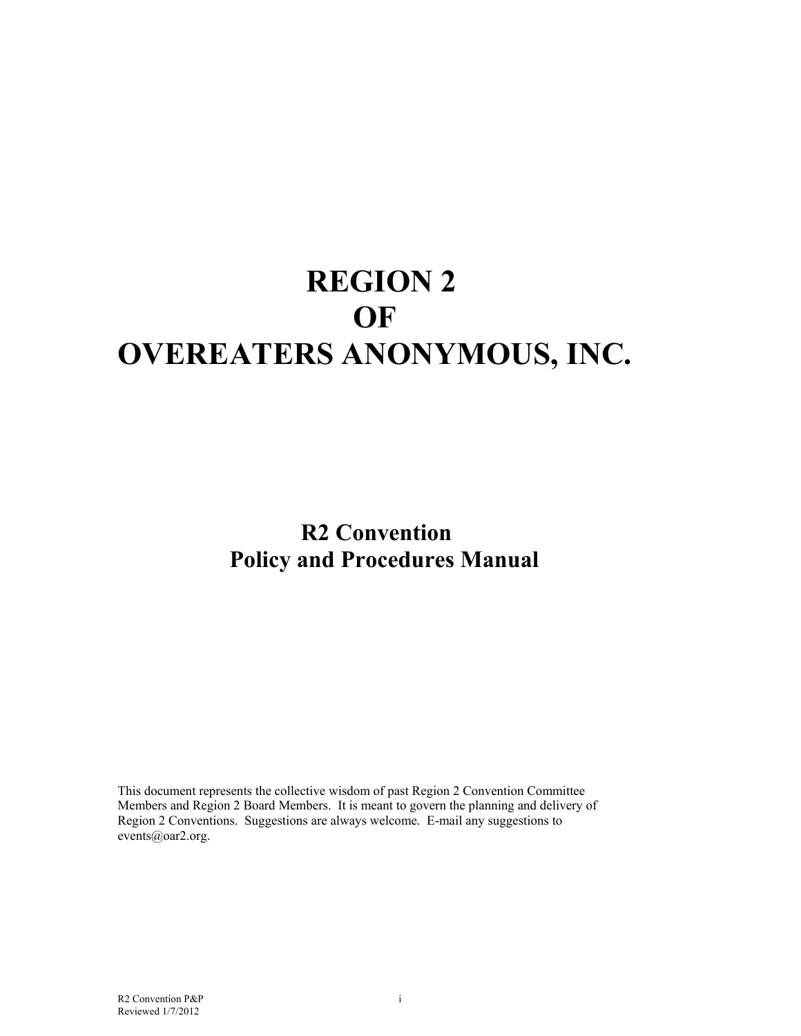# REGION 2
# OF
# OVEREATERS ANONYMOUS, INC.

## R2 Convention
## Policy and Procedures Manual

This document represents the collective wisdom of past Region 2 Convention Committee Members and Region 2 Board Members. It is meant to govern the planning and delivery of Region 2 Conventions. Suggestions are always welcome. E-mail any suggestions to events@oar2.org.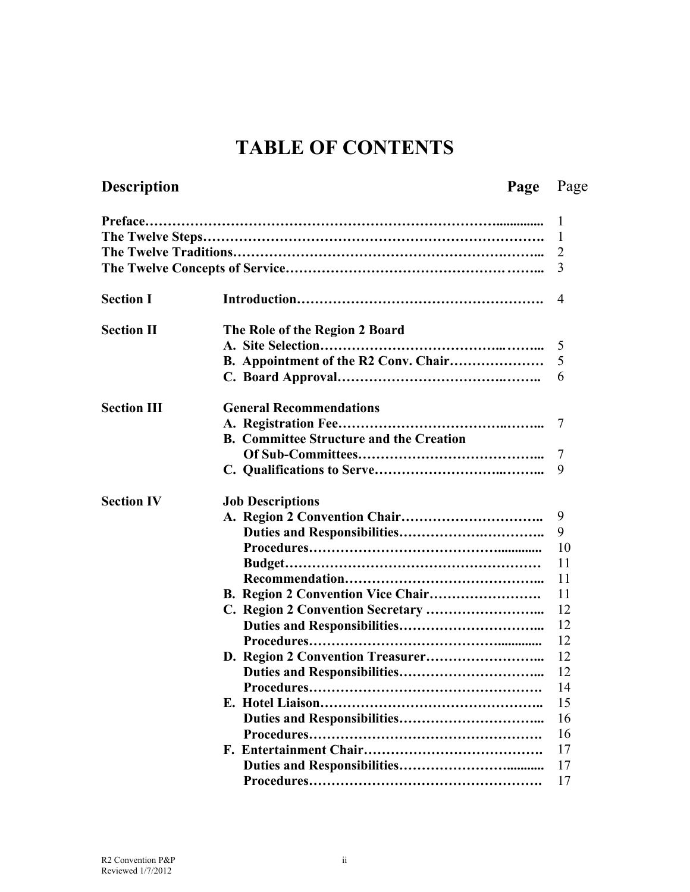# TABLE OF CONTENTS

| Description | | Page |
|---|---|---|
| Preface | | 1 |
| The Twelve Steps | | 1 |
| The Twelve Traditions | | 2 |
| The Twelve Concepts of Service | | 3 |
| Section I | Introduction | 4 |
| Section II | The Role of the Region 2 Board | |
| | A. Site Selection | 5 |
| | B. Appointment of the R2 Conv. Chair | 5 |
| | C. Board Approval | 6 |
| Section III | General Recommendations | |
| | A. Registration Fee | 7 |
| | B. Committee Structure and the Creation Of Sub-Committees | 7 |
| | C. Qualifications to Serve | 9 |
| Section IV | Job Descriptions | |
| | A. Region 2 Convention Chair | 9 |
| | Duties and Responsibilities | 9 |
| | Procedures | 10 |
| | Budget | 11 |
| | Recommendation | 11 |
| | B. Region 2 Convention Vice Chair | 11 |
| | C. Region 2 Convention Secretary | 12 |
| | Duties and Responsibilities | 12 |
| | Procedures | 12 |
| | D. Region 2 Convention Treasurer | 12 |
| | Duties and Responsibilities | 12 |
| | Procedures | 14 |
| | E. Hotel Liaison | 15 |
| | Duties and Responsibilities | 16 |
| | Procedures | 16 |
| | F. Entertainment Chair | 17 |
| | Duties and Responsibilities | 17 |
| | Procedures | 17 |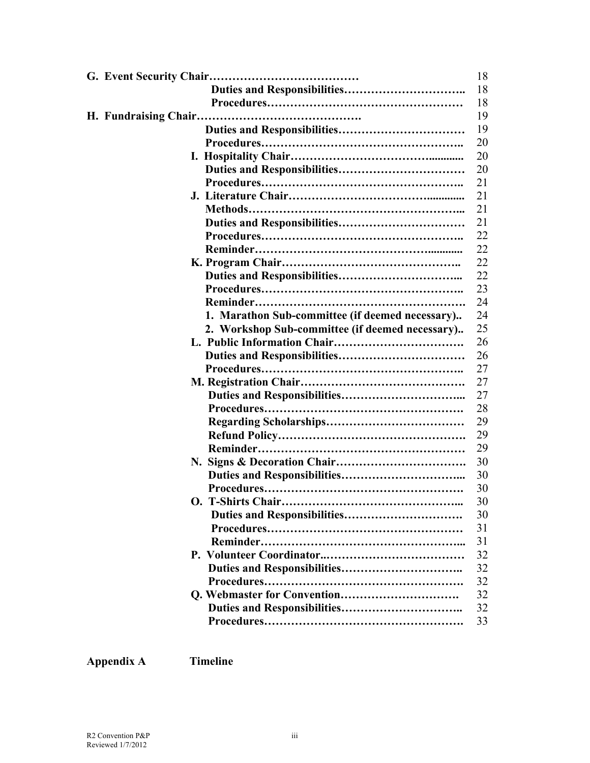| | |
|---|---|
| **G. Event Security Chair………………………………** | 18 |
| **Duties and Responsibilities…………………………..** | 18 |
| **Procedures…………………………………………** | 18 |
| **H. Fundraising Chair…………………………………….** | 19 |
| **Duties and Responsibilities……………………………** | 19 |
| **Procedures……………………………………………..** | 20 |
| **I. Hospitality Chair……………………………............** | 20 |
| **Duties and Responsibilities……………………………** | 20 |
| **Procedures……………………………………………..** | 21 |
| **J. Literature Chair…………………………….............** | 21 |
| **Methods………………………………………………...** | 21 |
| **Duties and Responsibilities……………………………** | 21 |
| **Procedures……………………………………………..** | 22 |
| **Reminder………………………………………...........** | 22 |
| **K. Program Chair……………………………………..** | 22 |
| **Duties and Responsibilities…………………………...** | 22 |
| **Procedures……………………………………………..** | 23 |
| **Reminder……………………………………………….** | 24 |
| **1. Marathon Sub-committee (if deemed necessary)..** | 24 |
| **2. Workshop Sub-committee (if deemed necessary)..** | 25 |
| **L. Public Information Chair…………………………….** | 26 |
| **Duties and Responsibilities……………………………** | 26 |
| **Procedures……………………………………………..** | 27 |
| **M. Registration Chair…………………………………….** | 27 |
| **Duties and Responsibilities…………………………...** | 27 |
| **Procedures…………………………………………….** | 28 |
| **Regarding Scholarships………………………………** | 29 |
| **Refund Policy………………………………………….** | 29 |
| **Reminder………………………………………………** | 29 |
| **N. Signs & Decoration Chair…………………………….** | 30 |
| **Duties and Responsibilities…………………………...** | 30 |
| **Procedures…………………………………………….** | 30 |
| **O. T-Shirts Chair………………………………………...** | 30 |
| **Duties and Responsibilities………………………….** | 30 |
| **Procedures……………………………………………** | 31 |
| **Reminder……………………………………………...** | 31 |
| **P. Volunteer Coordinator..………………………………** | 32 |
| **Duties and Responsibilities…………………………..** | 32 |
| **Procedures…………………………………………….** | 32 |
| **Q. Webmaster for Convention………………………….** | 32 |
| **Duties and Responsibilities…………………………..** | 32 |
| **Procedures…………………………………………….** | 33 |

**Appendix A** **Timeline**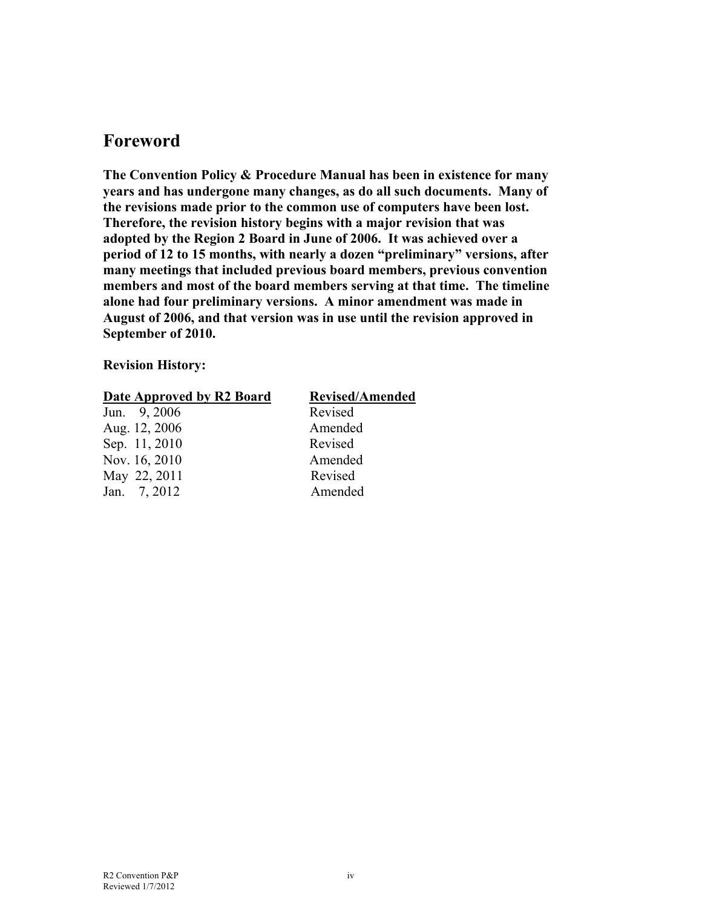## Foreword

**The Convention Policy & Procedure Manual has been in existence for many years and has undergone many changes, as do all such documents. Many of the revisions made prior to the common use of computers have been lost. Therefore, the revision history begins with a major revision that was adopted by the Region 2 Board in June of 2006. It was achieved over a period of 12 to 15 months, with nearly a dozen "preliminary" versions, after many meetings that included previous board members, previous convention members and most of the board members serving at that time. The timeline alone had four preliminary versions. A minor amendment was made in August of 2006, and that version was in use until the revision approved in September of 2010.**

**Revision History:**

| Date Approved by R2 Board | Revised/Amended |
|---|---|
| Jun. 9, 2006 | Revised |
| Aug. 12, 2006 | Amended |
| Sep. 11, 2010 | Revised |
| Nov. 16, 2010 | Amended |
| May 22, 2011 | Revised |
| Jan. 7, 2012 | Amended |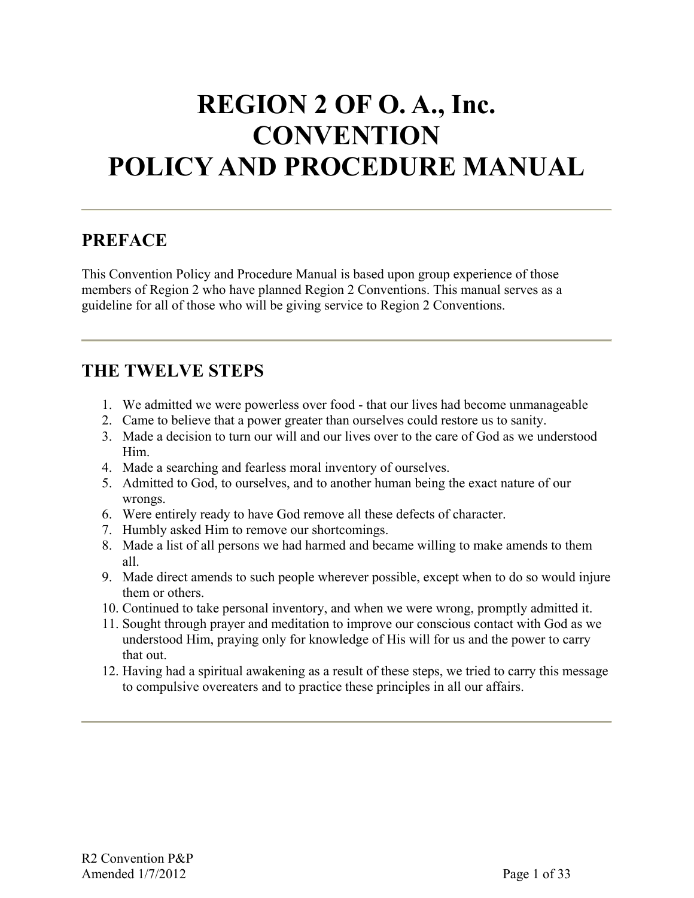# REGION 2 OF O. A., Inc.
# CONVENTION
# POLICY AND PROCEDURE MANUAL

---

## PREFACE

This Convention Policy and Procedure Manual is based upon group experience of those members of Region 2 who have planned Region 2 Conventions. This manual serves as a guideline for all of those who will be giving service to Region 2 Conventions.

---

## THE TWELVE STEPS

1. We admitted we were powerless over food - that our lives had become unmanageable
2. Came to believe that a power greater than ourselves could restore us to sanity.
3. Made a decision to turn our will and our lives over to the care of God as we understood Him.
4. Made a searching and fearless moral inventory of ourselves.
5. Admitted to God, to ourselves, and to another human being the exact nature of our wrongs.
6. Were entirely ready to have God remove all these defects of character.
7. Humbly asked Him to remove our shortcomings.
8. Made a list of all persons we had harmed and became willing to make amends to them all.
9. Made direct amends to such people wherever possible, except when to do so would injure them or others.
10. Continued to take personal inventory, and when we were wrong, promptly admitted it.
11. Sought through prayer and meditation to improve our conscious contact with God as we understood Him, praying only for knowledge of His will for us and the power to carry that out.
12. Having had a spiritual awakening as a result of these steps, we tried to carry this message to compulsive overeaters and to practice these principles in all our affairs.

---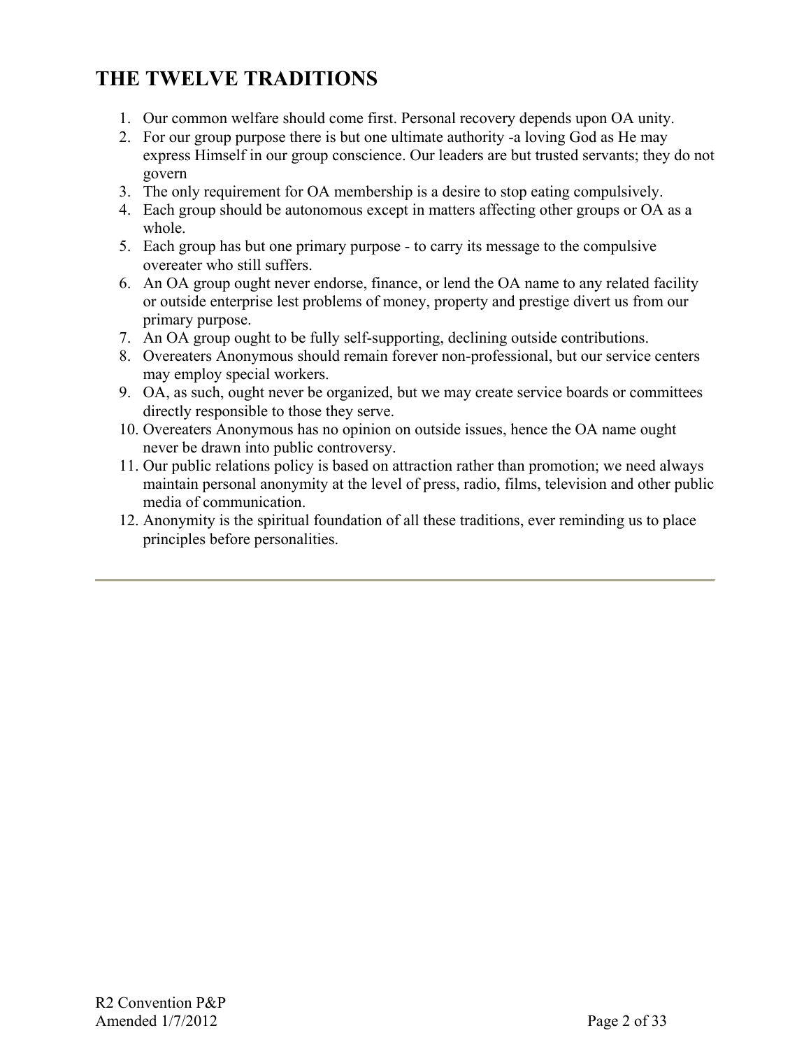## THE TWELVE TRADITIONS

1. Our common welfare should come first. Personal recovery depends upon OA unity.
2. For our group purpose there is but one ultimate authority -a loving God as He may express Himself in our group conscience. Our leaders are but trusted servants; they do not govern
3. The only requirement for OA membership is a desire to stop eating compulsively.
4. Each group should be autonomous except in matters affecting other groups or OA as a whole.
5. Each group has but one primary purpose - to carry its message to the compulsive overeater who still suffers.
6. An OA group ought never endorse, finance, or lend the OA name to any related facility or outside enterprise lest problems of money, property and prestige divert us from our primary purpose.
7. An OA group ought to be fully self-supporting, declining outside contributions.
8. Overeaters Anonymous should remain forever non-professional, but our service centers may employ special workers.
9. OA, as such, ought never be organized, but we may create service boards or committees directly responsible to those they serve.
10. Overeaters Anonymous has no opinion on outside issues, hence the OA name ought never be drawn into public controversy.
11. Our public relations policy is based on attraction rather than promotion; we need always maintain personal anonymity at the level of press, radio, films, television and other public media of communication.
12. Anonymity is the spiritual foundation of all these traditions, ever reminding us to place principles before personalities.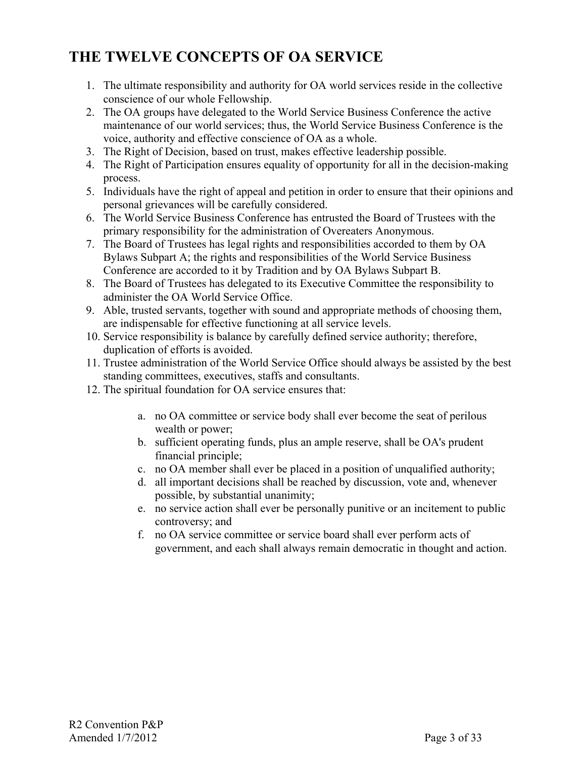# THE TWELVE CONCEPTS OF OA SERVICE

1. The ultimate responsibility and authority for OA world services reside in the collective conscience of our whole Fellowship.
2. The OA groups have delegated to the World Service Business Conference the active maintenance of our world services; thus, the World Service Business Conference is the voice, authority and effective conscience of OA as a whole.
3. The Right of Decision, based on trust, makes effective leadership possible.
4. The Right of Participation ensures equality of opportunity for all in the decision-making process.
5. Individuals have the right of appeal and petition in order to ensure that their opinions and personal grievances will be carefully considered.
6. The World Service Business Conference has entrusted the Board of Trustees with the primary responsibility for the administration of Overeaters Anonymous.
7. The Board of Trustees has legal rights and responsibilities accorded to them by OA Bylaws Subpart A; the rights and responsibilities of the World Service Business Conference are accorded to it by Tradition and by OA Bylaws Subpart B.
8. The Board of Trustees has delegated to its Executive Committee the responsibility to administer the OA World Service Office.
9. Able, trusted servants, together with sound and appropriate methods of choosing them, are indispensable for effective functioning at all service levels.
10. Service responsibility is balance by carefully defined service authority; therefore, duplication of efforts is avoided.
11. Trustee administration of the World Service Office should always be assisted by the best standing committees, executives, staffs and consultants.
12. The spiritual foundation for OA service ensures that:

    a. no OA committee or service body shall ever become the seat of perilous wealth or power;
    b. sufficient operating funds, plus an ample reserve, shall be OA's prudent financial principle;
    c. no OA member shall ever be placed in a position of unqualified authority;
    d. all important decisions shall be reached by discussion, vote and, whenever possible, by substantial unanimity;
    e. no service action shall ever be personally punitive or an incitement to public controversy; and
    f. no OA service committee or service board shall ever perform acts of government, and each shall always remain democratic in thought and action.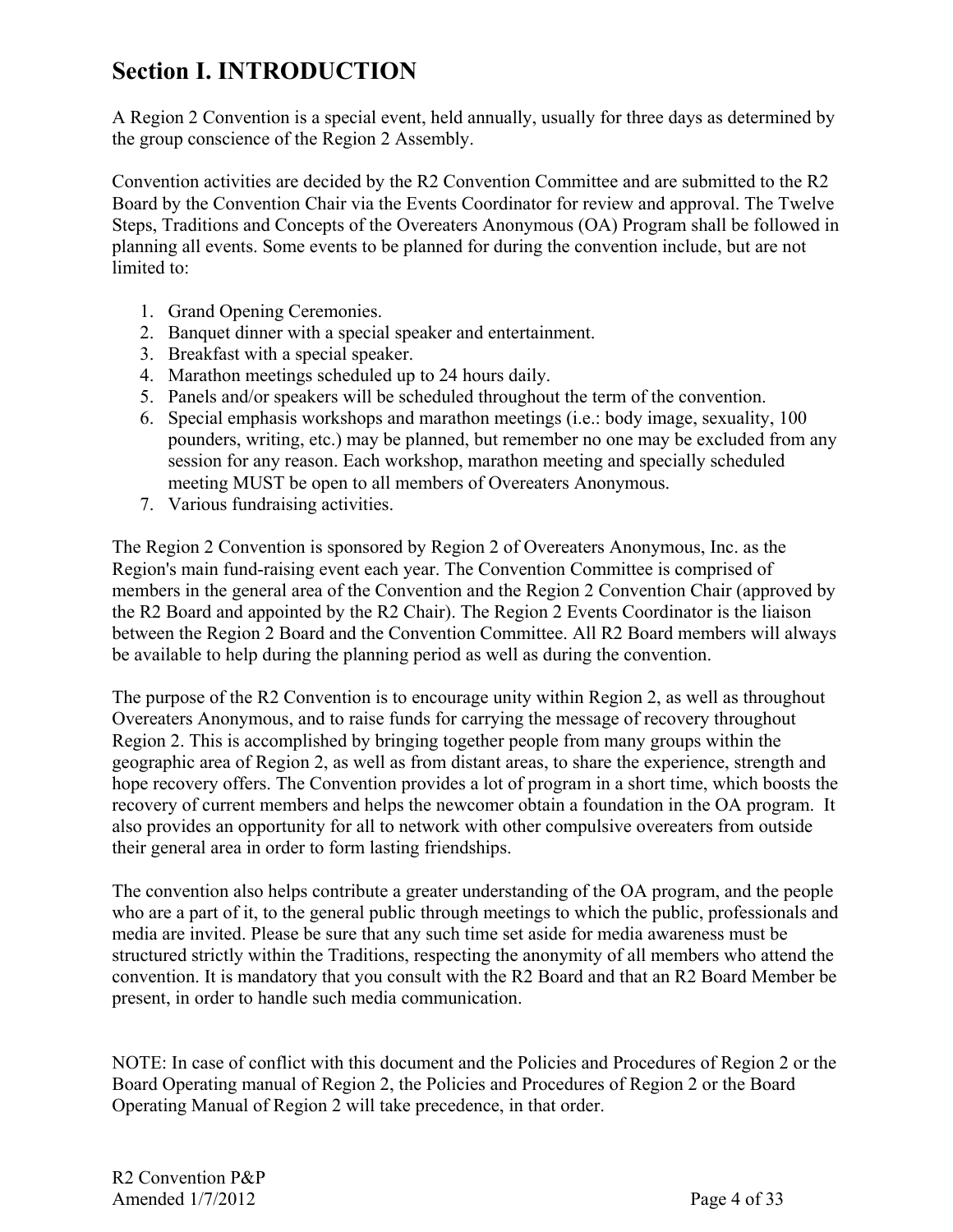# Section I. INTRODUCTION

A Region 2 Convention is a special event, held annually, usually for three days as determined by the group conscience of the Region 2 Assembly.

Convention activities are decided by the R2 Convention Committee and are submitted to the R2 Board by the Convention Chair via the Events Coordinator for review and approval. The Twelve Steps, Traditions and Concepts of the Overeaters Anonymous (OA) Program shall be followed in planning all events. Some events to be planned for during the convention include, but are not limited to:

1. Grand Opening Ceremonies.
2. Banquet dinner with a special speaker and entertainment.
3. Breakfast with a special speaker.
4. Marathon meetings scheduled up to 24 hours daily.
5. Panels and/or speakers will be scheduled throughout the term of the convention.
6. Special emphasis workshops and marathon meetings (i.e.: body image, sexuality, 100 pounders, writing, etc.) may be planned, but remember no one may be excluded from any session for any reason. Each workshop, marathon meeting and specially scheduled meeting MUST be open to all members of Overeaters Anonymous.
7. Various fundraising activities.

The Region 2 Convention is sponsored by Region 2 of Overeaters Anonymous, Inc. as the Region's main fund-raising event each year. The Convention Committee is comprised of members in the general area of the Convention and the Region 2 Convention Chair (approved by the R2 Board and appointed by the R2 Chair). The Region 2 Events Coordinator is the liaison between the Region 2 Board and the Convention Committee. All R2 Board members will always be available to help during the planning period as well as during the convention.

The purpose of the R2 Convention is to encourage unity within Region 2, as well as throughout Overeaters Anonymous, and to raise funds for carrying the message of recovery throughout Region 2. This is accomplished by bringing together people from many groups within the geographic area of Region 2, as well as from distant areas, to share the experience, strength and hope recovery offers. The Convention provides a lot of program in a short time, which boosts the recovery of current members and helps the newcomer obtain a foundation in the OA program. It also provides an opportunity for all to network with other compulsive overeaters from outside their general area in order to form lasting friendships.

The convention also helps contribute a greater understanding of the OA program, and the people who are a part of it, to the general public through meetings to which the public, professionals and media are invited. Please be sure that any such time set aside for media awareness must be structured strictly within the Traditions, respecting the anonymity of all members who attend the convention. It is mandatory that you consult with the R2 Board and that an R2 Board Member be present, in order to handle such media communication.

NOTE: In case of conflict with this document and the Policies and Procedures of Region 2 or the Board Operating manual of Region 2, the Policies and Procedures of Region 2 or the Board Operating Manual of Region 2 will take precedence, in that order.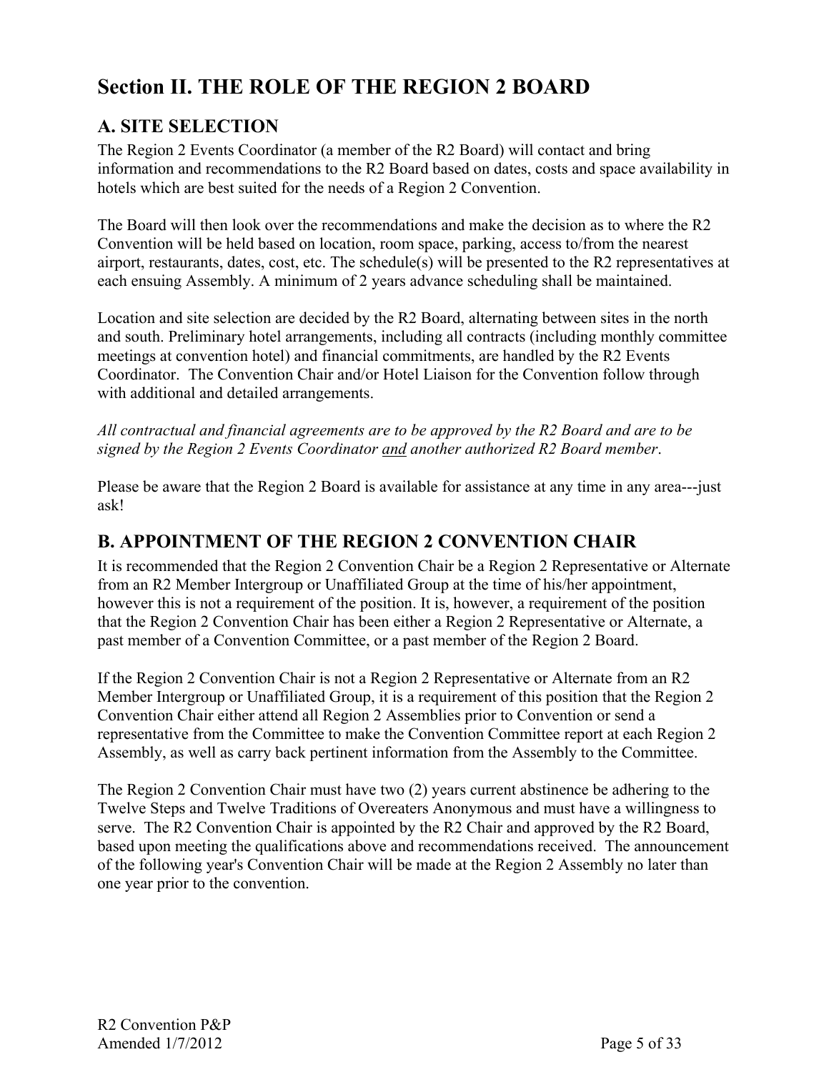# Section II. THE ROLE OF THE REGION 2 BOARD

## A. SITE SELECTION

The Region 2 Events Coordinator (a member of the R2 Board) will contact and bring information and recommendations to the R2 Board based on dates, costs and space availability in hotels which are best suited for the needs of a Region 2 Convention.

The Board will then look over the recommendations and make the decision as to where the R2 Convention will be held based on location, room space, parking, access to/from the nearest airport, restaurants, dates, cost, etc. The schedule(s) will be presented to the R2 representatives at each ensuing Assembly. A minimum of 2 years advance scheduling shall be maintained.

Location and site selection are decided by the R2 Board, alternating between sites in the north and south. Preliminary hotel arrangements, including all contracts (including monthly committee meetings at convention hotel) and financial commitments, are handled by the R2 Events Coordinator. The Convention Chair and/or Hotel Liaison for the Convention follow through with additional and detailed arrangements.

*All contractual and financial agreements are to be approved by the R2 Board and are to be signed by the Region 2 Events Coordinator <u>and</u> another authorized R2 Board member*.

Please be aware that the Region 2 Board is available for assistance at any time in any area---just ask!

## B. APPOINTMENT OF THE REGION 2 CONVENTION CHAIR

It is recommended that the Region 2 Convention Chair be a Region 2 Representative or Alternate from an R2 Member Intergroup or Unaffiliated Group at the time of his/her appointment, however this is not a requirement of the position. It is, however, a requirement of the position that the Region 2 Convention Chair has been either a Region 2 Representative or Alternate, a past member of a Convention Committee, or a past member of the Region 2 Board.

If the Region 2 Convention Chair is not a Region 2 Representative or Alternate from an R2 Member Intergroup or Unaffiliated Group, it is a requirement of this position that the Region 2 Convention Chair either attend all Region 2 Assemblies prior to Convention or send a representative from the Committee to make the Convention Committee report at each Region 2 Assembly, as well as carry back pertinent information from the Assembly to the Committee.

The Region 2 Convention Chair must have two (2) years current abstinence be adhering to the Twelve Steps and Twelve Traditions of Overeaters Anonymous and must have a willingness to serve. The R2 Convention Chair is appointed by the R2 Chair and approved by the R2 Board, based upon meeting the qualifications above and recommendations received. The announcement of the following year's Convention Chair will be made at the Region 2 Assembly no later than one year prior to the convention.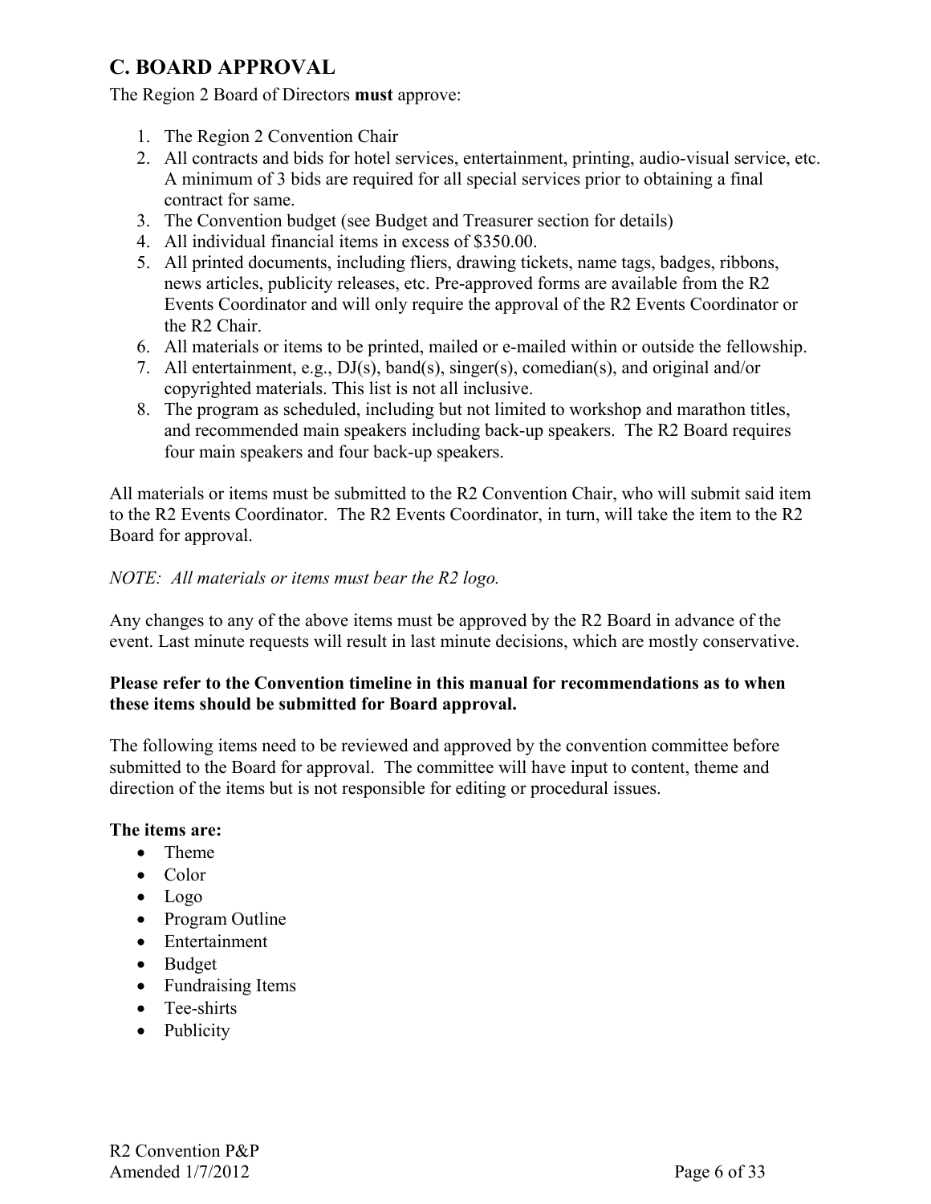## C. BOARD APPROVAL

The Region 2 Board of Directors **must** approve:

1. The Region 2 Convention Chair
2. All contracts and bids for hotel services, entertainment, printing, audio-visual service, etc. A minimum of 3 bids are required for all special services prior to obtaining a final contract for same.
3. The Convention budget (see Budget and Treasurer section for details)
4. All individual financial items in excess of $350.00.
5. All printed documents, including fliers, drawing tickets, name tags, badges, ribbons, news articles, publicity releases, etc. Pre-approved forms are available from the R2 Events Coordinator and will only require the approval of the R2 Events Coordinator or the R2 Chair.
6. All materials or items to be printed, mailed or e-mailed within or outside the fellowship.
7. All entertainment, e.g., DJ(s), band(s), singer(s), comedian(s), and original and/or copyrighted materials. This list is not all inclusive.
8. The program as scheduled, including but not limited to workshop and marathon titles, and recommended main speakers including back-up speakers. The R2 Board requires four main speakers and four back-up speakers.

All materials or items must be submitted to the R2 Convention Chair, who will submit said item to the R2 Events Coordinator. The R2 Events Coordinator, in turn, will take the item to the R2 Board for approval.

*NOTE: All materials or items must bear the R2 logo.*

Any changes to any of the above items must be approved by the R2 Board in advance of the event. Last minute requests will result in last minute decisions, which are mostly conservative.

**Please refer to the Convention timeline in this manual for recommendations as to when these items should be submitted for Board approval.**

The following items need to be reviewed and approved by the convention committee before submitted to the Board for approval. The committee will have input to content, theme and direction of the items but is not responsible for editing or procedural issues.

**The items are:**

- Theme
- Color
- Logo
- Program Outline
- Entertainment
- Budget
- Fundraising Items
- Tee-shirts
- Publicity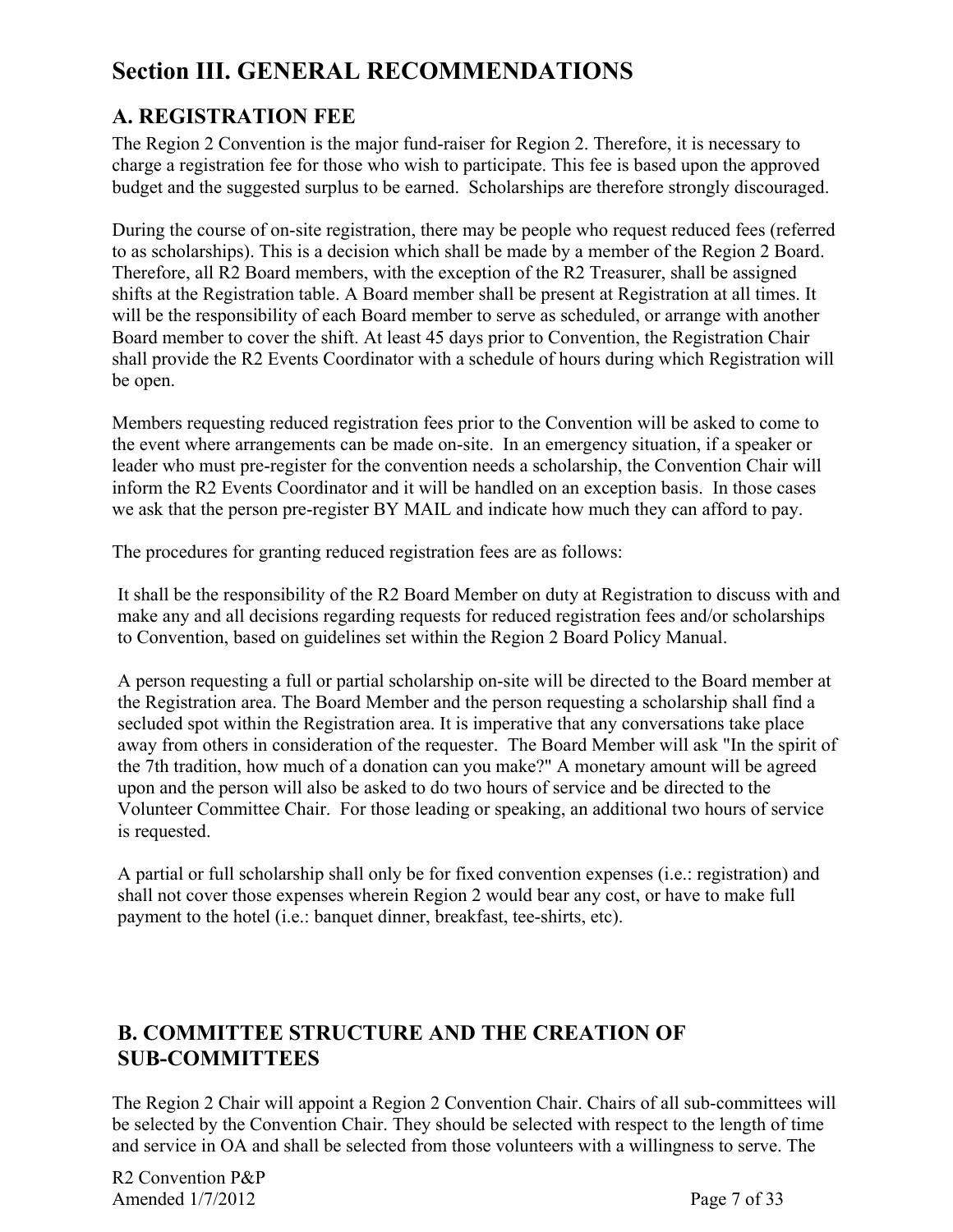# Section III. GENERAL RECOMMENDATIONS

## A. REGISTRATION FEE

The Region 2 Convention is the major fund-raiser for Region 2. Therefore, it is necessary to charge a registration fee for those who wish to participate. This fee is based upon the approved budget and the suggested surplus to be earned. Scholarships are therefore strongly discouraged.

During the course of on-site registration, there may be people who request reduced fees (referred to as scholarships). This is a decision which shall be made by a member of the Region 2 Board. Therefore, all R2 Board members, with the exception of the R2 Treasurer, shall be assigned shifts at the Registration table. A Board member shall be present at Registration at all times. It will be the responsibility of each Board member to serve as scheduled, or arrange with another Board member to cover the shift. At least 45 days prior to Convention, the Registration Chair shall provide the R2 Events Coordinator with a schedule of hours during which Registration will be open.

Members requesting reduced registration fees prior to the Convention will be asked to come to the event where arrangements can be made on-site. In an emergency situation, if a speaker or leader who must pre-register for the convention needs a scholarship, the Convention Chair will inform the R2 Events Coordinator and it will be handled on an exception basis. In those cases we ask that the person pre-register BY MAIL and indicate how much they can afford to pay.

The procedures for granting reduced registration fees are as follows:

It shall be the responsibility of the R2 Board Member on duty at Registration to discuss with and make any and all decisions regarding requests for reduced registration fees and/or scholarships to Convention, based on guidelines set within the Region 2 Board Policy Manual.

A person requesting a full or partial scholarship on-site will be directed to the Board member at the Registration area. The Board Member and the person requesting a scholarship shall find a secluded spot within the Registration area. It is imperative that any conversations take place away from others in consideration of the requester. The Board Member will ask "In the spirit of the 7th tradition, how much of a donation can you make?" A monetary amount will be agreed upon and the person will also be asked to do two hours of service and be directed to the Volunteer Committee Chair. For those leading or speaking, an additional two hours of service is requested.

A partial or full scholarship shall only be for fixed convention expenses (i.e.: registration) and shall not cover those expenses wherein Region 2 would bear any cost, or have to make full payment to the hotel (i.e.: banquet dinner, breakfast, tee-shirts, etc).

## B. COMMITTEE STRUCTURE AND THE CREATION OF SUB-COMMITTEES

The Region 2 Chair will appoint a Region 2 Convention Chair. Chairs of all sub-committees will be selected by the Convention Chair. They should be selected with respect to the length of time and service in OA and shall be selected from those volunteers with a willingness to serve. The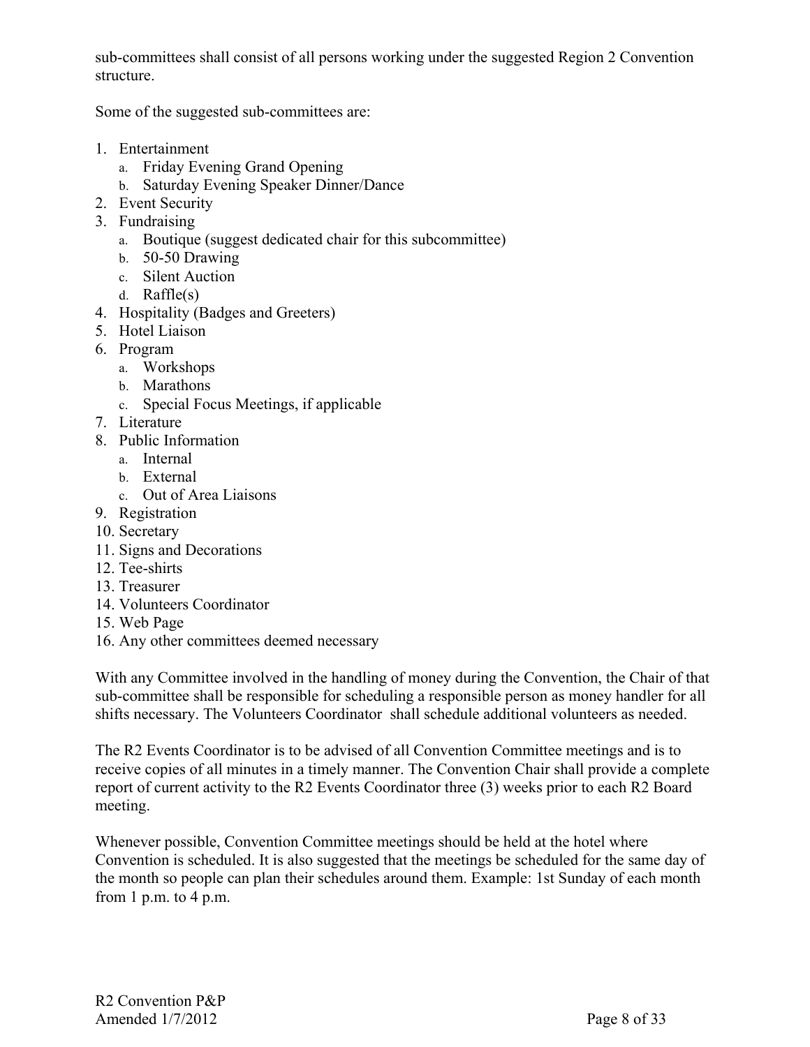sub-committees shall consist of all persons working under the suggested Region 2 Convention structure.

Some of the suggested sub-committees are:

1. Entertainment
   a. Friday Evening Grand Opening
   b. Saturday Evening Speaker Dinner/Dance
2. Event Security
3. Fundraising
   a. Boutique (suggest dedicated chair for this subcommittee)
   b. 50-50 Drawing
   c. Silent Auction
   d. Raffle(s)
4. Hospitality (Badges and Greeters)
5. Hotel Liaison
6. Program
   a. Workshops
   b. Marathons
   c. Special Focus Meetings, if applicable
7. Literature
8. Public Information
   a. Internal
   b. External
   c. Out of Area Liaisons
9. Registration
10. Secretary
11. Signs and Decorations
12. Tee-shirts
13. Treasurer
14. Volunteers Coordinator
15. Web Page
16. Any other committees deemed necessary

With any Committee involved in the handling of money during the Convention, the Chair of that sub-committee shall be responsible for scheduling a responsible person as money handler for all shifts necessary. The Volunteers Coordinator shall schedule additional volunteers as needed.

The R2 Events Coordinator is to be advised of all Convention Committee meetings and is to receive copies of all minutes in a timely manner. The Convention Chair shall provide a complete report of current activity to the R2 Events Coordinator three (3) weeks prior to each R2 Board meeting.

Whenever possible, Convention Committee meetings should be held at the hotel where Convention is scheduled. It is also suggested that the meetings be scheduled for the same day of the month so people can plan their schedules around them. Example: 1st Sunday of each month from 1 p.m. to 4 p.m.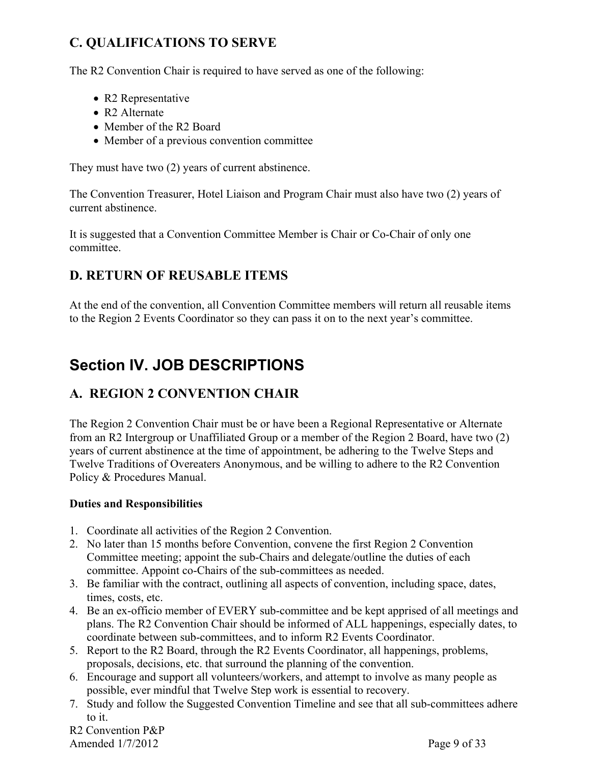### C. QUALIFICATIONS TO SERVE

The R2 Convention Chair is required to have served as one of the following:

- R2 Representative
- R2 Alternate
- Member of the R2 Board
- Member of a previous convention committee

They must have two (2) years of current abstinence.

The Convention Treasurer, Hotel Liaison and Program Chair must also have two (2) years of current abstinence.

It is suggested that a Convention Committee Member is Chair or Co-Chair of only one committee.

### D. RETURN OF REUSABLE ITEMS

At the end of the convention, all Convention Committee members will return all reusable items to the Region 2 Events Coordinator so they can pass it on to the next year's committee.

## Section IV. JOB DESCRIPTIONS

### A. REGION 2 CONVENTION CHAIR

The Region 2 Convention Chair must be or have been a Regional Representative or Alternate from an R2 Intergroup or Unaffiliated Group or a member of the Region 2 Board, have two (2) years of current abstinence at the time of appointment, be adhering to the Twelve Steps and Twelve Traditions of Overeaters Anonymous, and be willing to adhere to the R2 Convention Policy & Procedures Manual.

**Duties and Responsibilities**

1. Coordinate all activities of the Region 2 Convention.
2. No later than 15 months before Convention, convene the first Region 2 Convention Committee meeting; appoint the sub-Chairs and delegate/outline the duties of each committee. Appoint co-Chairs of the sub-committees as needed.
3. Be familiar with the contract, outlining all aspects of convention, including space, dates, times, costs, etc.
4. Be an ex-officio member of EVERY sub-committee and be kept apprised of all meetings and plans. The R2 Convention Chair should be informed of ALL happenings, especially dates, to coordinate between sub-committees, and to inform R2 Events Coordinator.
5. Report to the R2 Board, through the R2 Events Coordinator, all happenings, problems, proposals, decisions, etc. that surround the planning of the convention.
6. Encourage and support all volunteers/workers, and attempt to involve as many people as possible, ever mindful that Twelve Step work is essential to recovery.
7. Study and follow the Suggested Convention Timeline and see that all sub-committees adhere to it.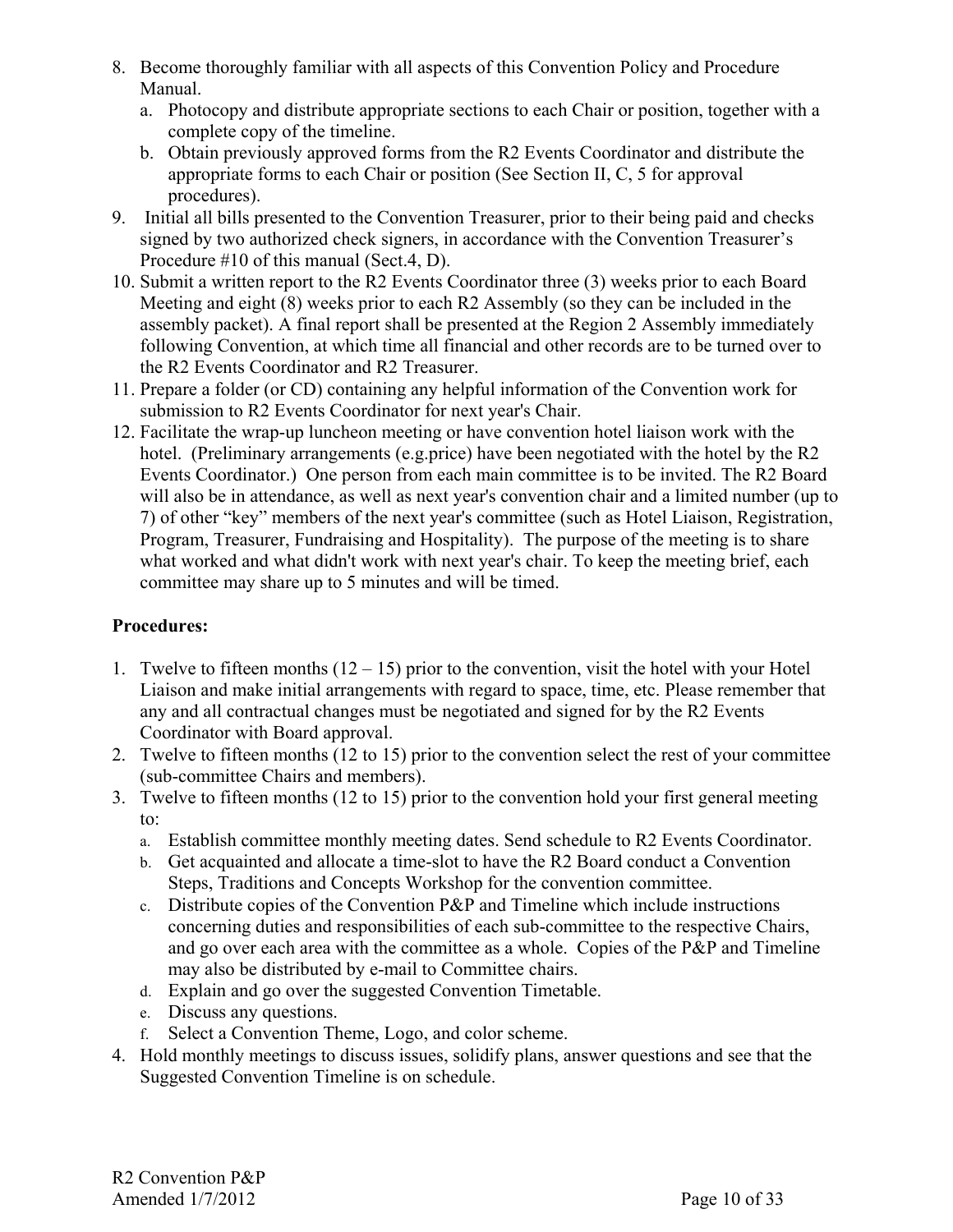8. Become thoroughly familiar with all aspects of this Convention Policy and Procedure Manual.
   a. Photocopy and distribute appropriate sections to each Chair or position, together with a complete copy of the timeline.
   b. Obtain previously approved forms from the R2 Events Coordinator and distribute the appropriate forms to each Chair or position (See Section II, C, 5 for approval procedures).
9. Initial all bills presented to the Convention Treasurer, prior to their being paid and checks signed by two authorized check signers, in accordance with the Convention Treasurer's Procedure #10 of this manual (Sect.4, D).
10. Submit a written report to the R2 Events Coordinator three (3) weeks prior to each Board Meeting and eight (8) weeks prior to each R2 Assembly (so they can be included in the assembly packet). A final report shall be presented at the Region 2 Assembly immediately following Convention, at which time all financial and other records are to be turned over to the R2 Events Coordinator and R2 Treasurer.
11. Prepare a folder (or CD) containing any helpful information of the Convention work for submission to R2 Events Coordinator for next year's Chair.
12. Facilitate the wrap-up luncheon meeting or have convention hotel liaison work with the hotel. (Preliminary arrangements (e.g.price) have been negotiated with the hotel by the R2 Events Coordinator.) One person from each main committee is to be invited. The R2 Board will also be in attendance, as well as next year's convention chair and a limited number (up to 7) of other "key" members of the next year's committee (such as Hotel Liaison, Registration, Program, Treasurer, Fundraising and Hospitality). The purpose of the meeting is to share what worked and what didn't work with next year's chair. To keep the meeting brief, each committee may share up to 5 minutes and will be timed.

**Procedures:**

1. Twelve to fifteen months (12 – 15) prior to the convention, visit the hotel with your Hotel Liaison and make initial arrangements with regard to space, time, etc. Please remember that any and all contractual changes must be negotiated and signed for by the R2 Events Coordinator with Board approval.
2. Twelve to fifteen months (12 to 15) prior to the convention select the rest of your committee (sub-committee Chairs and members).
3. Twelve to fifteen months (12 to 15) prior to the convention hold your first general meeting to:
   a. Establish committee monthly meeting dates. Send schedule to R2 Events Coordinator.
   b. Get acquainted and allocate a time-slot to have the R2 Board conduct a Convention Steps, Traditions and Concepts Workshop for the convention committee.
   c. Distribute copies of the Convention P&P and Timeline which include instructions concerning duties and responsibilities of each sub-committee to the respective Chairs, and go over each area with the committee as a whole. Copies of the P&P and Timeline may also be distributed by e-mail to Committee chairs.
   d. Explain and go over the suggested Convention Timetable.
   e. Discuss any questions.
   f. Select a Convention Theme, Logo, and color scheme.
4. Hold monthly meetings to discuss issues, solidify plans, answer questions and see that the Suggested Convention Timeline is on schedule.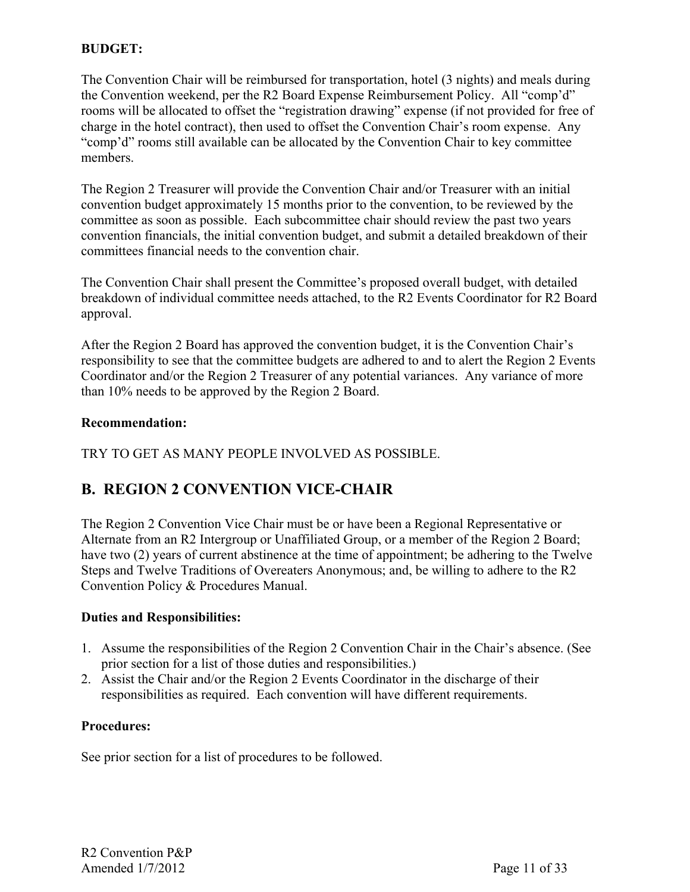**BUDGET:**

The Convention Chair will be reimbursed for transportation, hotel (3 nights) and meals during the Convention weekend, per the R2 Board Expense Reimbursement Policy. All "comp'd" rooms will be allocated to offset the "registration drawing" expense (if not provided for free of charge in the hotel contract), then used to offset the Convention Chair's room expense. Any "comp'd" rooms still available can be allocated by the Convention Chair to key committee members.

The Region 2 Treasurer will provide the Convention Chair and/or Treasurer with an initial convention budget approximately 15 months prior to the convention, to be reviewed by the committee as soon as possible. Each subcommittee chair should review the past two years convention financials, the initial convention budget, and submit a detailed breakdown of their committees financial needs to the convention chair.

The Convention Chair shall present the Committee's proposed overall budget, with detailed breakdown of individual committee needs attached, to the R2 Events Coordinator for R2 Board approval.

After the Region 2 Board has approved the convention budget, it is the Convention Chair's responsibility to see that the committee budgets are adhered to and to alert the Region 2 Events Coordinator and/or the Region 2 Treasurer of any potential variances. Any variance of more than 10% needs to be approved by the Region 2 Board.

**Recommendation:**

TRY TO GET AS MANY PEOPLE INVOLVED AS POSSIBLE.

## B. REGION 2 CONVENTION VICE-CHAIR

The Region 2 Convention Vice Chair must be or have been a Regional Representative or Alternate from an R2 Intergroup or Unaffiliated Group, or a member of the Region 2 Board; have two (2) years of current abstinence at the time of appointment; be adhering to the Twelve Steps and Twelve Traditions of Overeaters Anonymous; and, be willing to adhere to the R2 Convention Policy & Procedures Manual.

**Duties and Responsibilities:**

1. Assume the responsibilities of the Region 2 Convention Chair in the Chair's absence. (See prior section for a list of those duties and responsibilities.)
2. Assist the Chair and/or the Region 2 Events Coordinator in the discharge of their responsibilities as required. Each convention will have different requirements.

**Procedures:**

See prior section for a list of procedures to be followed.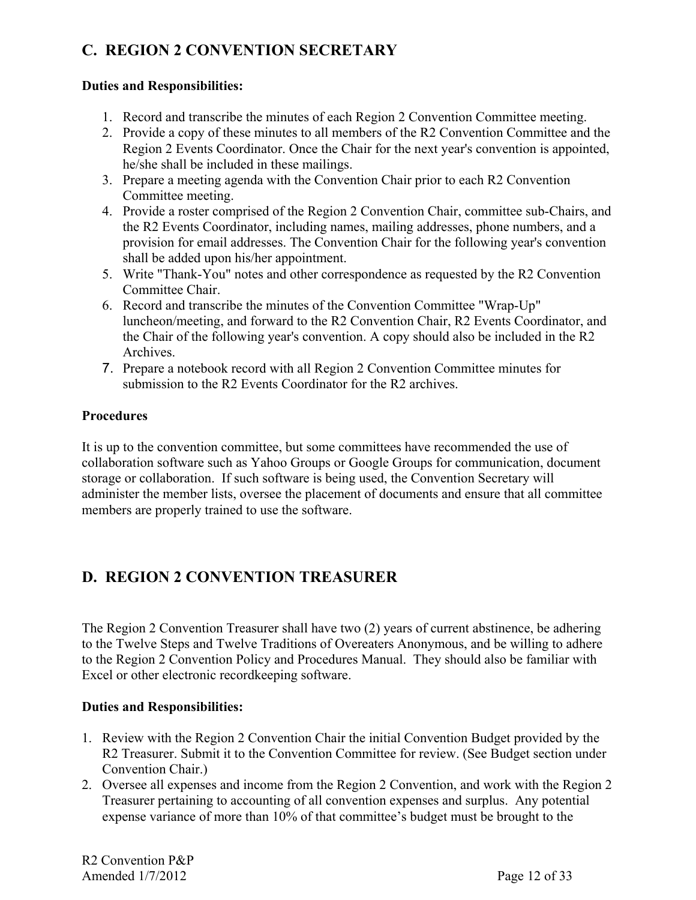## C. REGION 2 CONVENTION SECRETARY

**Duties and Responsibilities:**

1. Record and transcribe the minutes of each Region 2 Convention Committee meeting.
2. Provide a copy of these minutes to all members of the R2 Convention Committee and the Region 2 Events Coordinator. Once the Chair for the next year's convention is appointed, he/she shall be included in these mailings.
3. Prepare a meeting agenda with the Convention Chair prior to each R2 Convention Committee meeting.
4. Provide a roster comprised of the Region 2 Convention Chair, committee sub-Chairs, and the R2 Events Coordinator, including names, mailing addresses, phone numbers, and a provision for email addresses. The Convention Chair for the following year's convention shall be added upon his/her appointment.
5. Write "Thank-You" notes and other correspondence as requested by the R2 Convention Committee Chair.
6. Record and transcribe the minutes of the Convention Committee "Wrap-Up" luncheon/meeting, and forward to the R2 Convention Chair, R2 Events Coordinator, and the Chair of the following year's convention. A copy should also be included in the R2 Archives.
7. Prepare a notebook record with all Region 2 Convention Committee minutes for submission to the R2 Events Coordinator for the R2 archives.

**Procedures**

It is up to the convention committee, but some committees have recommended the use of collaboration software such as Yahoo Groups or Google Groups for communication, document storage or collaboration. If such software is being used, the Convention Secretary will administer the member lists, oversee the placement of documents and ensure that all committee members are properly trained to use the software.

## D. REGION 2 CONVENTION TREASURER

The Region 2 Convention Treasurer shall have two (2) years of current abstinence, be adhering to the Twelve Steps and Twelve Traditions of Overeaters Anonymous, and be willing to adhere to the Region 2 Convention Policy and Procedures Manual. They should also be familiar with Excel or other electronic recordkeeping software.

**Duties and Responsibilities:**

1. Review with the Region 2 Convention Chair the initial Convention Budget provided by the R2 Treasurer. Submit it to the Convention Committee for review. (See Budget section under Convention Chair.)
2. Oversee all expenses and income from the Region 2 Convention, and work with the Region 2 Treasurer pertaining to accounting of all convention expenses and surplus. Any potential expense variance of more than 10% of that committee's budget must be brought to the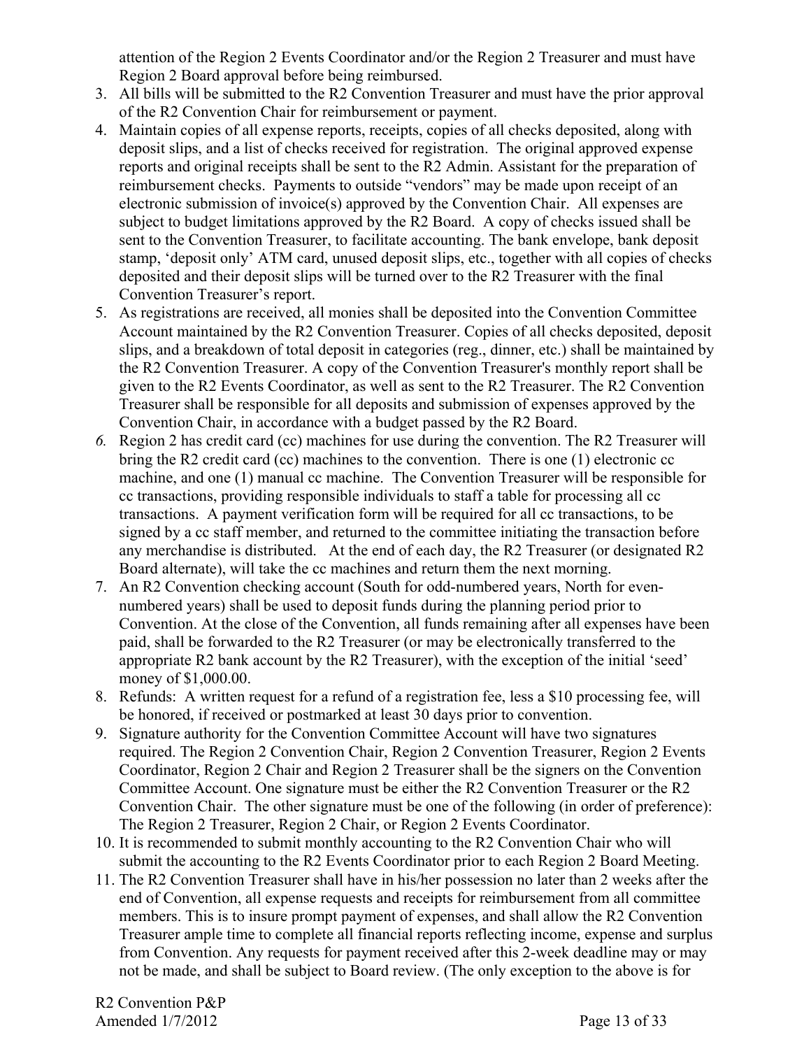attention of the Region 2 Events Coordinator and/or the Region 2 Treasurer and must have Region 2 Board approval before being reimbursed.

3. All bills will be submitted to the R2 Convention Treasurer and must have the prior approval of the R2 Convention Chair for reimbursement or payment.
4. Maintain copies of all expense reports, receipts, copies of all checks deposited, along with deposit slips, and a list of checks received for registration. The original approved expense reports and original receipts shall be sent to the R2 Admin. Assistant for the preparation of reimbursement checks. Payments to outside "vendors" may be made upon receipt of an electronic submission of invoice(s) approved by the Convention Chair. All expenses are subject to budget limitations approved by the R2 Board. A copy of checks issued shall be sent to the Convention Treasurer, to facilitate accounting. The bank envelope, bank deposit stamp, 'deposit only' ATM card, unused deposit slips, etc., together with all copies of checks deposited and their deposit slips will be turned over to the R2 Treasurer with the final Convention Treasurer's report.
5. As registrations are received, all monies shall be deposited into the Convention Committee Account maintained by the R2 Convention Treasurer. Copies of all checks deposited, deposit slips, and a breakdown of total deposit in categories (reg., dinner, etc.) shall be maintained by the R2 Convention Treasurer. A copy of the Convention Treasurer's monthly report shall be given to the R2 Events Coordinator, as well as sent to the R2 Treasurer. The R2 Convention Treasurer shall be responsible for all deposits and submission of expenses approved by the Convention Chair, in accordance with a budget passed by the R2 Board.
6. Region 2 has credit card (cc) machines for use during the convention. The R2 Treasurer will bring the R2 credit card (cc) machines to the convention. There is one (1) electronic cc machine, and one (1) manual cc machine. The Convention Treasurer will be responsible for cc transactions, providing responsible individuals to staff a table for processing all cc transactions. A payment verification form will be required for all cc transactions, to be signed by a cc staff member, and returned to the committee initiating the transaction before any merchandise is distributed. At the end of each day, the R2 Treasurer (or designated R2 Board alternate), will take the cc machines and return them the next morning.
7. An R2 Convention checking account (South for odd-numbered years, North for even-numbered years) shall be used to deposit funds during the planning period prior to Convention. At the close of the Convention, all funds remaining after all expenses have been paid, shall be forwarded to the R2 Treasurer (or may be electronically transferred to the appropriate R2 bank account by the R2 Treasurer), with the exception of the initial 'seed' money of $1,000.00.
8. Refunds: A written request for a refund of a registration fee, less a $10 processing fee, will be honored, if received or postmarked at least 30 days prior to convention.
9. Signature authority for the Convention Committee Account will have two signatures required. The Region 2 Convention Chair, Region 2 Convention Treasurer, Region 2 Events Coordinator, Region 2 Chair and Region 2 Treasurer shall be the signers on the Convention Committee Account. One signature must be either the R2 Convention Treasurer or the R2 Convention Chair. The other signature must be one of the following (in order of preference): The Region 2 Treasurer, Region 2 Chair, or Region 2 Events Coordinator.
10. It is recommended to submit monthly accounting to the R2 Convention Chair who will submit the accounting to the R2 Events Coordinator prior to each Region 2 Board Meeting.
11. The R2 Convention Treasurer shall have in his/her possession no later than 2 weeks after the end of Convention, all expense requests and receipts for reimbursement from all committee members. This is to insure prompt payment of expenses, and shall allow the R2 Convention Treasurer ample time to complete all financial reports reflecting income, expense and surplus from Convention. Any requests for payment received after this 2-week deadline may or may not be made, and shall be subject to Board review. (The only exception to the above is for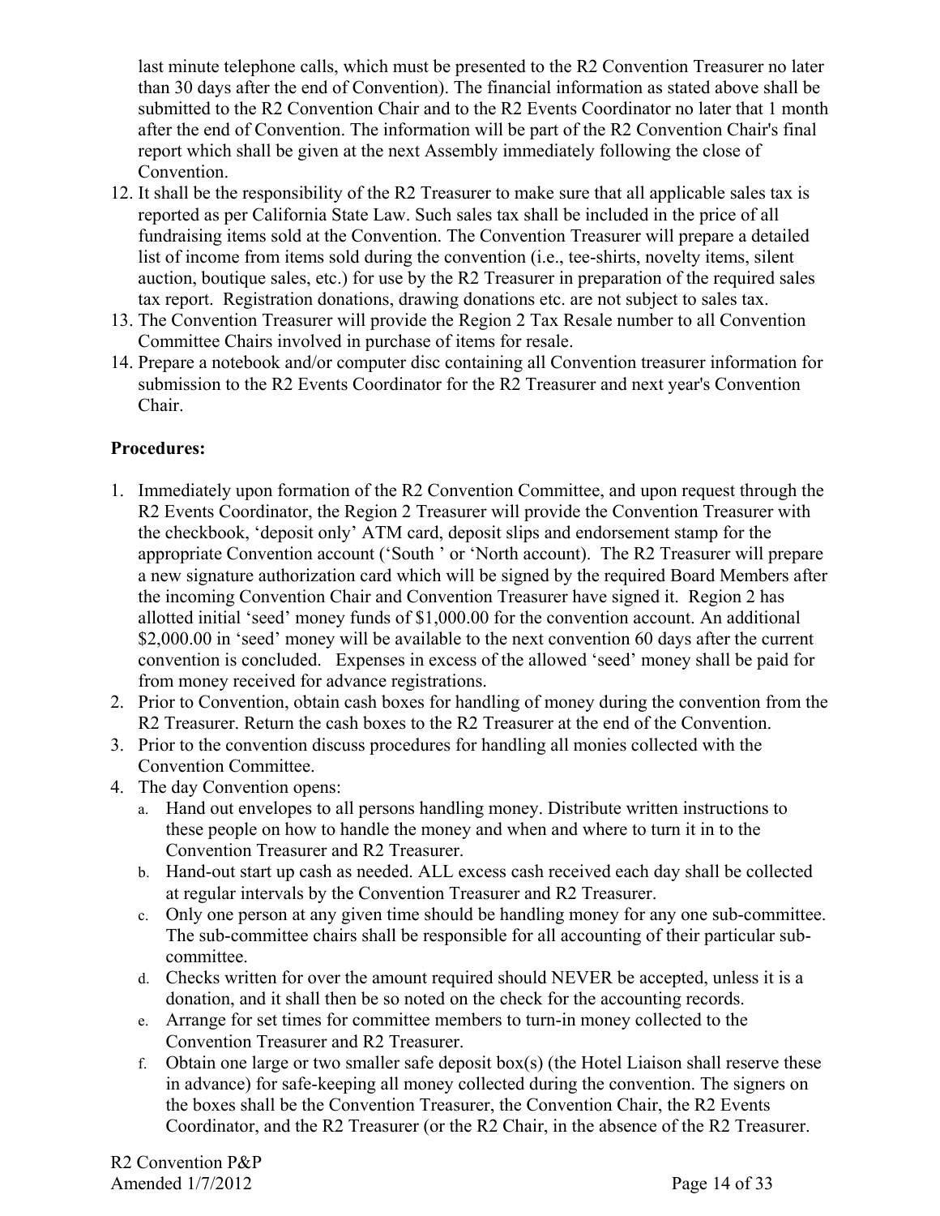last minute telephone calls, which must be presented to the R2 Convention Treasurer no later than 30 days after the end of Convention). The financial information as stated above shall be submitted to the R2 Convention Chair and to the R2 Events Coordinator no later that 1 month after the end of Convention. The information will be part of the R2 Convention Chair's final report which shall be given at the next Assembly immediately following the close of Convention.

12. It shall be the responsibility of the R2 Treasurer to make sure that all applicable sales tax is reported as per California State Law. Such sales tax shall be included in the price of all fundraising items sold at the Convention. The Convention Treasurer will prepare a detailed list of income from items sold during the convention (i.e., tee-shirts, novelty items, silent auction, boutique sales, etc.) for use by the R2 Treasurer in preparation of the required sales tax report. Registration donations, drawing donations etc. are not subject to sales tax.
13. The Convention Treasurer will provide the Region 2 Tax Resale number to all Convention Committee Chairs involved in purchase of items for resale.
14. Prepare a notebook and/or computer disc containing all Convention treasurer information for submission to the R2 Events Coordinator for the R2 Treasurer and next year's Convention Chair.

**Procedures:**

1. Immediately upon formation of the R2 Convention Committee, and upon request through the R2 Events Coordinator, the Region 2 Treasurer will provide the Convention Treasurer with the checkbook, 'deposit only' ATM card, deposit slips and endorsement stamp for the appropriate Convention account ('South ' or 'North account). The R2 Treasurer will prepare a new signature authorization card which will be signed by the required Board Members after the incoming Convention Chair and Convention Treasurer have signed it. Region 2 has allotted initial 'seed' money funds of $1,000.00 for the convention account. An additional $2,000.00 in 'seed' money will be available to the next convention 60 days after the current convention is concluded. Expenses in excess of the allowed 'seed' money shall be paid for from money received for advance registrations.
2. Prior to Convention, obtain cash boxes for handling of money during the convention from the R2 Treasurer. Return the cash boxes to the R2 Treasurer at the end of the Convention.
3. Prior to the convention discuss procedures for handling all monies collected with the Convention Committee.
4. The day Convention opens:
   a. Hand out envelopes to all persons handling money. Distribute written instructions to these people on how to handle the money and when and where to turn it in to the Convention Treasurer and R2 Treasurer.
   b. Hand-out start up cash as needed. ALL excess cash received each day shall be collected at regular intervals by the Convention Treasurer and R2 Treasurer.
   c. Only one person at any given time should be handling money for any one sub-committee. The sub-committee chairs shall be responsible for all accounting of their particular sub-committee.
   d. Checks written for over the amount required should NEVER be accepted, unless it is a donation, and it shall then be so noted on the check for the accounting records.
   e. Arrange for set times for committee members to turn-in money collected to the Convention Treasurer and R2 Treasurer.
   f. Obtain one large or two smaller safe deposit box(s) (the Hotel Liaison shall reserve these in advance) for safe-keeping all money collected during the convention. The signers on the boxes shall be the Convention Treasurer, the Convention Chair, the R2 Events Coordinator, and the R2 Treasurer (or the R2 Chair, in the absence of the R2 Treasurer.

R2 Convention P&P
Amended 1/7/2012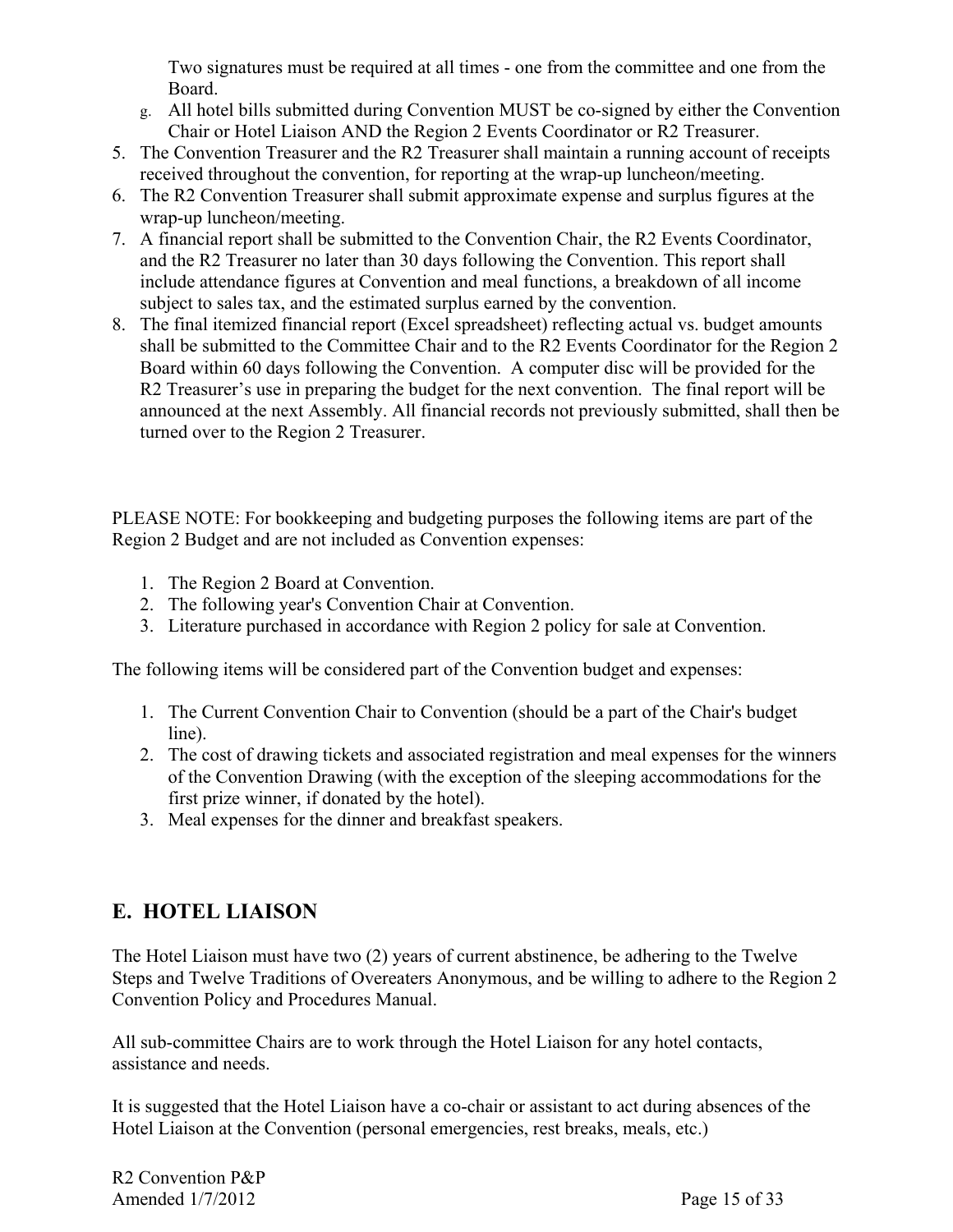Two signatures must be required at all times - one from the committee and one from the Board.

g. All hotel bills submitted during Convention MUST be co-signed by either the Convention Chair or Hotel Liaison AND the Region 2 Events Coordinator or R2 Treasurer.

5. The Convention Treasurer and the R2 Treasurer shall maintain a running account of receipts received throughout the convention, for reporting at the wrap-up luncheon/meeting.
6. The R2 Convention Treasurer shall submit approximate expense and surplus figures at the wrap-up luncheon/meeting.
7. A financial report shall be submitted to the Convention Chair, the R2 Events Coordinator, and the R2 Treasurer no later than 30 days following the Convention. This report shall include attendance figures at Convention and meal functions, a breakdown of all income subject to sales tax, and the estimated surplus earned by the convention.
8. The final itemized financial report (Excel spreadsheet) reflecting actual vs. budget amounts shall be submitted to the Committee Chair and to the R2 Events Coordinator for the Region 2 Board within 60 days following the Convention. A computer disc will be provided for the R2 Treasurer's use in preparing the budget for the next convention. The final report will be announced at the next Assembly. All financial records not previously submitted, shall then be turned over to the Region 2 Treasurer.

PLEASE NOTE: For bookkeeping and budgeting purposes the following items are part of the Region 2 Budget and are not included as Convention expenses:

1. The Region 2 Board at Convention.
2. The following year's Convention Chair at Convention.
3. Literature purchased in accordance with Region 2 policy for sale at Convention.

The following items will be considered part of the Convention budget and expenses:

1. The Current Convention Chair to Convention (should be a part of the Chair's budget line).
2. The cost of drawing tickets and associated registration and meal expenses for the winners of the Convention Drawing (with the exception of the sleeping accommodations for the first prize winner, if donated by the hotel).
3. Meal expenses for the dinner and breakfast speakers.

## E. HOTEL LIAISON

The Hotel Liaison must have two (2) years of current abstinence, be adhering to the Twelve Steps and Twelve Traditions of Overeaters Anonymous, and be willing to adhere to the Region 2 Convention Policy and Procedures Manual.

All sub-committee Chairs are to work through the Hotel Liaison for any hotel contacts, assistance and needs.

It is suggested that the Hotel Liaison have a co-chair or assistant to act during absences of the Hotel Liaison at the Convention (personal emergencies, rest breaks, meals, etc.)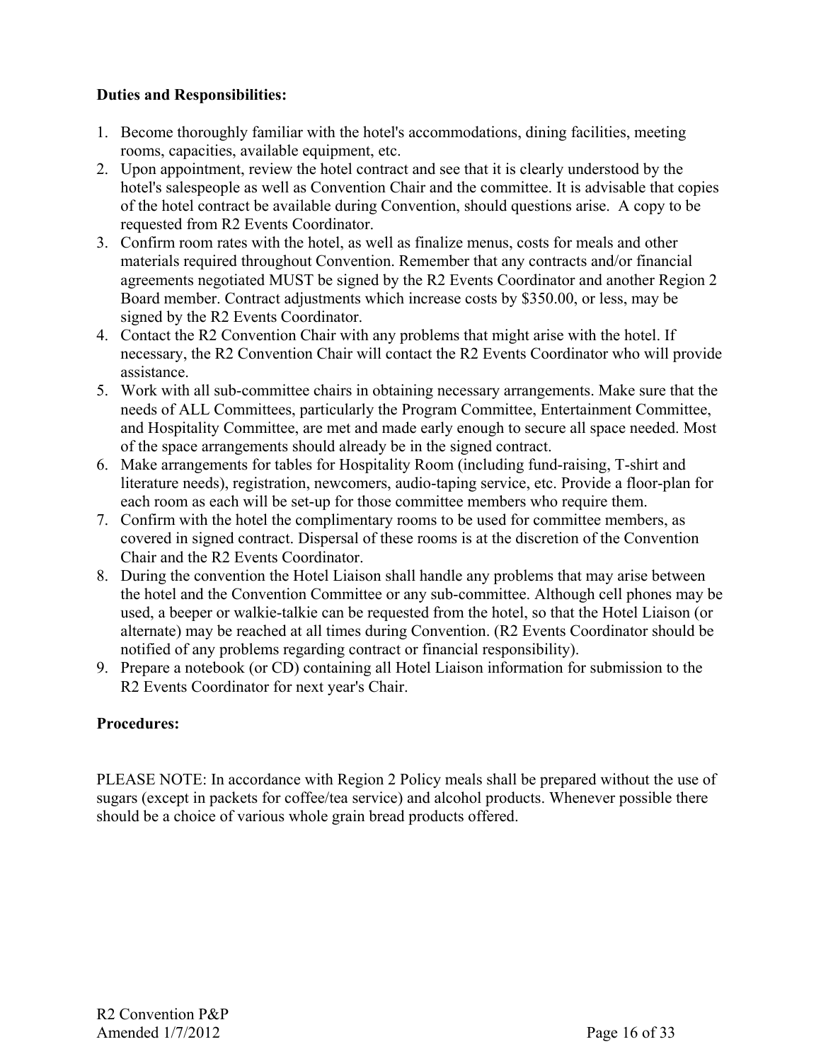**Duties and Responsibilities:**

1. Become thoroughly familiar with the hotel's accommodations, dining facilities, meeting rooms, capacities, available equipment, etc.
2. Upon appointment, review the hotel contract and see that it is clearly understood by the hotel's salespeople as well as Convention Chair and the committee. It is advisable that copies of the hotel contract be available during Convention, should questions arise. A copy to be requested from R2 Events Coordinator.
3. Confirm room rates with the hotel, as well as finalize menus, costs for meals and other materials required throughout Convention. Remember that any contracts and/or financial agreements negotiated MUST be signed by the R2 Events Coordinator and another Region 2 Board member. Contract adjustments which increase costs by $350.00, or less, may be signed by the R2 Events Coordinator.
4. Contact the R2 Convention Chair with any problems that might arise with the hotel. If necessary, the R2 Convention Chair will contact the R2 Events Coordinator who will provide assistance.
5. Work with all sub-committee chairs in obtaining necessary arrangements. Make sure that the needs of ALL Committees, particularly the Program Committee, Entertainment Committee, and Hospitality Committee, are met and made early enough to secure all space needed. Most of the space arrangements should already be in the signed contract.
6. Make arrangements for tables for Hospitality Room (including fund-raising, T-shirt and literature needs), registration, newcomers, audio-taping service, etc. Provide a floor-plan for each room as each will be set-up for those committee members who require them.
7. Confirm with the hotel the complimentary rooms to be used for committee members, as covered in signed contract. Dispersal of these rooms is at the discretion of the Convention Chair and the R2 Events Coordinator.
8. During the convention the Hotel Liaison shall handle any problems that may arise between the hotel and the Convention Committee or any sub-committee. Although cell phones may be used, a beeper or walkie-talkie can be requested from the hotel, so that the Hotel Liaison (or alternate) may be reached at all times during Convention. (R2 Events Coordinator should be notified of any problems regarding contract or financial responsibility).
9. Prepare a notebook (or CD) containing all Hotel Liaison information for submission to the R2 Events Coordinator for next year's Chair.

**Procedures:**

PLEASE NOTE: In accordance with Region 2 Policy meals shall be prepared without the use of sugars (except in packets for coffee/tea service) and alcohol products. Whenever possible there should be a choice of various whole grain bread products offered.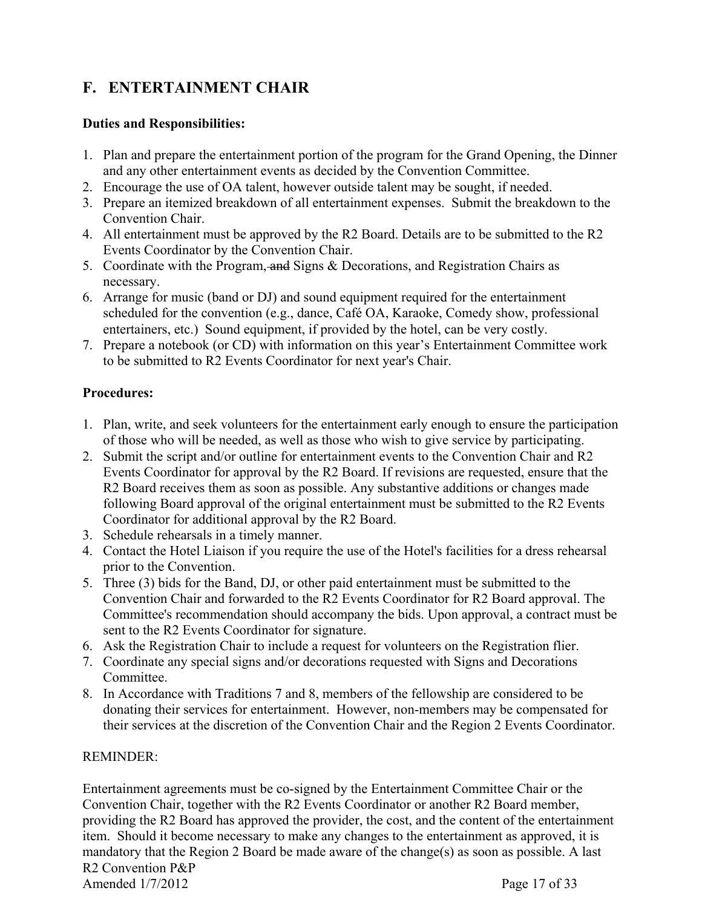## F. ENTERTAINMENT CHAIR

**Duties and Responsibilities:**

1. Plan and prepare the entertainment portion of the program for the Grand Opening, the Dinner and any other entertainment events as decided by the Convention Committee.
2. Encourage the use of OA talent, however outside talent may be sought, if needed.
3. Prepare an itemized breakdown of all entertainment expenses. Submit the breakdown to the Convention Chair.
4. All entertainment must be approved by the R2 Board. Details are to be submitted to the R2 Events Coordinator by the Convention Chair.
5. Coordinate with the Program, ~~and~~ Signs & Decorations, and Registration Chairs as necessary.
6. Arrange for music (band or DJ) and sound equipment required for the entertainment scheduled for the convention (e.g., dance, Café OA, Karaoke, Comedy show, professional entertainers, etc.) Sound equipment, if provided by the hotel, can be very costly.
7. Prepare a notebook (or CD) with information on this year's Entertainment Committee work to be submitted to R2 Events Coordinator for next year's Chair.

**Procedures:**

1. Plan, write, and seek volunteers for the entertainment early enough to ensure the participation of those who will be needed, as well as those who wish to give service by participating.
2. Submit the script and/or outline for entertainment events to the Convention Chair and R2 Events Coordinator for approval by the R2 Board. If revisions are requested, ensure that the R2 Board receives them as soon as possible. Any substantive additions or changes made following Board approval of the original entertainment must be submitted to the R2 Events Coordinator for additional approval by the R2 Board.
3. Schedule rehearsals in a timely manner.
4. Contact the Hotel Liaison if you require the use of the Hotel's facilities for a dress rehearsal prior to the Convention.
5. Three (3) bids for the Band, DJ, or other paid entertainment must be submitted to the Convention Chair and forwarded to the R2 Events Coordinator for R2 Board approval. The Committee's recommendation should accompany the bids. Upon approval, a contract must be sent to the R2 Events Coordinator for signature.
6. Ask the Registration Chair to include a request for volunteers on the Registration flier.
7. Coordinate any special signs and/or decorations requested with Signs and Decorations Committee.
8. In Accordance with Traditions 7 and 8, members of the fellowship are considered to be donating their services for entertainment. However, non-members may be compensated for their services at the discretion of the Convention Chair and the Region 2 Events Coordinator.

REMINDER:

Entertainment agreements must be co-signed by the Entertainment Committee Chair or the Convention Chair, together with the R2 Events Coordinator or another R2 Board member, providing the R2 Board has approved the provider, the cost, and the content of the entertainment item. Should it become necessary to make any changes to the entertainment as approved, it is mandatory that the Region 2 Board be made aware of the change(s) as soon as possible. A last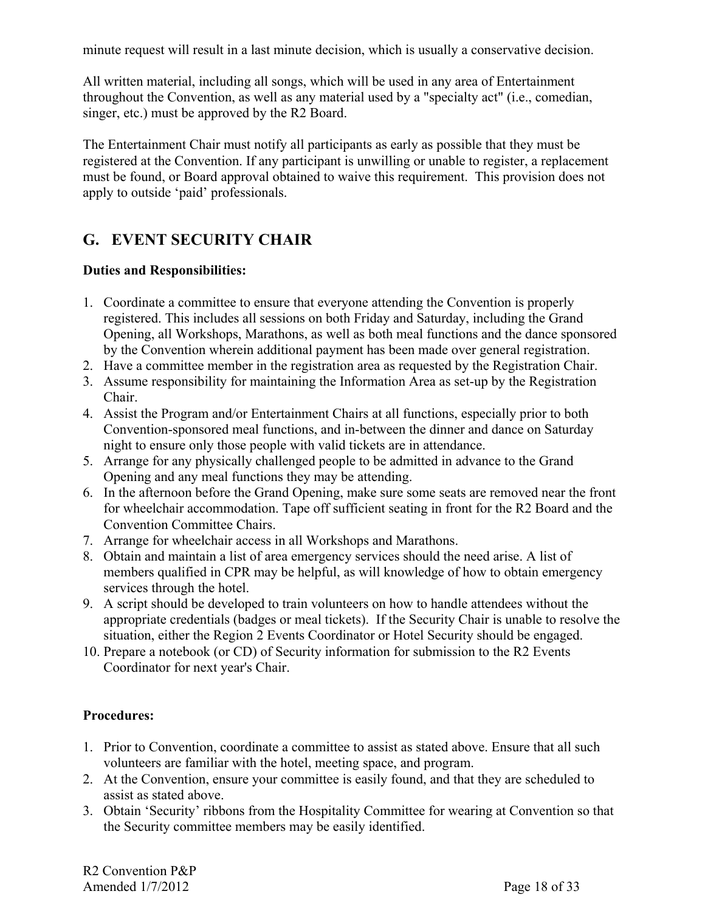minute request will result in a last minute decision, which is usually a conservative decision.

All written material, including all songs, which will be used in any area of Entertainment throughout the Convention, as well as any material used by a "specialty act" (i.e., comedian, singer, etc.) must be approved by the R2 Board.

The Entertainment Chair must notify all participants as early as possible that they must be registered at the Convention. If any participant is unwilling or unable to register, a replacement must be found, or Board approval obtained to waive this requirement. This provision does not apply to outside 'paid' professionals.

## G. EVENT SECURITY CHAIR

**Duties and Responsibilities:**

1. Coordinate a committee to ensure that everyone attending the Convention is properly registered. This includes all sessions on both Friday and Saturday, including the Grand Opening, all Workshops, Marathons, as well as both meal functions and the dance sponsored by the Convention wherein additional payment has been made over general registration.
2. Have a committee member in the registration area as requested by the Registration Chair.
3. Assume responsibility for maintaining the Information Area as set-up by the Registration Chair.
4. Assist the Program and/or Entertainment Chairs at all functions, especially prior to both Convention-sponsored meal functions, and in-between the dinner and dance on Saturday night to ensure only those people with valid tickets are in attendance.
5. Arrange for any physically challenged people to be admitted in advance to the Grand Opening and any meal functions they may be attending.
6. In the afternoon before the Grand Opening, make sure some seats are removed near the front for wheelchair accommodation. Tape off sufficient seating in front for the R2 Board and the Convention Committee Chairs.
7. Arrange for wheelchair access in all Workshops and Marathons.
8. Obtain and maintain a list of area emergency services should the need arise. A list of members qualified in CPR may be helpful, as will knowledge of how to obtain emergency services through the hotel.
9. A script should be developed to train volunteers on how to handle attendees without the appropriate credentials (badges or meal tickets). If the Security Chair is unable to resolve the situation, either the Region 2 Events Coordinator or Hotel Security should be engaged.
10. Prepare a notebook (or CD) of Security information for submission to the R2 Events Coordinator for next year's Chair.

**Procedures:**

1. Prior to Convention, coordinate a committee to assist as stated above. Ensure that all such volunteers are familiar with the hotel, meeting space, and program.
2. At the Convention, ensure your committee is easily found, and that they are scheduled to assist as stated above.
3. Obtain 'Security' ribbons from the Hospitality Committee for wearing at Convention so that the Security committee members may be easily identified.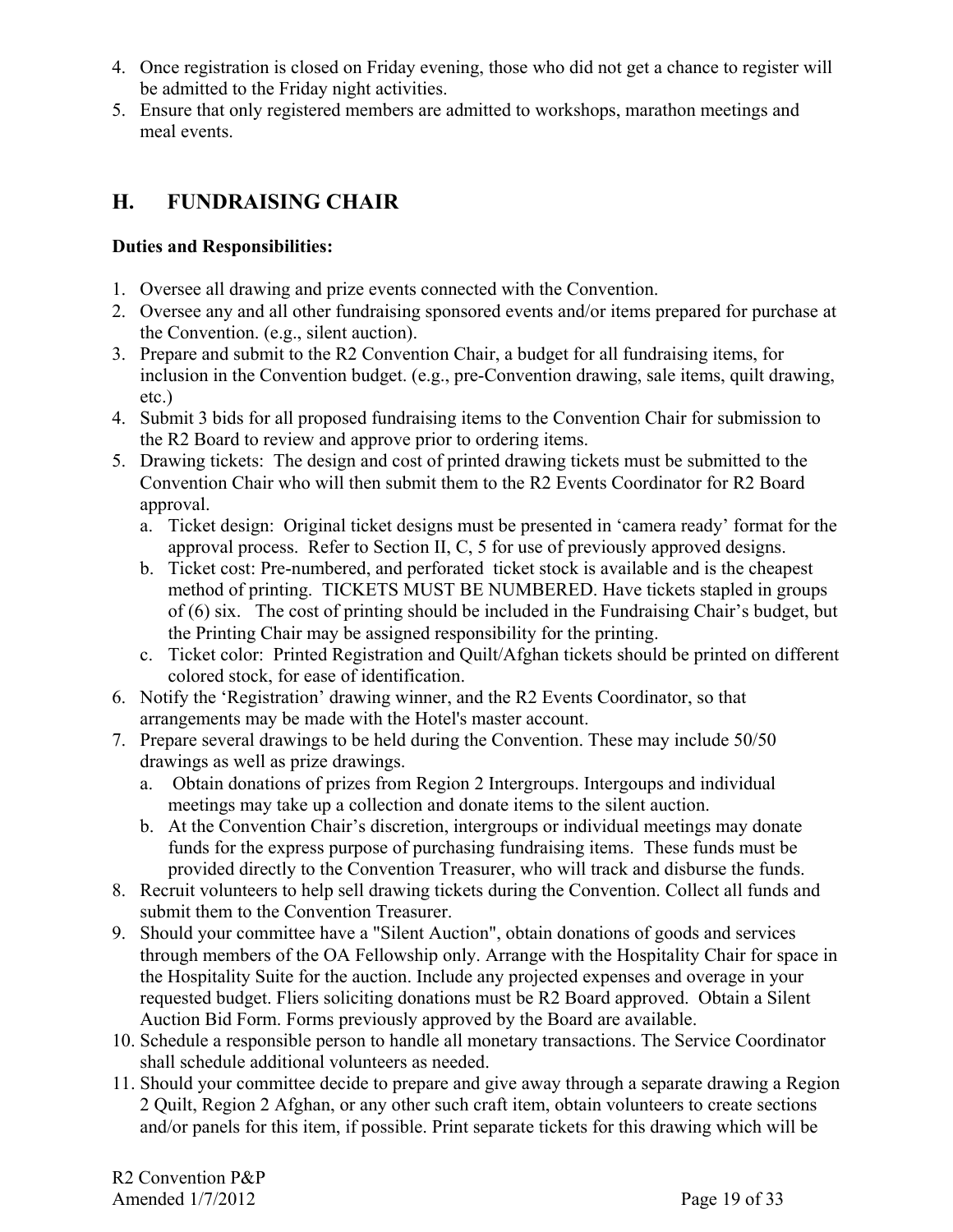4. Once registration is closed on Friday evening, those who did not get a chance to register will be admitted to the Friday night activities.
5. Ensure that only registered members are admitted to workshops, marathon meetings and meal events.

## H. FUNDRAISING CHAIR

**Duties and Responsibilities:**

1. Oversee all drawing and prize events connected with the Convention.
2. Oversee any and all other fundraising sponsored events and/or items prepared for purchase at the Convention. (e.g., silent auction).
3. Prepare and submit to the R2 Convention Chair, a budget for all fundraising items, for inclusion in the Convention budget. (e.g., pre-Convention drawing, sale items, quilt drawing, etc.)
4. Submit 3 bids for all proposed fundraising items to the Convention Chair for submission to the R2 Board to review and approve prior to ordering items.
5. Drawing tickets: The design and cost of printed drawing tickets must be submitted to the Convention Chair who will then submit them to the R2 Events Coordinator for R2 Board approval.
   a. Ticket design: Original ticket designs must be presented in 'camera ready' format for the approval process. Refer to Section II, C, 5 for use of previously approved designs.
   b. Ticket cost: Pre-numbered, and perforated ticket stock is available and is the cheapest method of printing. TICKETS MUST BE NUMBERED. Have tickets stapled in groups of (6) six. The cost of printing should be included in the Fundraising Chair's budget, but the Printing Chair may be assigned responsibility for the printing.
   c. Ticket color: Printed Registration and Quilt/Afghan tickets should be printed on different colored stock, for ease of identification.
6. Notify the 'Registration' drawing winner, and the R2 Events Coordinator, so that arrangements may be made with the Hotel's master account.
7. Prepare several drawings to be held during the Convention. These may include 50/50 drawings as well as prize drawings.
   a. Obtain donations of prizes from Region 2 Intergroups. Intergoups and individual meetings may take up a collection and donate items to the silent auction.
   b. At the Convention Chair's discretion, intergroups or individual meetings may donate funds for the express purpose of purchasing fundraising items. These funds must be provided directly to the Convention Treasurer, who will track and disburse the funds.
8. Recruit volunteers to help sell drawing tickets during the Convention. Collect all funds and submit them to the Convention Treasurer.
9. Should your committee have a "Silent Auction", obtain donations of goods and services through members of the OA Fellowship only. Arrange with the Hospitality Chair for space in the Hospitality Suite for the auction. Include any projected expenses and overage in your requested budget. Fliers soliciting donations must be R2 Board approved. Obtain a Silent Auction Bid Form. Forms previously approved by the Board are available.
10. Schedule a responsible person to handle all monetary transactions. The Service Coordinator shall schedule additional volunteers as needed.
11. Should your committee decide to prepare and give away through a separate drawing a Region 2 Quilt, Region 2 Afghan, or any other such craft item, obtain volunteers to create sections and/or panels for this item, if possible. Print separate tickets for this drawing which will be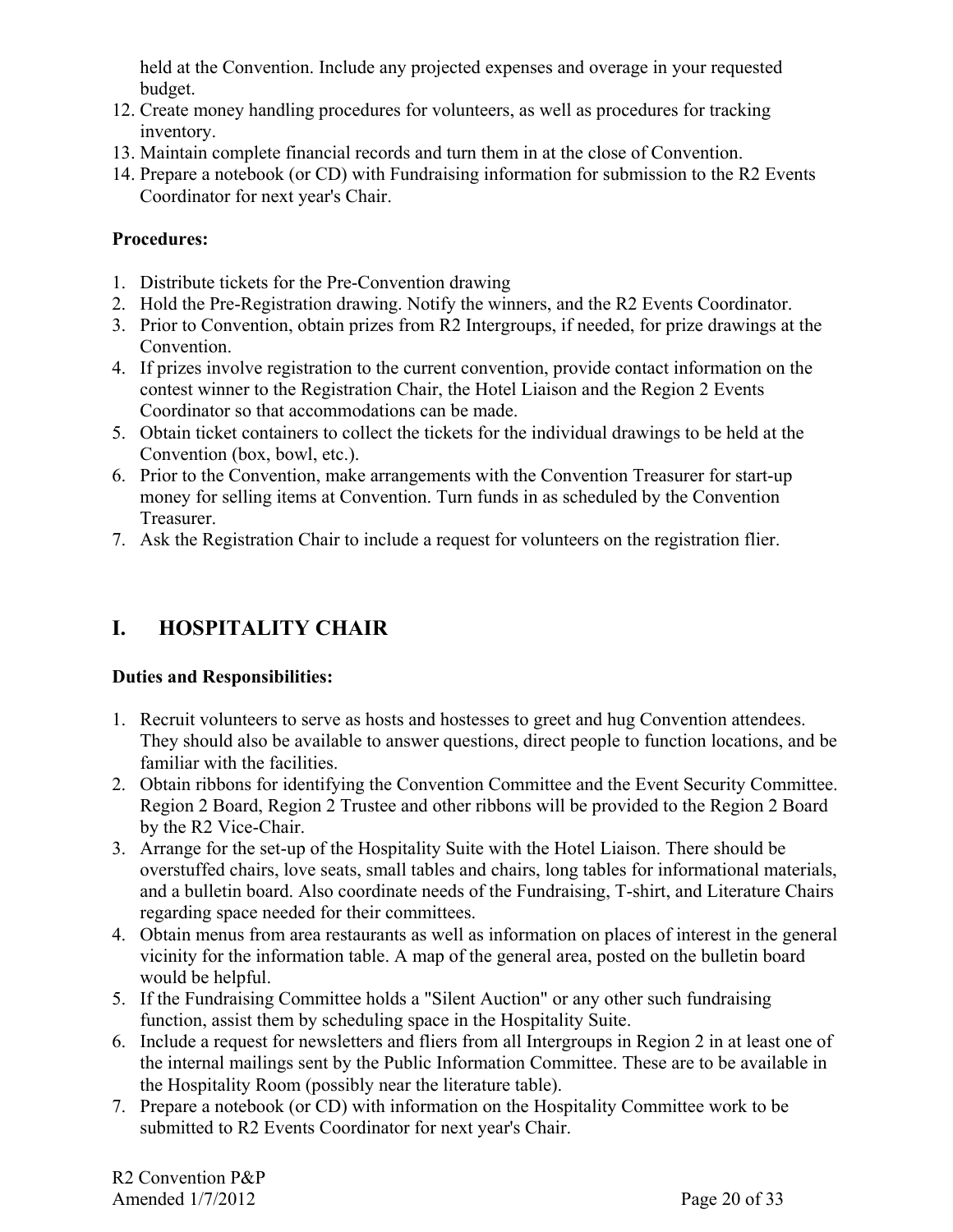held at the Convention. Include any projected expenses and overage in your requested budget.

12. Create money handling procedures for volunteers, as well as procedures for tracking inventory.
13. Maintain complete financial records and turn them in at the close of Convention.
14. Prepare a notebook (or CD) with Fundraising information for submission to the R2 Events Coordinator for next year's Chair.

**Procedures:**

1. Distribute tickets for the Pre-Convention drawing
2. Hold the Pre-Registration drawing. Notify the winners, and the R2 Events Coordinator.
3. Prior to Convention, obtain prizes from R2 Intergroups, if needed, for prize drawings at the Convention.
4. If prizes involve registration to the current convention, provide contact information on the contest winner to the Registration Chair, the Hotel Liaison and the Region 2 Events Coordinator so that accommodations can be made.
5. Obtain ticket containers to collect the tickets for the individual drawings to be held at the Convention (box, bowl, etc.).
6. Prior to the Convention, make arrangements with the Convention Treasurer for start-up money for selling items at Convention. Turn funds in as scheduled by the Convention Treasurer.
7. Ask the Registration Chair to include a request for volunteers on the registration flier.

## I. HOSPITALITY CHAIR

**Duties and Responsibilities:**

1. Recruit volunteers to serve as hosts and hostesses to greet and hug Convention attendees. They should also be available to answer questions, direct people to function locations, and be familiar with the facilities.
2. Obtain ribbons for identifying the Convention Committee and the Event Security Committee. Region 2 Board, Region 2 Trustee and other ribbons will be provided to the Region 2 Board by the R2 Vice-Chair.
3. Arrange for the set-up of the Hospitality Suite with the Hotel Liaison. There should be overstuffed chairs, love seats, small tables and chairs, long tables for informational materials, and a bulletin board. Also coordinate needs of the Fundraising, T-shirt, and Literature Chairs regarding space needed for their committees.
4. Obtain menus from area restaurants as well as information on places of interest in the general vicinity for the information table. A map of the general area, posted on the bulletin board would be helpful.
5. If the Fundraising Committee holds a "Silent Auction" or any other such fundraising function, assist them by scheduling space in the Hospitality Suite.
6. Include a request for newsletters and fliers from all Intergroups in Region 2 in at least one of the internal mailings sent by the Public Information Committee. These are to be available in the Hospitality Room (possibly near the literature table).
7. Prepare a notebook (or CD) with information on the Hospitality Committee work to be submitted to R2 Events Coordinator for next year's Chair.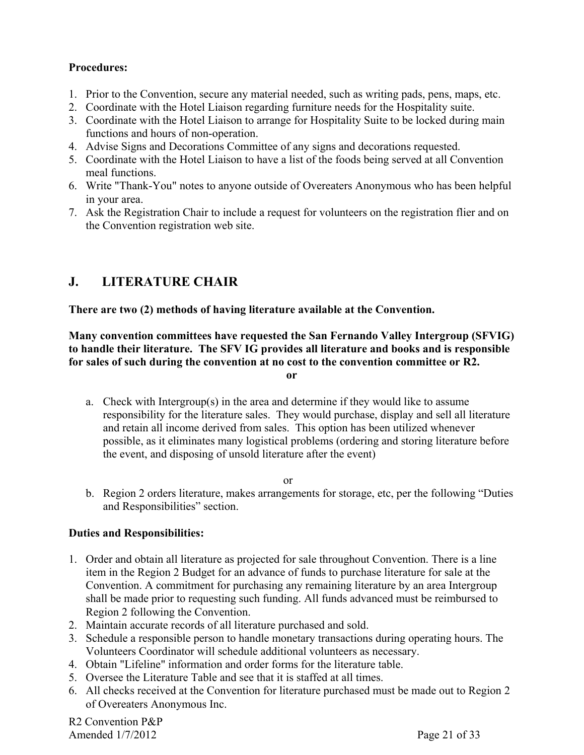**Procedures:**

1. Prior to the Convention, secure any material needed, such as writing pads, pens, maps, etc.
2. Coordinate with the Hotel Liaison regarding furniture needs for the Hospitality suite.
3. Coordinate with the Hotel Liaison to arrange for Hospitality Suite to be locked during main functions and hours of non-operation.
4. Advise Signs and Decorations Committee of any signs and decorations requested.
5. Coordinate with the Hotel Liaison to have a list of the foods being served at all Convention meal functions.
6. Write "Thank-You" notes to anyone outside of Overeaters Anonymous who has been helpful in your area.
7. Ask the Registration Chair to include a request for volunteers on the registration flier and on the Convention registration web site.

## J. LITERATURE CHAIR

**There are two (2) methods of having literature available at the Convention.**

**Many convention committees have requested the San Fernando Valley Intergroup (SFVIG) to handle their literature. The SFV IG provides all literature and books and is responsible for sales of such during the convention at no cost to the convention committee or R2.**

**or**

a. Check with Intergroup(s) in the area and determine if they would like to assume responsibility for the literature sales. They would purchase, display and sell all literature and retain all income derived from sales. This option has been utilized whenever possible, as it eliminates many logistical problems (ordering and storing literature before the event, and disposing of unsold literature after the event)

or

b. Region 2 orders literature, makes arrangements for storage, etc, per the following "Duties and Responsibilities" section.

**Duties and Responsibilities:**

1. Order and obtain all literature as projected for sale throughout Convention. There is a line item in the Region 2 Budget for an advance of funds to purchase literature for sale at the Convention. A commitment for purchasing any remaining literature by an area Intergroup shall be made prior to requesting such funding. All funds advanced must be reimbursed to Region 2 following the Convention.
2. Maintain accurate records of all literature purchased and sold.
3. Schedule a responsible person to handle monetary transactions during operating hours. The Volunteers Coordinator will schedule additional volunteers as necessary.
4. Obtain "Lifeline" information and order forms for the literature table.
5. Oversee the Literature Table and see that it is staffed at all times.
6. All checks received at the Convention for literature purchased must be made out to Region 2 of Overeaters Anonymous Inc.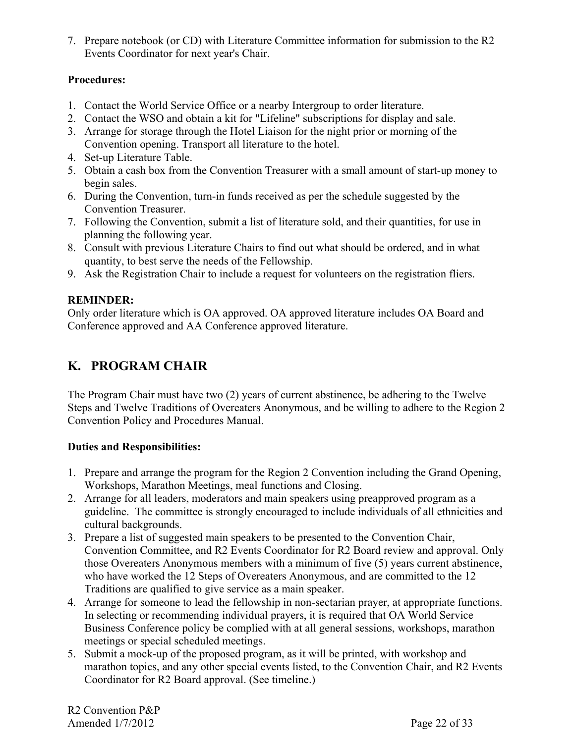7. Prepare notebook (or CD) with Literature Committee information for submission to the R2 Events Coordinator for next year's Chair.

**Procedures:**

1. Contact the World Service Office or a nearby Intergroup to order literature.
2. Contact the WSO and obtain a kit for "Lifeline" subscriptions for display and sale.
3. Arrange for storage through the Hotel Liaison for the night prior or morning of the Convention opening. Transport all literature to the hotel.
4. Set-up Literature Table.
5. Obtain a cash box from the Convention Treasurer with a small amount of start-up money to begin sales.
6. During the Convention, turn-in funds received as per the schedule suggested by the Convention Treasurer.
7. Following the Convention, submit a list of literature sold, and their quantities, for use in planning the following year.
8. Consult with previous Literature Chairs to find out what should be ordered, and in what quantity, to best serve the needs of the Fellowship.
9. Ask the Registration Chair to include a request for volunteers on the registration fliers.

**REMINDER:**
Only order literature which is OA approved. OA approved literature includes OA Board and Conference approved and AA Conference approved literature.

## K. PROGRAM CHAIR

The Program Chair must have two (2) years of current abstinence, be adhering to the Twelve Steps and Twelve Traditions of Overeaters Anonymous, and be willing to adhere to the Region 2 Convention Policy and Procedures Manual.

**Duties and Responsibilities:**

1. Prepare and arrange the program for the Region 2 Convention including the Grand Opening, Workshops, Marathon Meetings, meal functions and Closing.
2. Arrange for all leaders, moderators and main speakers using preapproved program as a guideline. The committee is strongly encouraged to include individuals of all ethnicities and cultural backgrounds.
3. Prepare a list of suggested main speakers to be presented to the Convention Chair, Convention Committee, and R2 Events Coordinator for R2 Board review and approval. Only those Overeaters Anonymous members with a minimum of five (5) years current abstinence, who have worked the 12 Steps of Overeaters Anonymous, and are committed to the 12 Traditions are qualified to give service as a main speaker.
4. Arrange for someone to lead the fellowship in non-sectarian prayer, at appropriate functions. In selecting or recommending individual prayers, it is required that OA World Service Business Conference policy be complied with at all general sessions, workshops, marathon meetings or special scheduled meetings.
5. Submit a mock-up of the proposed program, as it will be printed, with workshop and marathon topics, and any other special events listed, to the Convention Chair, and R2 Events Coordinator for R2 Board approval. (See timeline.)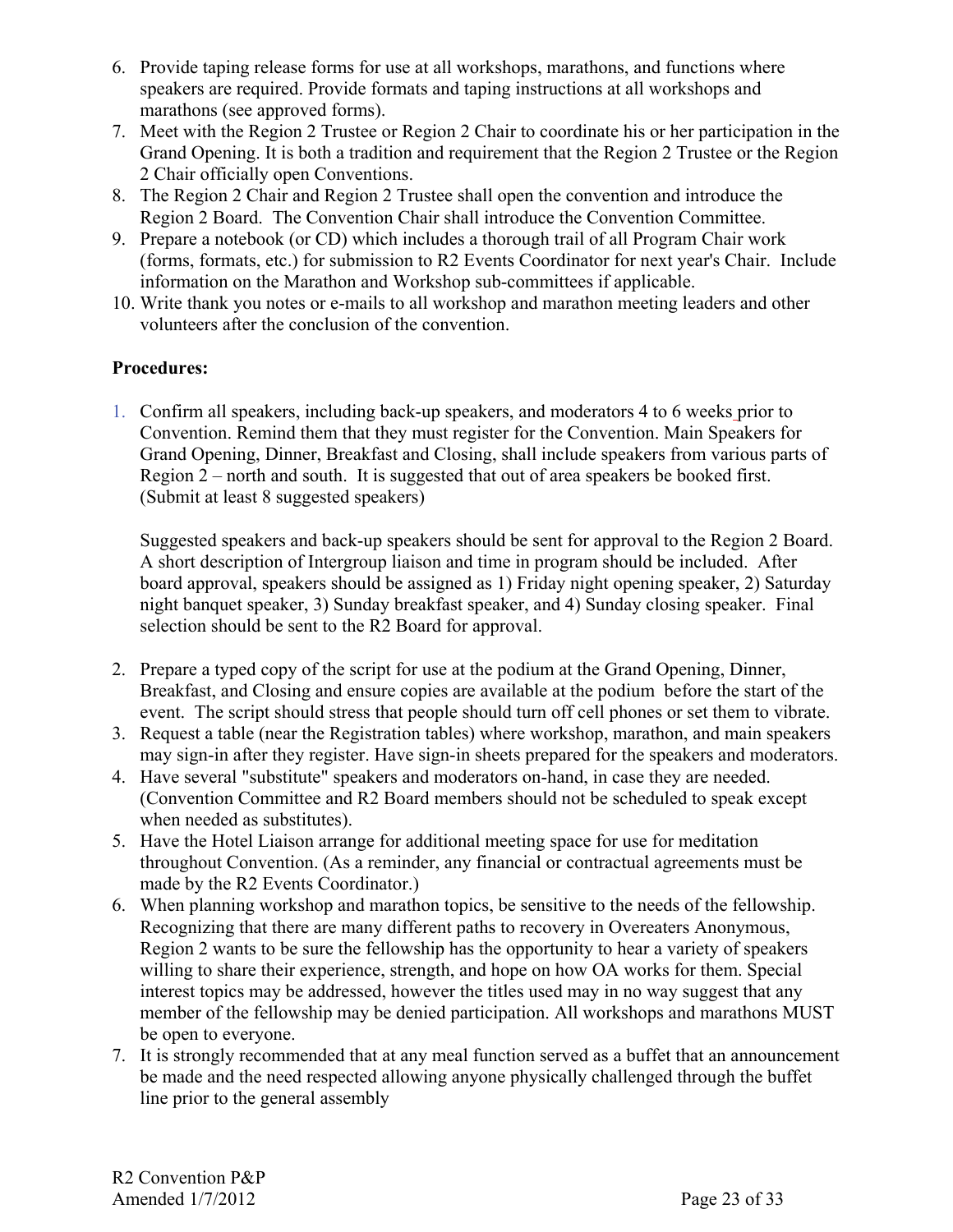6. Provide taping release forms for use at all workshops, marathons, and functions where speakers are required. Provide formats and taping instructions at all workshops and marathons (see approved forms).
7. Meet with the Region 2 Trustee or Region 2 Chair to coordinate his or her participation in the Grand Opening. It is both a tradition and requirement that the Region 2 Trustee or the Region 2 Chair officially open Conventions.
8. The Region 2 Chair and Region 2 Trustee shall open the convention and introduce the Region 2 Board. The Convention Chair shall introduce the Convention Committee.
9. Prepare a notebook (or CD) which includes a thorough trail of all Program Chair work (forms, formats, etc.) for submission to R2 Events Coordinator for next year's Chair. Include information on the Marathon and Workshop sub-committees if applicable.
10. Write thank you notes or e-mails to all workshop and marathon meeting leaders and other volunteers after the conclusion of the convention.

**Procedures:**

1. Confirm all speakers, including back-up speakers, and moderators 4 to 6 weeks prior to Convention. Remind them that they must register for the Convention. Main Speakers for Grand Opening, Dinner, Breakfast and Closing, shall include speakers from various parts of Region 2 – north and south. It is suggested that out of area speakers be booked first. (Submit at least 8 suggested speakers)

   Suggested speakers and back-up speakers should be sent for approval to the Region 2 Board. A short description of Intergroup liaison and time in program should be included. After board approval, speakers should be assigned as 1) Friday night opening speaker, 2) Saturday night banquet speaker, 3) Sunday breakfast speaker, and 4) Sunday closing speaker. Final selection should be sent to the R2 Board for approval.

2. Prepare a typed copy of the script for use at the podium at the Grand Opening, Dinner, Breakfast, and Closing and ensure copies are available at the podium before the start of the event. The script should stress that people should turn off cell phones or set them to vibrate.
3. Request a table (near the Registration tables) where workshop, marathon, and main speakers may sign-in after they register. Have sign-in sheets prepared for the speakers and moderators.
4. Have several "substitute" speakers and moderators on-hand, in case they are needed. (Convention Committee and R2 Board members should not be scheduled to speak except when needed as substitutes).
5. Have the Hotel Liaison arrange for additional meeting space for use for meditation throughout Convention. (As a reminder, any financial or contractual agreements must be made by the R2 Events Coordinator.)
6. When planning workshop and marathon topics, be sensitive to the needs of the fellowship. Recognizing that there are many different paths to recovery in Overeaters Anonymous, Region 2 wants to be sure the fellowship has the opportunity to hear a variety of speakers willing to share their experience, strength, and hope on how OA works for them. Special interest topics may be addressed, however the titles used may in no way suggest that any member of the fellowship may be denied participation. All workshops and marathons MUST be open to everyone.
7. It is strongly recommended that at any meal function served as a buffet that an announcement be made and the need respected allowing anyone physically challenged through the buffet line prior to the general assembly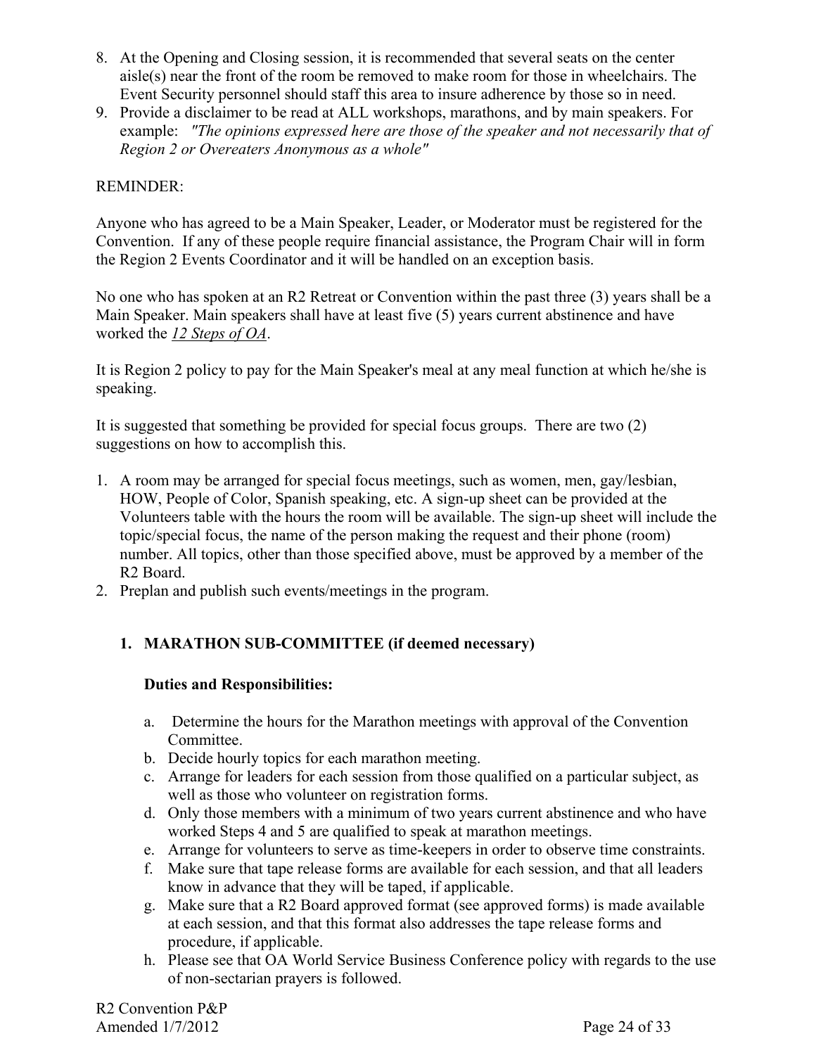8. At the Opening and Closing session, it is recommended that several seats on the center aisle(s) near the front of the room be removed to make room for those in wheelchairs. The Event Security personnel should staff this area to insure adherence by those so in need.
9. Provide a disclaimer to be read at ALL workshops, marathons, and by main speakers. For example: *"The opinions expressed here are those of the speaker and not necessarily that of Region 2 or Overeaters Anonymous as a whole"*

REMINDER:

Anyone who has agreed to be a Main Speaker, Leader, or Moderator must be registered for the Convention. If any of these people require financial assistance, the Program Chair will in form the Region 2 Events Coordinator and it will be handled on an exception basis.

No one who has spoken at an R2 Retreat or Convention within the past three (3) years shall be a Main Speaker. Main speakers shall have at least five (5) years current abstinence and have worked the *12 Steps of OA*.

It is Region 2 policy to pay for the Main Speaker's meal at any meal function at which he/she is speaking.

It is suggested that something be provided for special focus groups. There are two (2) suggestions on how to accomplish this.

1. A room may be arranged for special focus meetings, such as women, men, gay/lesbian, HOW, People of Color, Spanish speaking, etc. A sign-up sheet can be provided at the Volunteers table with the hours the room will be available. The sign-up sheet will include the topic/special focus, the name of the person making the request and their phone (room) number. All topics, other than those specified above, must be approved by a member of the R2 Board.
2. Preplan and publish such events/meetings in the program.

### 1. MARATHON SUB-COMMITTEE (if deemed necessary)

**Duties and Responsibilities:**

a. Determine the hours for the Marathon meetings with approval of the Convention Committee.
b. Decide hourly topics for each marathon meeting.
c. Arrange for leaders for each session from those qualified on a particular subject, as well as those who volunteer on registration forms.
d. Only those members with a minimum of two years current abstinence and who have worked Steps 4 and 5 are qualified to speak at marathon meetings.
e. Arrange for volunteers to serve as time-keepers in order to observe time constraints.
f. Make sure that tape release forms are available for each session, and that all leaders know in advance that they will be taped, if applicable.
g. Make sure that a R2 Board approved format (see approved forms) is made available at each session, and that this format also addresses the tape release forms and procedure, if applicable.
h. Please see that OA World Service Business Conference policy with regards to the use of non-sectarian prayers is followed.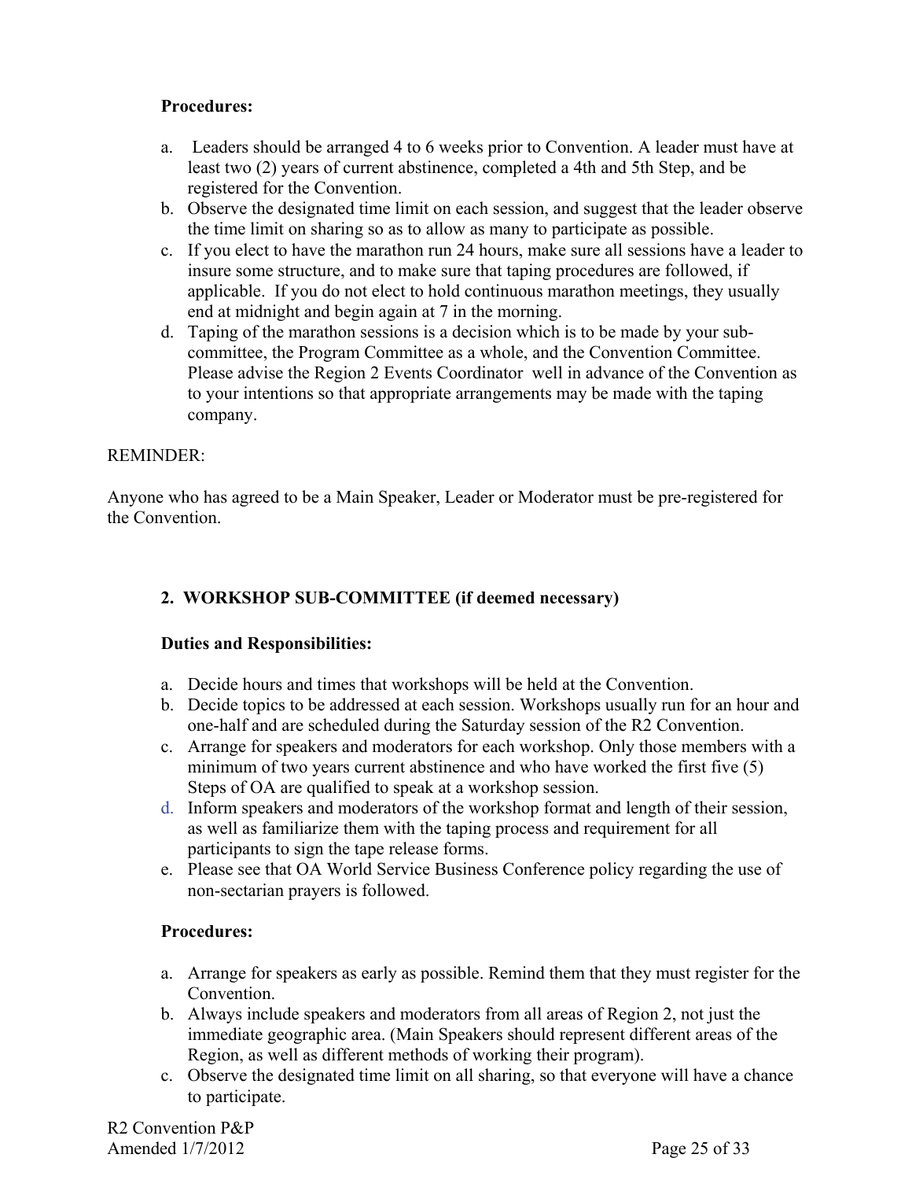**Procedures:**

a. Leaders should be arranged 4 to 6 weeks prior to Convention. A leader must have at least two (2) years of current abstinence, completed a 4th and 5th Step, and be registered for the Convention.
b. Observe the designated time limit on each session, and suggest that the leader observe the time limit on sharing so as to allow as many to participate as possible.
c. If you elect to have the marathon run 24 hours, make sure all sessions have a leader to insure some structure, and to make sure that taping procedures are followed, if applicable. If you do not elect to hold continuous marathon meetings, they usually end at midnight and begin again at 7 in the morning.
d. Taping of the marathon sessions is a decision which is to be made by your sub-committee, the Program Committee as a whole, and the Convention Committee. Please advise the Region 2 Events Coordinator well in advance of the Convention as to your intentions so that appropriate arrangements may be made with the taping company.

REMINDER:

Anyone who has agreed to be a Main Speaker, Leader or Moderator must be pre-registered for the Convention.

### 2. WORKSHOP SUB-COMMITTEE (if deemed necessary)

**Duties and Responsibilities:**

a. Decide hours and times that workshops will be held at the Convention.
b. Decide topics to be addressed at each session. Workshops usually run for an hour and one-half and are scheduled during the Saturday session of the R2 Convention.
c. Arrange for speakers and moderators for each workshop. Only those members with a minimum of two years current abstinence and who have worked the first five (5) Steps of OA are qualified to speak at a workshop session.
d. Inform speakers and moderators of the workshop format and length of their session, as well as familiarize them with the taping process and requirement for all participants to sign the tape release forms.
e. Please see that OA World Service Business Conference policy regarding the use of non-sectarian prayers is followed.

**Procedures:**

a. Arrange for speakers as early as possible. Remind them that they must register for the Convention.
b. Always include speakers and moderators from all areas of Region 2, not just the immediate geographic area. (Main Speakers should represent different areas of the Region, as well as different methods of working their program).
c. Observe the designated time limit on all sharing, so that everyone will have a chance to participate.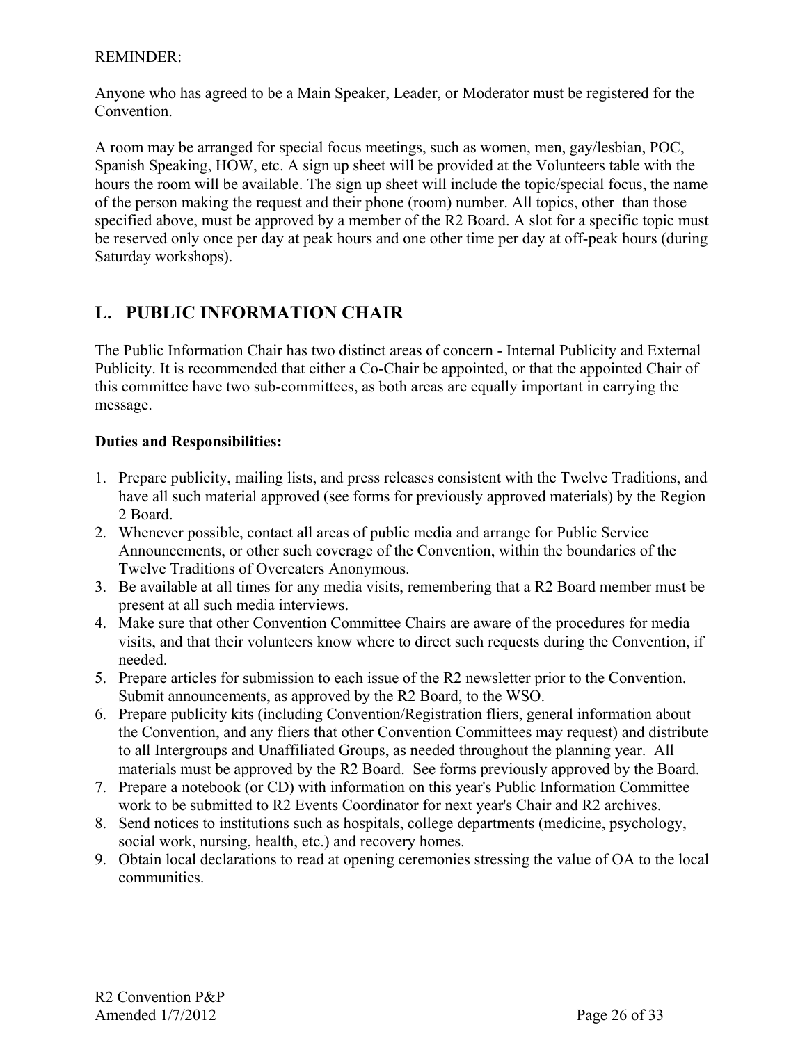REMINDER:

Anyone who has agreed to be a Main Speaker, Leader, or Moderator must be registered for the Convention.

A room may be arranged for special focus meetings, such as women, men, gay/lesbian, POC, Spanish Speaking, HOW, etc. A sign up sheet will be provided at the Volunteers table with the hours the room will be available. The sign up sheet will include the topic/special focus, the name of the person making the request and their phone (room) number. All topics, other than those specified above, must be approved by a member of the R2 Board. A slot for a specific topic must be reserved only once per day at peak hours and one other time per day at off-peak hours (during Saturday workshops).

## L. PUBLIC INFORMATION CHAIR

The Public Information Chair has two distinct areas of concern - Internal Publicity and External Publicity. It is recommended that either a Co-Chair be appointed, or that the appointed Chair of this committee have two sub-committees, as both areas are equally important in carrying the message.

**Duties and Responsibilities:**

1. Prepare publicity, mailing lists, and press releases consistent with the Twelve Traditions, and have all such material approved (see forms for previously approved materials) by the Region 2 Board.
2. Whenever possible, contact all areas of public media and arrange for Public Service Announcements, or other such coverage of the Convention, within the boundaries of the Twelve Traditions of Overeaters Anonymous.
3. Be available at all times for any media visits, remembering that a R2 Board member must be present at all such media interviews.
4. Make sure that other Convention Committee Chairs are aware of the procedures for media visits, and that their volunteers know where to direct such requests during the Convention, if needed.
5. Prepare articles for submission to each issue of the R2 newsletter prior to the Convention. Submit announcements, as approved by the R2 Board, to the WSO.
6. Prepare publicity kits (including Convention/Registration fliers, general information about the Convention, and any fliers that other Convention Committees may request) and distribute to all Intergroups and Unaffiliated Groups, as needed throughout the planning year. All materials must be approved by the R2 Board. See forms previously approved by the Board.
7. Prepare a notebook (or CD) with information on this year's Public Information Committee work to be submitted to R2 Events Coordinator for next year's Chair and R2 archives.
8. Send notices to institutions such as hospitals, college departments (medicine, psychology, social work, nursing, health, etc.) and recovery homes.
9. Obtain local declarations to read at opening ceremonies stressing the value of OA to the local communities.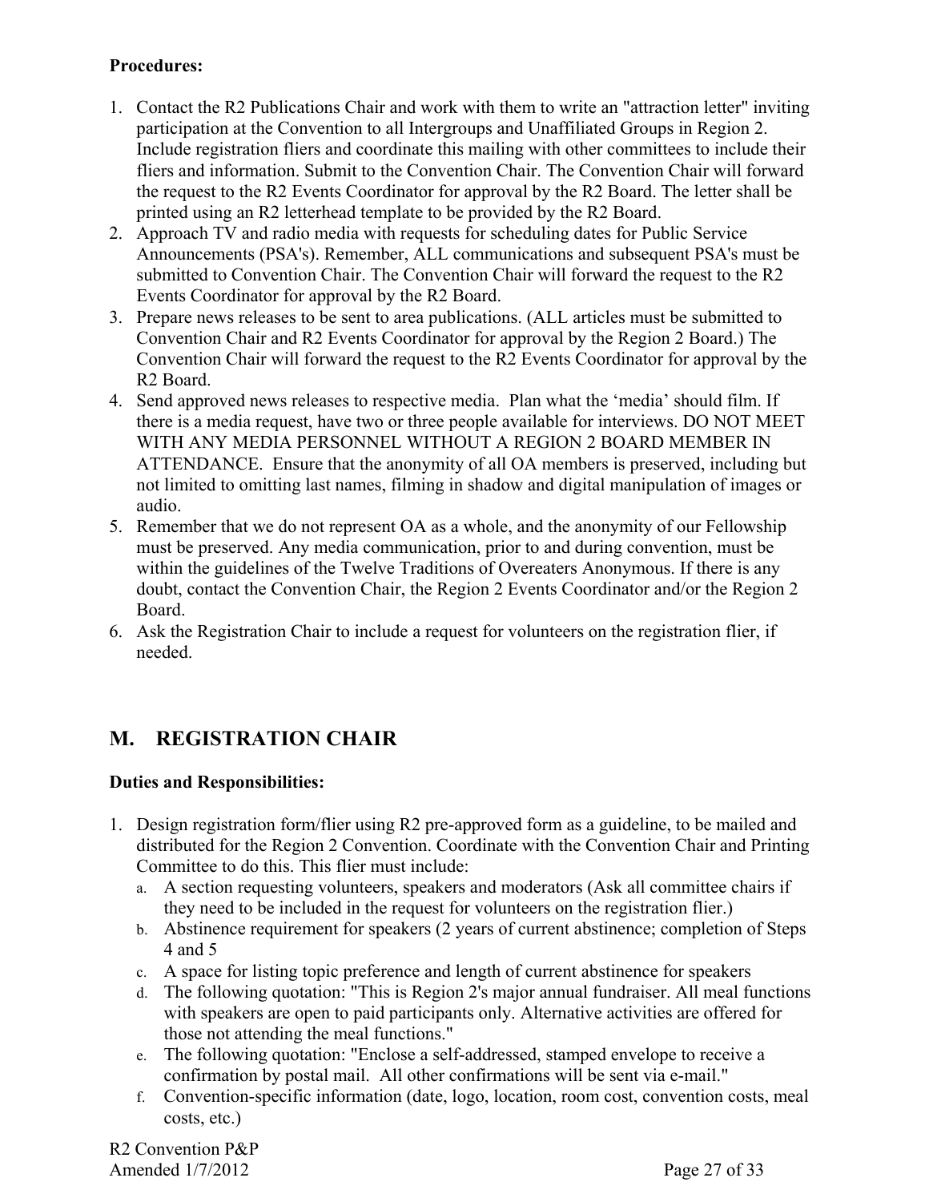**Procedures:**

1. Contact the R2 Publications Chair and work with them to write an "attraction letter" inviting participation at the Convention to all Intergroups and Unaffiliated Groups in Region 2. Include registration fliers and coordinate this mailing with other committees to include their fliers and information. Submit to the Convention Chair. The Convention Chair will forward the request to the R2 Events Coordinator for approval by the R2 Board. The letter shall be printed using an R2 letterhead template to be provided by the R2 Board.
2. Approach TV and radio media with requests for scheduling dates for Public Service Announcements (PSA's). Remember, ALL communications and subsequent PSA's must be submitted to Convention Chair. The Convention Chair will forward the request to the R2 Events Coordinator for approval by the R2 Board.
3. Prepare news releases to be sent to area publications. (ALL articles must be submitted to Convention Chair and R2 Events Coordinator for approval by the Region 2 Board.) The Convention Chair will forward the request to the R2 Events Coordinator for approval by the R2 Board.
4. Send approved news releases to respective media. Plan what the 'media' should film. If there is a media request, have two or three people available for interviews. DO NOT MEET WITH ANY MEDIA PERSONNEL WITHOUT A REGION 2 BOARD MEMBER IN ATTENDANCE. Ensure that the anonymity of all OA members is preserved, including but not limited to omitting last names, filming in shadow and digital manipulation of images or audio.
5. Remember that we do not represent OA as a whole, and the anonymity of our Fellowship must be preserved. Any media communication, prior to and during convention, must be within the guidelines of the Twelve Traditions of Overeaters Anonymous. If there is any doubt, contact the Convention Chair, the Region 2 Events Coordinator and/or the Region 2 Board.
6. Ask the Registration Chair to include a request for volunteers on the registration flier, if needed.

## M. REGISTRATION CHAIR

**Duties and Responsibilities:**

1. Design registration form/flier using R2 pre-approved form as a guideline, to be mailed and distributed for the Region 2 Convention. Coordinate with the Convention Chair and Printing Committee to do this. This flier must include:
   a. A section requesting volunteers, speakers and moderators (Ask all committee chairs if they need to be included in the request for volunteers on the registration flier.)
   b. Abstinence requirement for speakers (2 years of current abstinence; completion of Steps 4 and 5
   c. A space for listing topic preference and length of current abstinence for speakers
   d. The following quotation: "This is Region 2's major annual fundraiser. All meal functions with speakers are open to paid participants only. Alternative activities are offered for those not attending the meal functions."
   e. The following quotation: "Enclose a self-addressed, stamped envelope to receive a confirmation by postal mail. All other confirmations will be sent via e-mail."
   f. Convention-specific information (date, logo, location, room cost, convention costs, meal costs, etc.)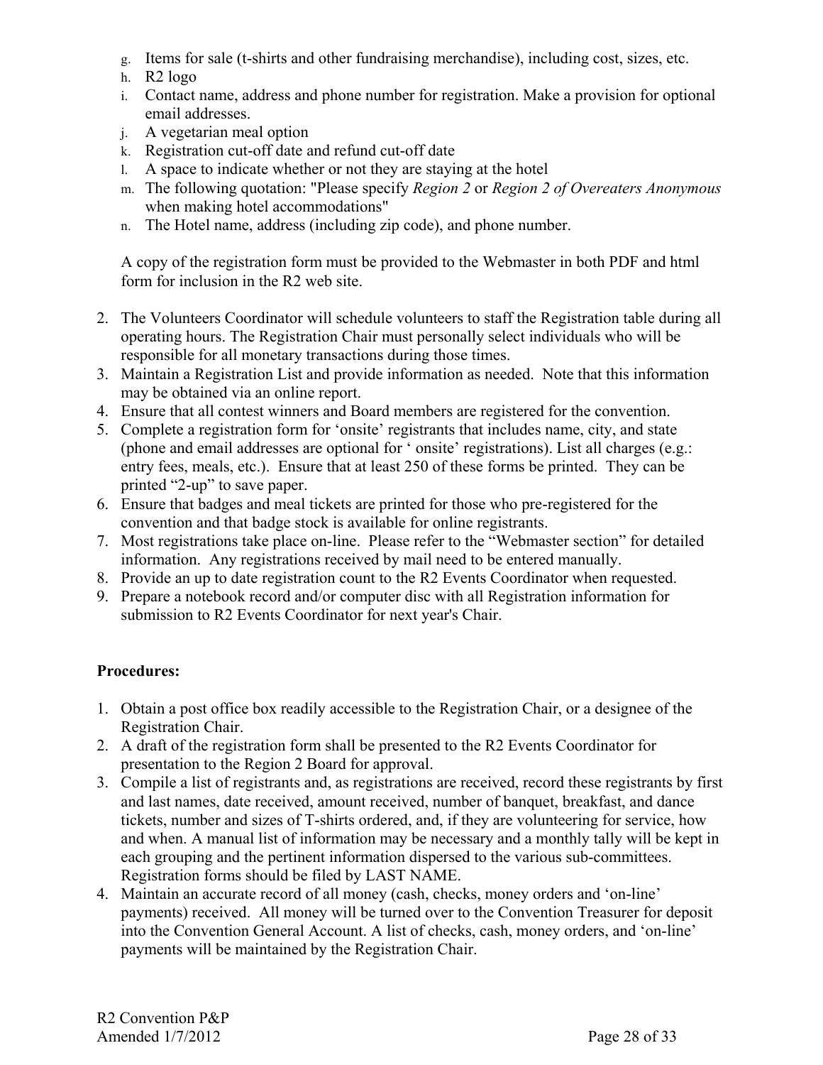g. Items for sale (t-shirts and other fundraising merchandise), including cost, sizes, etc.
h. R2 logo
i. Contact name, address and phone number for registration. Make a provision for optional email addresses.
j. A vegetarian meal option
k. Registration cut-off date and refund cut-off date
l. A space to indicate whether or not they are staying at the hotel
m. The following quotation: "Please specify *Region 2* or *Region 2 of Overeaters Anonymous* when making hotel accommodations"
n. The Hotel name, address (including zip code), and phone number.

A copy of the registration form must be provided to the Webmaster in both PDF and html form for inclusion in the R2 web site.

2. The Volunteers Coordinator will schedule volunteers to staff the Registration table during all operating hours. The Registration Chair must personally select individuals who will be responsible for all monetary transactions during those times.
3. Maintain a Registration List and provide information as needed. Note that this information may be obtained via an online report.
4. Ensure that all contest winners and Board members are registered for the convention.
5. Complete a registration form for 'onsite' registrants that includes name, city, and state (phone and email addresses are optional for ' onsite' registrations). List all charges (e.g.: entry fees, meals, etc.). Ensure that at least 250 of these forms be printed. They can be printed "2-up" to save paper.
6. Ensure that badges and meal tickets are printed for those who pre-registered for the convention and that badge stock is available for online registrants.
7. Most registrations take place on-line. Please refer to the "Webmaster section" for detailed information. Any registrations received by mail need to be entered manually.
8. Provide an up to date registration count to the R2 Events Coordinator when requested.
9. Prepare a notebook record and/or computer disc with all Registration information for submission to R2 Events Coordinator for next year's Chair.

**Procedures:**

1. Obtain a post office box readily accessible to the Registration Chair, or a designee of the Registration Chair.
2. A draft of the registration form shall be presented to the R2 Events Coordinator for presentation to the Region 2 Board for approval.
3. Compile a list of registrants and, as registrations are received, record these registrants by first and last names, date received, amount received, number of banquet, breakfast, and dance tickets, number and sizes of T-shirts ordered, and, if they are volunteering for service, how and when. A manual list of information may be necessary and a monthly tally will be kept in each grouping and the pertinent information dispersed to the various sub-committees. Registration forms should be filed by LAST NAME.
4. Maintain an accurate record of all money (cash, checks, money orders and 'on-line' payments) received. All money will be turned over to the Convention Treasurer for deposit into the Convention General Account. A list of checks, cash, money orders, and 'on-line' payments will be maintained by the Registration Chair.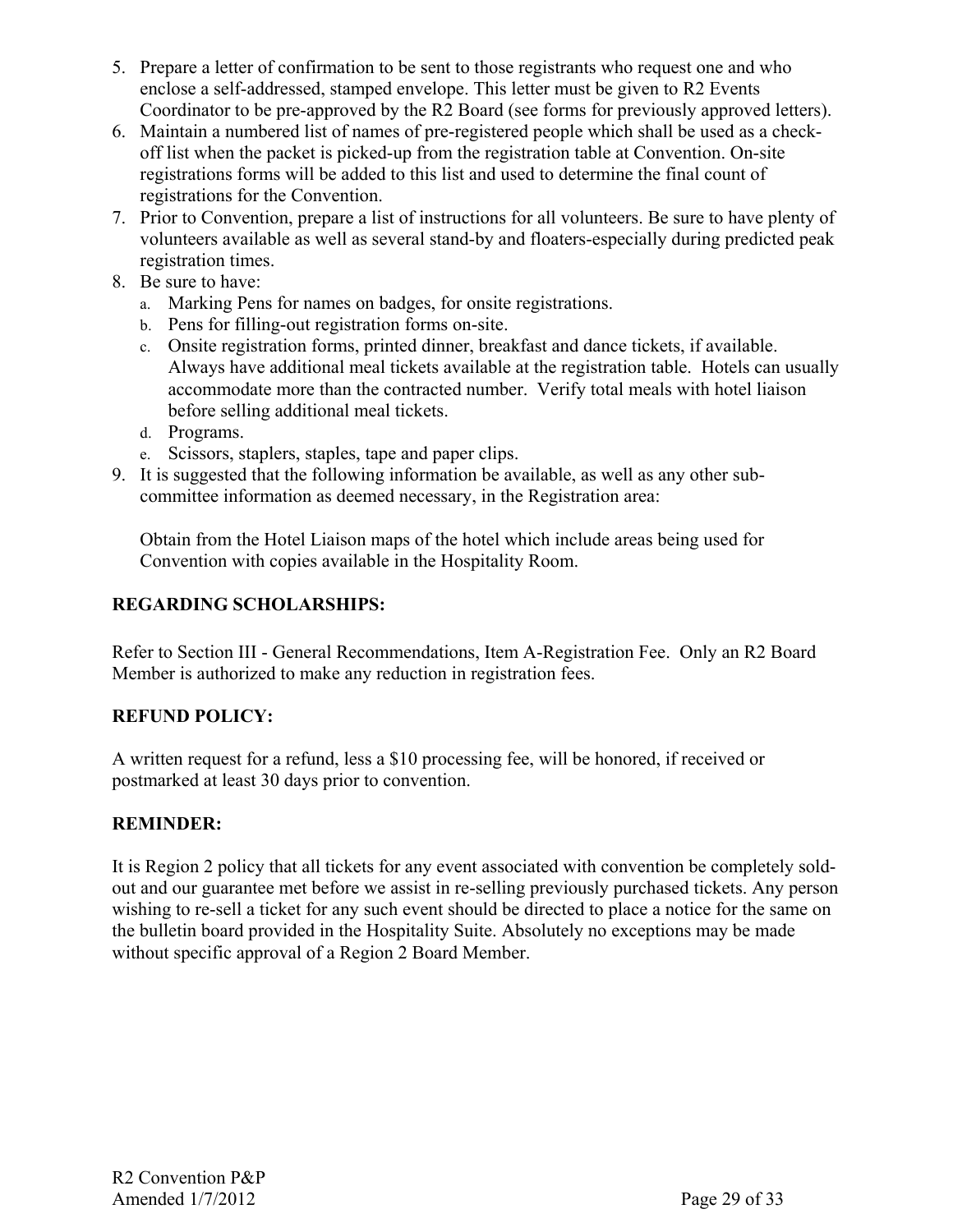5. Prepare a letter of confirmation to be sent to those registrants who request one and who enclose a self-addressed, stamped envelope. This letter must be given to R2 Events Coordinator to be pre-approved by the R2 Board (see forms for previously approved letters).
6. Maintain a numbered list of names of pre-registered people which shall be used as a check-off list when the packet is picked-up from the registration table at Convention. On-site registrations forms will be added to this list and used to determine the final count of registrations for the Convention.
7. Prior to Convention, prepare a list of instructions for all volunteers. Be sure to have plenty of volunteers available as well as several stand-by and floaters-especially during predicted peak registration times.
8. Be sure to have:
   a. Marking Pens for names on badges, for onsite registrations.
   b. Pens for filling-out registration forms on-site.
   c. Onsite registration forms, printed dinner, breakfast and dance tickets, if available. Always have additional meal tickets available at the registration table. Hotels can usually accommodate more than the contracted number. Verify total meals with hotel liaison before selling additional meal tickets.
   d. Programs.
   e. Scissors, staplers, staples, tape and paper clips.
9. It is suggested that the following information be available, as well as any other sub-committee information as deemed necessary, in the Registration area:

   Obtain from the Hotel Liaison maps of the hotel which include areas being used for Convention with copies available in the Hospitality Room.

**REGARDING SCHOLARSHIPS:**

Refer to Section III - General Recommendations, Item A-Registration Fee. Only an R2 Board Member is authorized to make any reduction in registration fees.

**REFUND POLICY:**

A written request for a refund, less a $10 processing fee, will be honored, if received or postmarked at least 30 days prior to convention.

**REMINDER:**

It is Region 2 policy that all tickets for any event associated with convention be completely sold-out and our guarantee met before we assist in re-selling previously purchased tickets. Any person wishing to re-sell a ticket for any such event should be directed to place a notice for the same on the bulletin board provided in the Hospitality Suite. Absolutely no exceptions may be made without specific approval of a Region 2 Board Member.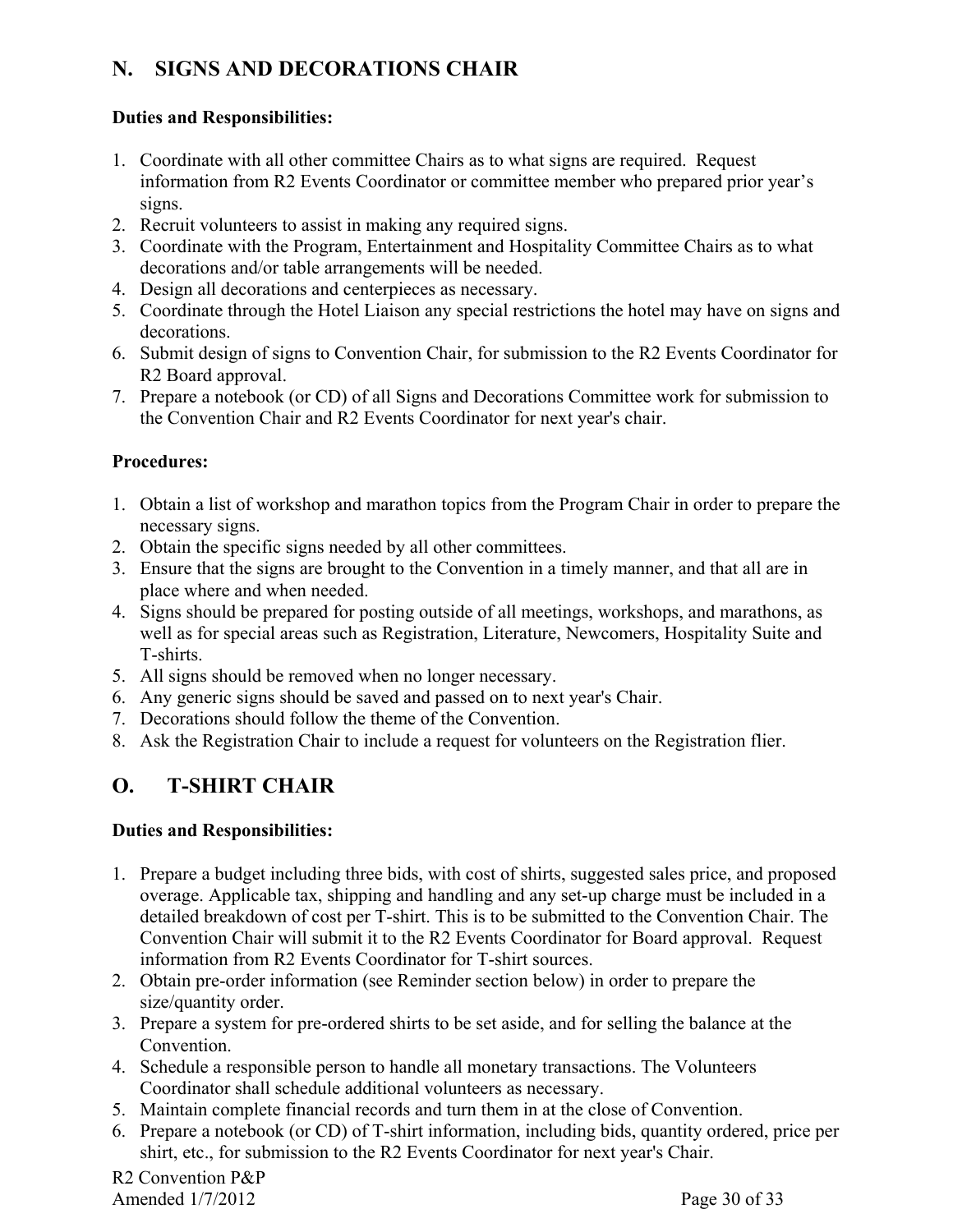## N. SIGNS AND DECORATIONS CHAIR

**Duties and Responsibilities:**

1. Coordinate with all other committee Chairs as to what signs are required. Request information from R2 Events Coordinator or committee member who prepared prior year's signs.
2. Recruit volunteers to assist in making any required signs.
3. Coordinate with the Program, Entertainment and Hospitality Committee Chairs as to what decorations and/or table arrangements will be needed.
4. Design all decorations and centerpieces as necessary.
5. Coordinate through the Hotel Liaison any special restrictions the hotel may have on signs and decorations.
6. Submit design of signs to Convention Chair, for submission to the R2 Events Coordinator for R2 Board approval.
7. Prepare a notebook (or CD) of all Signs and Decorations Committee work for submission to the Convention Chair and R2 Events Coordinator for next year's chair.

**Procedures:**

1. Obtain a list of workshop and marathon topics from the Program Chair in order to prepare the necessary signs.
2. Obtain the specific signs needed by all other committees.
3. Ensure that the signs are brought to the Convention in a timely manner, and that all are in place where and when needed.
4. Signs should be prepared for posting outside of all meetings, workshops, and marathons, as well as for special areas such as Registration, Literature, Newcomers, Hospitality Suite and T-shirts.
5. All signs should be removed when no longer necessary.
6. Any generic signs should be saved and passed on to next year's Chair.
7. Decorations should follow the theme of the Convention.
8. Ask the Registration Chair to include a request for volunteers on the Registration flier.

## O. T-SHIRT CHAIR

**Duties and Responsibilities:**

1. Prepare a budget including three bids, with cost of shirts, suggested sales price, and proposed overage. Applicable tax, shipping and handling and any set-up charge must be included in a detailed breakdown of cost per T-shirt. This is to be submitted to the Convention Chair. The Convention Chair will submit it to the R2 Events Coordinator for Board approval. Request information from R2 Events Coordinator for T-shirt sources.
2. Obtain pre-order information (see Reminder section below) in order to prepare the size/quantity order.
3. Prepare a system for pre-ordered shirts to be set aside, and for selling the balance at the Convention.
4. Schedule a responsible person to handle all monetary transactions. The Volunteers Coordinator shall schedule additional volunteers as necessary.
5. Maintain complete financial records and turn them in at the close of Convention.
6. Prepare a notebook (or CD) of T-shirt information, including bids, quantity ordered, price per shirt, etc., for submission to the R2 Events Coordinator for next year's Chair.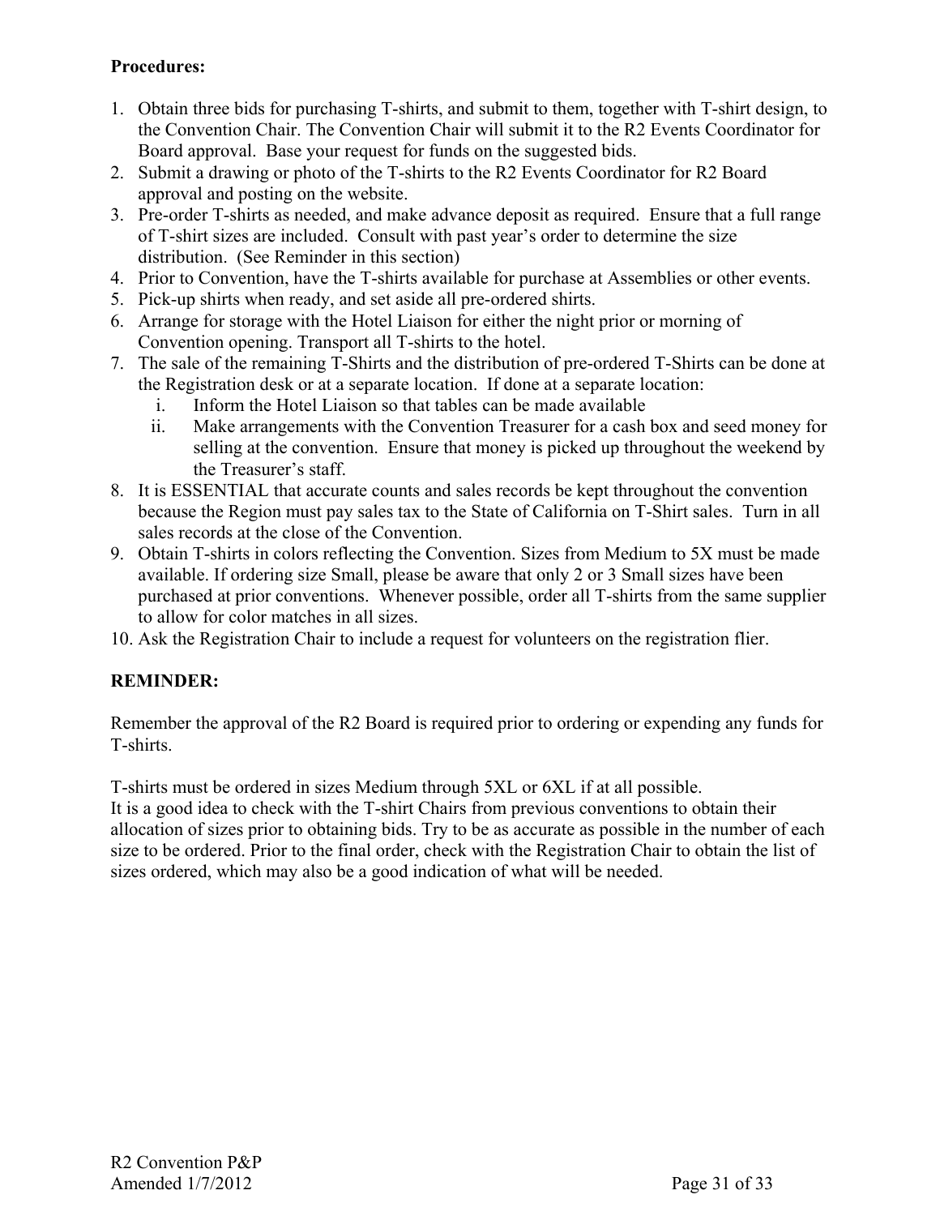**Procedures:**

1. Obtain three bids for purchasing T-shirts, and submit to them, together with T-shirt design, to the Convention Chair. The Convention Chair will submit it to the R2 Events Coordinator for Board approval. Base your request for funds on the suggested bids.
2. Submit a drawing or photo of the T-shirts to the R2 Events Coordinator for R2 Board approval and posting on the website.
3. Pre-order T-shirts as needed, and make advance deposit as required. Ensure that a full range of T-shirt sizes are included. Consult with past year's order to determine the size distribution. (See Reminder in this section)
4. Prior to Convention, have the T-shirts available for purchase at Assemblies or other events.
5. Pick-up shirts when ready, and set aside all pre-ordered shirts.
6. Arrange for storage with the Hotel Liaison for either the night prior or morning of Convention opening. Transport all T-shirts to the hotel.
7. The sale of the remaining T-Shirts and the distribution of pre-ordered T-Shirts can be done at the Registration desk or at a separate location. If done at a separate location:
   i. Inform the Hotel Liaison so that tables can be made available
   ii. Make arrangements with the Convention Treasurer for a cash box and seed money for selling at the convention. Ensure that money is picked up throughout the weekend by the Treasurer's staff.
8. It is ESSENTIAL that accurate counts and sales records be kept throughout the convention because the Region must pay sales tax to the State of California on T-Shirt sales. Turn in all sales records at the close of the Convention.
9. Obtain T-shirts in colors reflecting the Convention. Sizes from Medium to 5X must be made available. If ordering size Small, please be aware that only 2 or 3 Small sizes have been purchased at prior conventions. Whenever possible, order all T-shirts from the same supplier to allow for color matches in all sizes.
10. Ask the Registration Chair to include a request for volunteers on the registration flier.

**REMINDER:**

Remember the approval of the R2 Board is required prior to ordering or expending any funds for T-shirts.

T-shirts must be ordered in sizes Medium through 5XL or 6XL if at all possible.
It is a good idea to check with the T-shirt Chairs from previous conventions to obtain their allocation of sizes prior to obtaining bids. Try to be as accurate as possible in the number of each size to be ordered. Prior to the final order, check with the Registration Chair to obtain the list of sizes ordered, which may also be a good indication of what will be needed.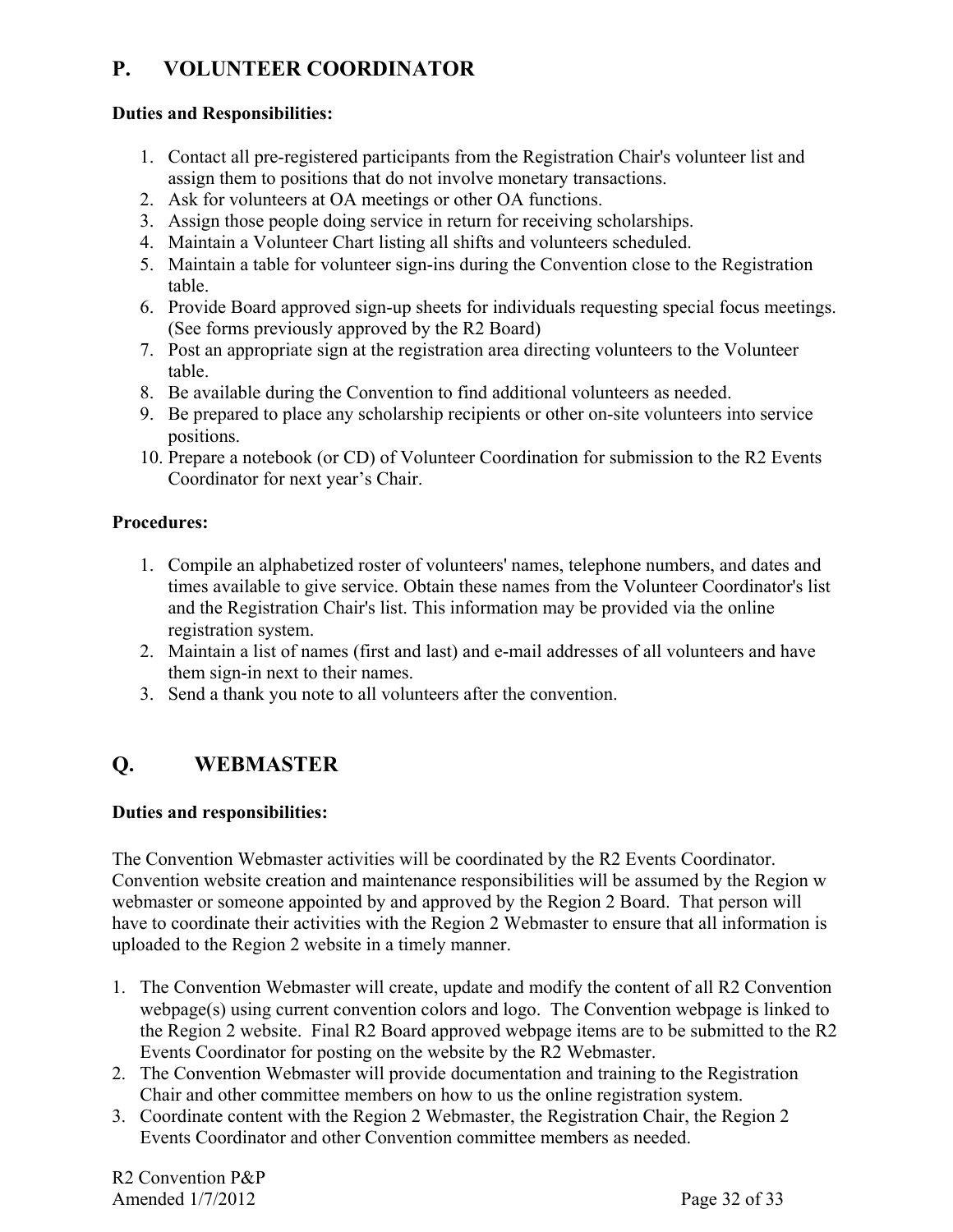## P. VOLUNTEER COORDINATOR

**Duties and Responsibilities:**

1. Contact all pre-registered participants from the Registration Chair's volunteer list and assign them to positions that do not involve monetary transactions.
2. Ask for volunteers at OA meetings or other OA functions.
3. Assign those people doing service in return for receiving scholarships.
4. Maintain a Volunteer Chart listing all shifts and volunteers scheduled.
5. Maintain a table for volunteer sign-ins during the Convention close to the Registration table.
6. Provide Board approved sign-up sheets for individuals requesting special focus meetings. (See forms previously approved by the R2 Board)
7. Post an appropriate sign at the registration area directing volunteers to the Volunteer table.
8. Be available during the Convention to find additional volunteers as needed.
9. Be prepared to place any scholarship recipients or other on-site volunteers into service positions.
10. Prepare a notebook (or CD) of Volunteer Coordination for submission to the R2 Events Coordinator for next year's Chair.

**Procedures:**

1. Compile an alphabetized roster of volunteers' names, telephone numbers, and dates and times available to give service. Obtain these names from the Volunteer Coordinator's list and the Registration Chair's list. This information may be provided via the online registration system.
2. Maintain a list of names (first and last) and e-mail addresses of all volunteers and have them sign-in next to their names.
3. Send a thank you note to all volunteers after the convention.

## Q. WEBMASTER

**Duties and responsibilities:**

The Convention Webmaster activities will be coordinated by the R2 Events Coordinator. Convention website creation and maintenance responsibilities will be assumed by the Region w webmaster or someone appointed by and approved by the Region 2 Board. That person will have to coordinate their activities with the Region 2 Webmaster to ensure that all information is uploaded to the Region 2 website in a timely manner.

1. The Convention Webmaster will create, update and modify the content of all R2 Convention webpage(s) using current convention colors and logo. The Convention webpage is linked to the Region 2 website. Final R2 Board approved webpage items are to be submitted to the R2 Events Coordinator for posting on the website by the R2 Webmaster.
2. The Convention Webmaster will provide documentation and training to the Registration Chair and other committee members on how to us the online registration system.
3. Coordinate content with the Region 2 Webmaster, the Registration Chair, the Region 2 Events Coordinator and other Convention committee members as needed.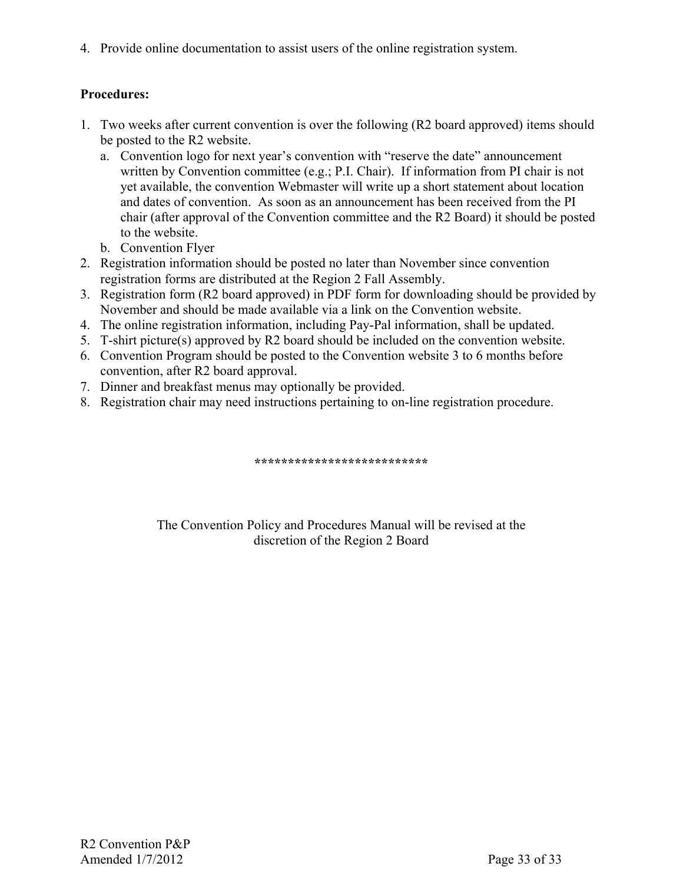4. Provide online documentation to assist users of the online registration system.

**Procedures:**

1. Two weeks after current convention is over the following (R2 board approved) items should be posted to the R2 website.
   a. Convention logo for next year's convention with "reserve the date" announcement written by Convention committee (e.g.; P.I. Chair). If information from PI chair is not yet available, the convention Webmaster will write up a short statement about location and dates of convention. As soon as an announcement has been received from the PI chair (after approval of the Convention committee and the R2 Board) it should be posted to the website.
   b. Convention Flyer
2. Registration information should be posted no later than November since convention registration forms are distributed at the Region 2 Fall Assembly.
3. Registration form (R2 board approved) in PDF form for downloading should be provided by November and should be made available via a link on the Convention website.
4. The online registration information, including Pay-Pal information, shall be updated.
5. T-shirt picture(s) approved by R2 board should be included on the convention website.
6. Convention Program should be posted to the Convention website 3 to 6 months before convention, after R2 board approval.
7. Dinner and breakfast menus may optionally be provided.
8. Registration chair may need instructions pertaining to on-line registration procedure.

**************************

The Convention Policy and Procedures Manual will be revised at the discretion of the Region 2 Board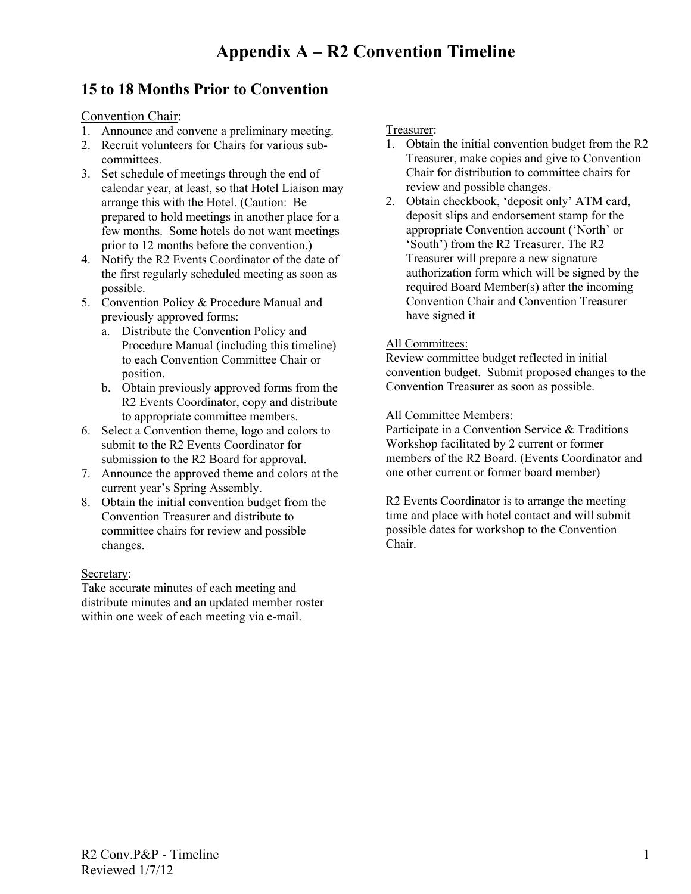# Appendix A – R2 Convention Timeline

## 15 to 18 Months Prior to Convention

Convention Chair:

1. Announce and convene a preliminary meeting.
2. Recruit volunteers for Chairs for various sub-committees.
3. Set schedule of meetings through the end of calendar year, at least, so that Hotel Liaison may arrange this with the Hotel. (Caution: Be prepared to hold meetings in another place for a few months. Some hotels do not want meetings prior to 12 months before the convention.)
4. Notify the R2 Events Coordinator of the date of the first regularly scheduled meeting as soon as possible.
5. Convention Policy & Procedure Manual and previously approved forms:
   a. Distribute the Convention Policy and Procedure Manual (including this timeline) to each Convention Committee Chair or position.
   b. Obtain previously approved forms from the R2 Events Coordinator, copy and distribute to appropriate committee members.
6. Select a Convention theme, logo and colors to submit to the R2 Events Coordinator for submission to the R2 Board for approval.
7. Announce the approved theme and colors at the current year's Spring Assembly.
8. Obtain the initial convention budget from the Convention Treasurer and distribute to committee chairs for review and possible changes.

Secretary:

Take accurate minutes of each meeting and distribute minutes and an updated member roster within one week of each meeting via e-mail.

Treasurer:

1. Obtain the initial convention budget from the R2 Treasurer, make copies and give to Convention Chair for distribution to committee chairs for review and possible changes.
2. Obtain checkbook, 'deposit only' ATM card, deposit slips and endorsement stamp for the appropriate Convention account ('North' or 'South') from the R2 Treasurer. The R2 Treasurer will prepare a new signature authorization form which will be signed by the required Board Member(s) after the incoming Convention Chair and Convention Treasurer have signed it

All Committees:

Review committee budget reflected in initial convention budget. Submit proposed changes to the Convention Treasurer as soon as possible.

All Committee Members:

Participate in a Convention Service & Traditions Workshop facilitated by 2 current or former members of the R2 Board. (Events Coordinator and one other current or former board member)

R2 Events Coordinator is to arrange the meeting time and place with hotel contact and will submit possible dates for workshop to the Convention Chair.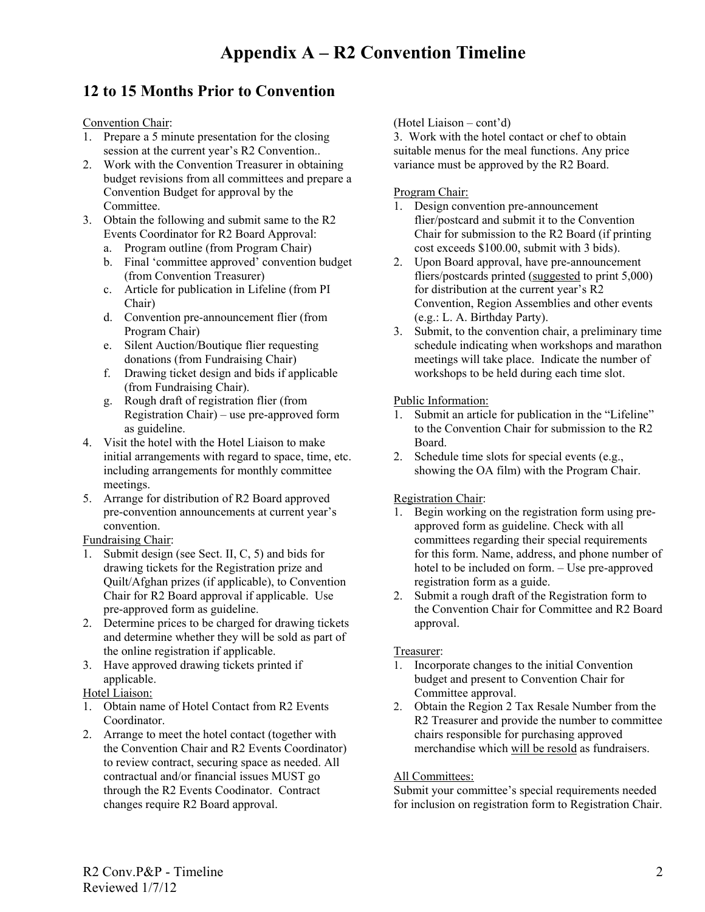# Appendix A – R2 Convention Timeline

## 12 to 15 Months Prior to Convention

<u>Convention Chair</u>:

1. Prepare a 5 minute presentation for the closing session at the current year's R2 Convention..
2. Work with the Convention Treasurer in obtaining budget revisions from all committees and prepare a Convention Budget for approval by the Committee.
3. Obtain the following and submit same to the R2 Events Coordinator for R2 Board Approval:
   a. Program outline (from Program Chair)
   b. Final 'committee approved' convention budget (from Convention Treasurer)
   c. Article for publication in Lifeline (from PI Chair)
   d. Convention pre-announcement flier (from Program Chair)
   e. Silent Auction/Boutique flier requesting donations (from Fundraising Chair)
   f. Drawing ticket design and bids if applicable (from Fundraising Chair).
   g. Rough draft of registration flier (from Registration Chair) – use pre-approved form as guideline.
4. Visit the hotel with the Hotel Liaison to make initial arrangements with regard to space, time, etc. including arrangements for monthly committee meetings.
5. Arrange for distribution of R2 Board approved pre-convention announcements at current year's convention.

<u>Fundraising Chair</u>:

1. Submit design (see Sect. II, C, 5) and bids for drawing tickets for the Registration prize and Quilt/Afghan prizes (if applicable), to Convention Chair for R2 Board approval if applicable. Use pre-approved form as guideline.
2. Determine prices to be charged for drawing tickets and determine whether they will be sold as part of the online registration if applicable.
3. Have approved drawing tickets printed if applicable.

<u>Hotel Liaison:</u>

1. Obtain name of Hotel Contact from R2 Events Coordinator.
2. Arrange to meet the hotel contact (together with the Convention Chair and R2 Events Coordinator) to review contract, securing space as needed. All contractual and/or financial issues MUST go through the R2 Events Coodinator. Contract changes require R2 Board approval.

(Hotel Liaison – cont'd)

3. Work with the hotel contact or chef to obtain suitable menus for the meal functions. Any price variance must be approved by the R2 Board.

<u>Program Chair:</u>

1. Design convention pre-announcement flier/postcard and submit it to the Convention Chair for submission to the R2 Board (if printing cost exceeds $100.00, submit with 3 bids).
2. Upon Board approval, have pre-announcement fliers/postcards printed (<u>suggested</u> to print 5,000) for distribution at the current year's R2 Convention, Region Assemblies and other events (e.g.: L. A. Birthday Party).
3. Submit, to the convention chair, a preliminary time schedule indicating when workshops and marathon meetings will take place. Indicate the number of workshops to be held during each time slot.

<u>Public Information:</u>

1. Submit an article for publication in the "Lifeline" to the Convention Chair for submission to the R2 Board.
2. Schedule time slots for special events (e.g., showing the OA film) with the Program Chair.

<u>Registration Chair</u>:

1. Begin working on the registration form using pre-approved form as guideline. Check with all committees regarding their special requirements for this form. Name, address, and phone number of hotel to be included on form. – Use pre-approved registration form as a guide.
2. Submit a rough draft of the Registration form to the Convention Chair for Committee and R2 Board approval.

<u>Treasurer</u>:

1. Incorporate changes to the initial Convention budget and present to Convention Chair for Committee approval.
2. Obtain the Region 2 Tax Resale Number from the R2 Treasurer and provide the number to committee chairs responsible for purchasing approved merchandise which <u>will be resold</u> as fundraisers.

<u>All Committees:</u>

Submit your committee's special requirements needed for inclusion on registration form to Registration Chair.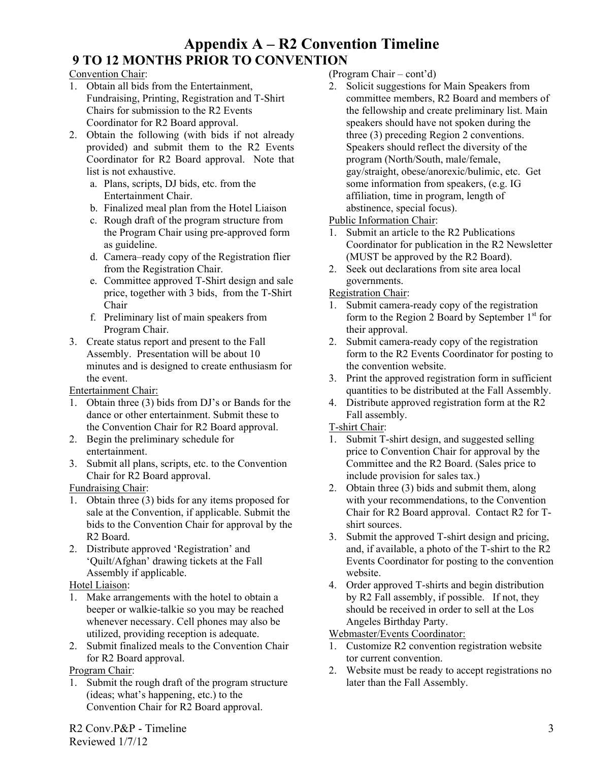# Appendix A – R2 Convention Timeline

## 9 TO 12 MONTHS PRIOR TO CONVENTION

Convention Chair:

1. Obtain all bids from the Entertainment, Fundraising, Printing, Registration and T-Shirt Chairs for submission to the R2 Events Coordinator for R2 Board approval.
2. Obtain the following (with bids if not already provided) and submit them to the R2 Events Coordinator for R2 Board approval. Note that list is not exhaustive.
   a. Plans, scripts, DJ bids, etc. from the Entertainment Chair.
   b. Finalized meal plan from the Hotel Liaison
   c. Rough draft of the program structure from the Program Chair using pre-approved form as guideline.
   d. Camera–ready copy of the Registration flier from the Registration Chair.
   e. Committee approved T-Shirt design and sale price, together with 3 bids, from the T-Shirt Chair
   f. Preliminary list of main speakers from Program Chair.
3. Create status report and present to the Fall Assembly. Presentation will be about 10 minutes and is designed to create enthusiasm for the event.

Entertainment Chair:

1. Obtain three (3) bids from DJ's or Bands for the dance or other entertainment. Submit these to the Convention Chair for R2 Board approval.
2. Begin the preliminary schedule for entertainment.
3. Submit all plans, scripts, etc. to the Convention Chair for R2 Board approval.

Fundraising Chair:

1. Obtain three (3) bids for any items proposed for sale at the Convention, if applicable. Submit the bids to the Convention Chair for approval by the R2 Board.
2. Distribute approved 'Registration' and 'Quilt/Afghan' drawing tickets at the Fall Assembly if applicable.

Hotel Liaison:

1. Make arrangements with the hotel to obtain a beeper or walkie-talkie so you may be reached whenever necessary. Cell phones may also be utilized, providing reception is adequate.
2. Submit finalized meals to the Convention Chair for R2 Board approval.

Program Chair:

1. Submit the rough draft of the program structure (ideas; what's happening, etc.) to the Convention Chair for R2 Board approval.

(Program Chair – cont'd)

2. Solicit suggestions for Main Speakers from committee members, R2 Board and members of the fellowship and create preliminary list. Main speakers should have not spoken during the three (3) preceding Region 2 conventions. Speakers should reflect the diversity of the program (North/South, male/female, gay/straight, obese/anorexic/bulimic, etc. Get some information from speakers, (e.g. IG affiliation, time in program, length of abstinence, special focus).

Public Information Chair:

1. Submit an article to the R2 Publications Coordinator for publication in the R2 Newsletter (MUST be approved by the R2 Board).
2. Seek out declarations from site area local governments.

Registration Chair:

1. Submit camera-ready copy of the registration form to the Region 2 Board by September 1st for their approval.
2. Submit camera-ready copy of the registration form to the R2 Events Coordinator for posting to the convention website.
3. Print the approved registration form in sufficient quantities to be distributed at the Fall Assembly.
4. Distribute approved registration form at the R2 Fall assembly.

T-shirt Chair:

1. Submit T-shirt design, and suggested selling price to Convention Chair for approval by the Committee and the R2 Board. (Sales price to include provision for sales tax.)
2. Obtain three (3) bids and submit them, along with your recommendations, to the Convention Chair for R2 Board approval. Contact R2 for T-shirt sources.
3. Submit the approved T-shirt design and pricing, and, if available, a photo of the T-shirt to the R2 Events Coordinator for posting to the convention website.
4. Order approved T-shirts and begin distribution by R2 Fall assembly, if possible. If not, they should be received in order to sell at the Los Angeles Birthday Party.

Webmaster/Events Coordinator:

1. Customize R2 convention registration website tor current convention.
2. Website must be ready to accept registrations no later than the Fall Assembly.

R2 Conv.P&P - Timeline
Reviewed 1/7/12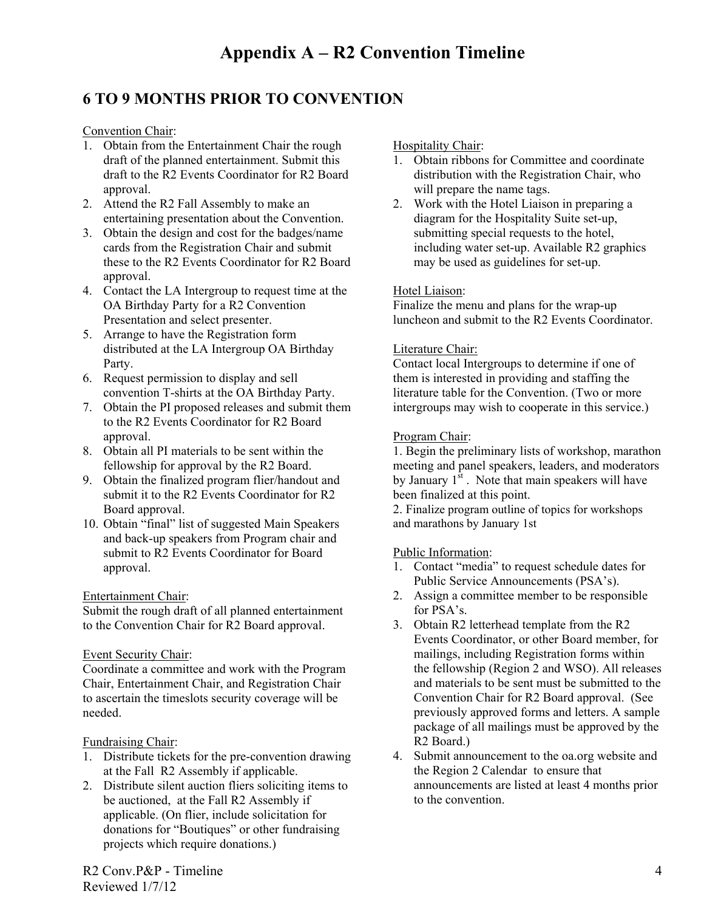# Appendix A – R2 Convention Timeline

## 6 TO 9 MONTHS PRIOR TO CONVENTION

Convention Chair:

1. Obtain from the Entertainment Chair the rough draft of the planned entertainment. Submit this draft to the R2 Events Coordinator for R2 Board approval.
2. Attend the R2 Fall Assembly to make an entertaining presentation about the Convention.
3. Obtain the design and cost for the badges/name cards from the Registration Chair and submit these to the R2 Events Coordinator for R2 Board approval.
4. Contact the LA Intergroup to request time at the OA Birthday Party for a R2 Convention Presentation and select presenter.
5. Arrange to have the Registration form distributed at the LA Intergroup OA Birthday Party.
6. Request permission to display and sell convention T-shirts at the OA Birthday Party.
7. Obtain the PI proposed releases and submit them to the R2 Events Coordinator for R2 Board approval.
8. Obtain all PI materials to be sent within the fellowship for approval by the R2 Board.
9. Obtain the finalized program flier/handout and submit it to the R2 Events Coordinator for R2 Board approval.
10. Obtain "final" list of suggested Main Speakers and back-up speakers from Program chair and submit to R2 Events Coordinator for Board approval.

Entertainment Chair:

Submit the rough draft of all planned entertainment to the Convention Chair for R2 Board approval.

Event Security Chair:

Coordinate a committee and work with the Program Chair, Entertainment Chair, and Registration Chair to ascertain the timeslots security coverage will be needed.

Fundraising Chair:

1. Distribute tickets for the pre-convention drawing at the Fall R2 Assembly if applicable.
2. Distribute silent auction fliers soliciting items to be auctioned, at the Fall R2 Assembly if applicable. (On flier, include solicitation for donations for "Boutiques" or other fundraising projects which require donations.)

Hospitality Chair:

1. Obtain ribbons for Committee and coordinate distribution with the Registration Chair, who will prepare the name tags.
2. Work with the Hotel Liaison in preparing a diagram for the Hospitality Suite set-up, submitting special requests to the hotel, including water set-up. Available R2 graphics may be used as guidelines for set-up.

Hotel Liaison:

Finalize the menu and plans for the wrap-up luncheon and submit to the R2 Events Coordinator.

Literature Chair:

Contact local Intergroups to determine if one of them is interested in providing and staffing the literature table for the Convention. (Two or more intergroups may wish to cooperate in this service.)

Program Chair:

1. Begin the preliminary lists of workshop, marathon meeting and panel speakers, leaders, and moderators by January 1st. Note that main speakers will have been finalized at this point.
2. Finalize program outline of topics for workshops and marathons by January 1st

Public Information:

1. Contact "media" to request schedule dates for Public Service Announcements (PSA's).
2. Assign a committee member to be responsible for PSA's.
3. Obtain R2 letterhead template from the R2 Events Coordinator, or other Board member, for mailings, including Registration forms within the fellowship (Region 2 and WSO). All releases and materials to be sent must be submitted to the Convention Chair for R2 Board approval. (See previously approved forms and letters. A sample package of all mailings must be approved by the R2 Board.)
4. Submit announcement to the oa.org website and the Region 2 Calendar to ensure that announcements are listed at least 4 months prior to the convention.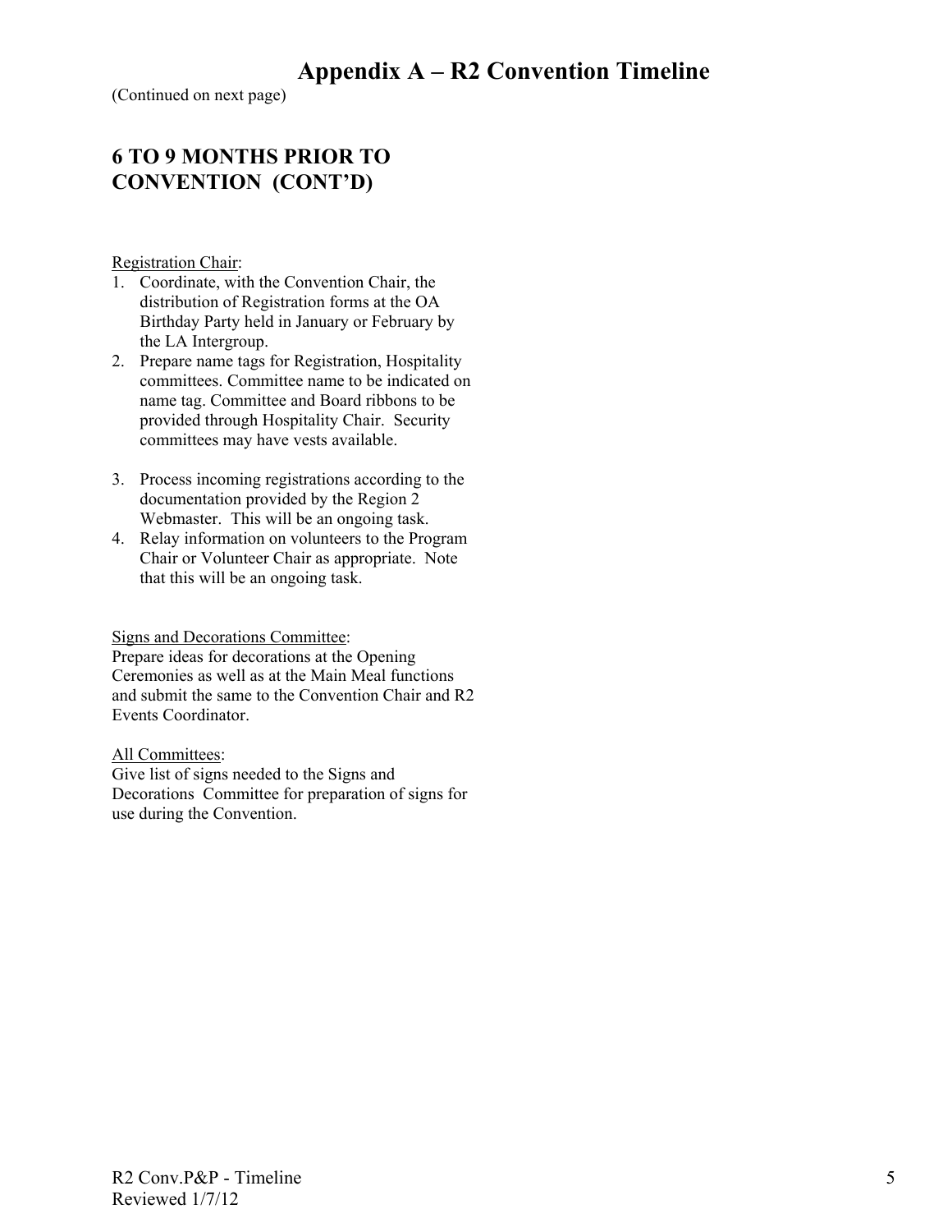# Appendix A – R2 Convention Timeline

(Continued on next page)

## 6 TO 9 MONTHS PRIOR TO CONVENTION (CONT'D)

Registration Chair:

1. Coordinate, with the Convention Chair, the distribution of Registration forms at the OA Birthday Party held in January or February by the LA Intergroup.
2. Prepare name tags for Registration, Hospitality committees. Committee name to be indicated on name tag. Committee and Board ribbons to be provided through Hospitality Chair. Security committees may have vests available.
3. Process incoming registrations according to the documentation provided by the Region 2 Webmaster. This will be an ongoing task.
4. Relay information on volunteers to the Program Chair or Volunteer Chair as appropriate. Note that this will be an ongoing task.

Signs and Decorations Committee:
Prepare ideas for decorations at the Opening Ceremonies as well as at the Main Meal functions and submit the same to the Convention Chair and R2 Events Coordinator.

All Committees:
Give list of signs needed to the Signs and Decorations Committee for preparation of signs for use during the Convention.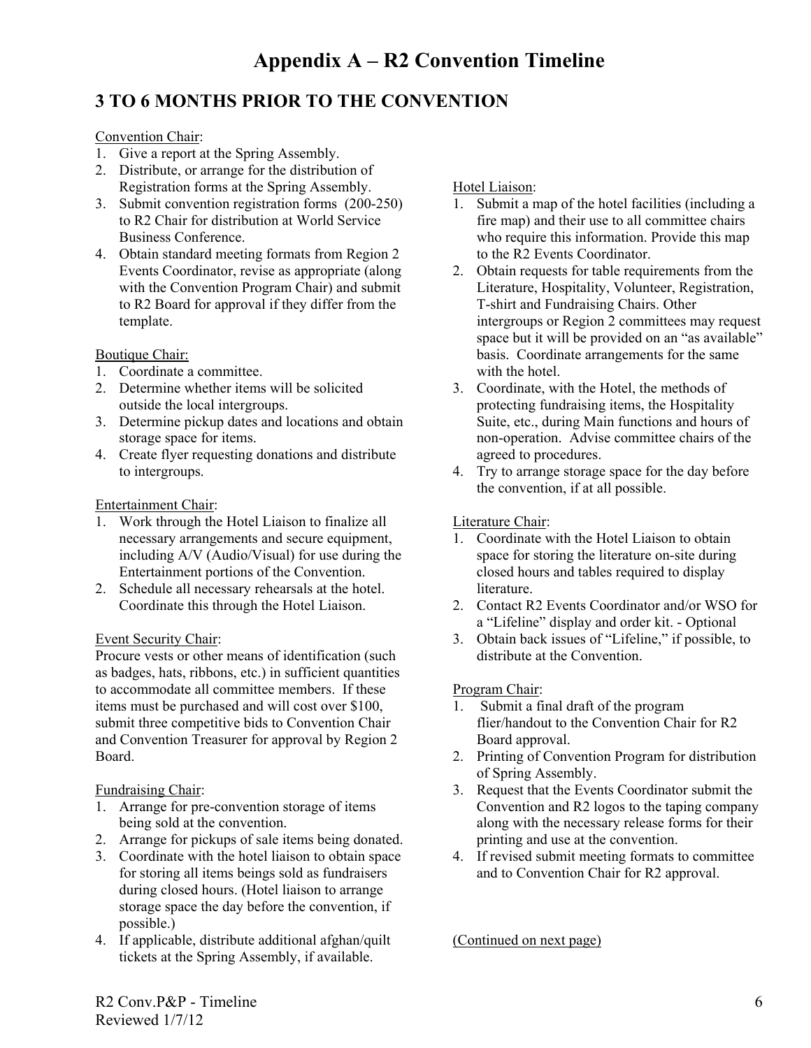# Appendix A – R2 Convention Timeline

## 3 TO 6 MONTHS PRIOR TO THE CONVENTION

Convention Chair:
1. Give a report at the Spring Assembly.
2. Distribute, or arrange for the distribution of Registration forms at the Spring Assembly.
3. Submit convention registration forms (200-250) to R2 Chair for distribution at World Service Business Conference.
4. Obtain standard meeting formats from Region 2 Events Coordinator, revise as appropriate (along with the Convention Program Chair) and submit to R2 Board for approval if they differ from the template.

Boutique Chair:
1. Coordinate a committee.
2. Determine whether items will be solicited outside the local intergroups.
3. Determine pickup dates and locations and obtain storage space for items.
4. Create flyer requesting donations and distribute to intergroups.

Entertainment Chair:
1. Work through the Hotel Liaison to finalize all necessary arrangements and secure equipment, including A/V (Audio/Visual) for use during the Entertainment portions of the Convention.
2. Schedule all necessary rehearsals at the hotel. Coordinate this through the Hotel Liaison.

Event Security Chair:
Procure vests or other means of identification (such as badges, hats, ribbons, etc.) in sufficient quantities to accommodate all committee members. If these items must be purchased and will cost over $100, submit three competitive bids to Convention Chair and Convention Treasurer for approval by Region 2 Board.

Fundraising Chair:
1. Arrange for pre-convention storage of items being sold at the convention.
2. Arrange for pickups of sale items being donated.
3. Coordinate with the hotel liaison to obtain space for storing all items beings sold as fundraisers during closed hours. (Hotel liaison to arrange storage space the day before the convention, if possible.)
4. If applicable, distribute additional afghan/quilt tickets at the Spring Assembly, if available.

Hotel Liaison:
1. Submit a map of the hotel facilities (including a fire map) and their use to all committee chairs who require this information. Provide this map to the R2 Events Coordinator.
2. Obtain requests for table requirements from the Literature, Hospitality, Volunteer, Registration, T-shirt and Fundraising Chairs. Other intergroups or Region 2 committees may request space but it will be provided on an "as available" basis. Coordinate arrangements for the same with the hotel.
3. Coordinate, with the Hotel, the methods of protecting fundraising items, the Hospitality Suite, etc., during Main functions and hours of non-operation. Advise committee chairs of the agreed to procedures.
4. Try to arrange storage space for the day before the convention, if at all possible.

Literature Chair:
1. Coordinate with the Hotel Liaison to obtain space for storing the literature on-site during closed hours and tables required to display literature.
2. Contact R2 Events Coordinator and/or WSO for a "Lifeline" display and order kit. - Optional
3. Obtain back issues of "Lifeline," if possible, to distribute at the Convention.

Program Chair:
1. Submit a final draft of the program flier/handout to the Convention Chair for R2 Board approval.
2. Printing of Convention Program for distribution of Spring Assembly.
3. Request that the Events Coordinator submit the Convention and R2 logos to the taping company along with the necessary release forms for their printing and use at the convention.
4. If revised submit meeting formats to committee and to Convention Chair for R2 approval.

(Continued on next page)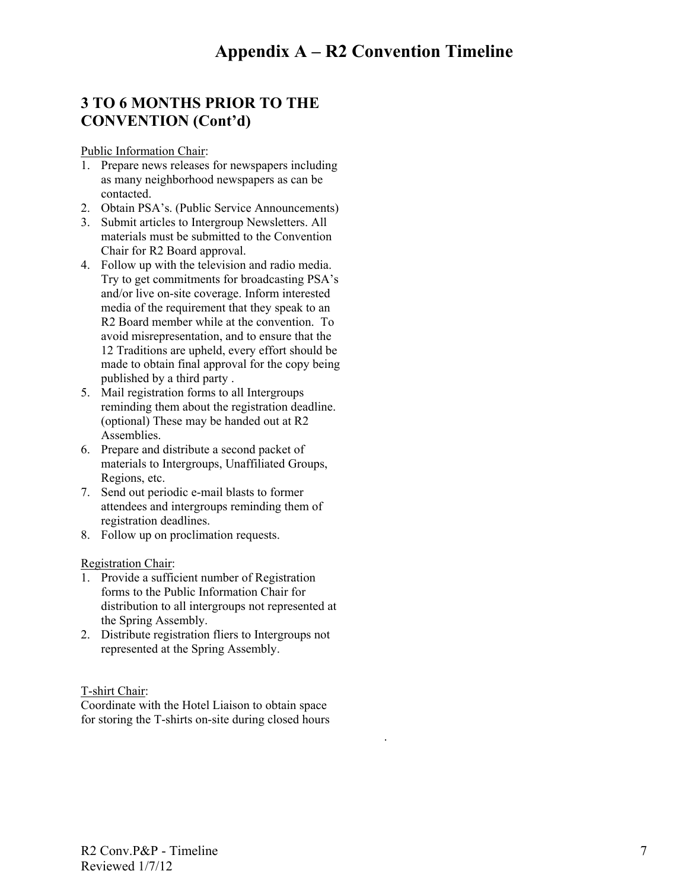# Appendix A – R2 Convention Timeline

## 3 TO 6 MONTHS PRIOR TO THE CONVENTION (Cont'd)

Public Information Chair:

1. Prepare news releases for newspapers including as many neighborhood newspapers as can be contacted.
2. Obtain PSA's. (Public Service Announcements)
3. Submit articles to Intergroup Newsletters. All materials must be submitted to the Convention Chair for R2 Board approval.
4. Follow up with the television and radio media. Try to get commitments for broadcasting PSA's and/or live on-site coverage. Inform interested media of the requirement that they speak to an R2 Board member while at the convention. To avoid misrepresentation, and to ensure that the 12 Traditions are upheld, every effort should be made to obtain final approval for the copy being published by a third party .
5. Mail registration forms to all Intergroups reminding them about the registration deadline. (optional) These may be handed out at R2 Assemblies.
6. Prepare and distribute a second packet of materials to Intergroups, Unaffiliated Groups, Regions, etc.
7. Send out periodic e-mail blasts to former attendees and intergroups reminding them of registration deadlines.
8. Follow up on proclimation requests.

Registration Chair:

1. Provide a sufficient number of Registration forms to the Public Information Chair for distribution to all intergroups not represented at the Spring Assembly.
2. Distribute registration fliers to Intergroups not represented at the Spring Assembly.

T-shirt Chair:

Coordinate with the Hotel Liaison to obtain space for storing the T-shirts on-site during closed hours

.

R2 Conv.P&P - Timeline
Reviewed 1/7/12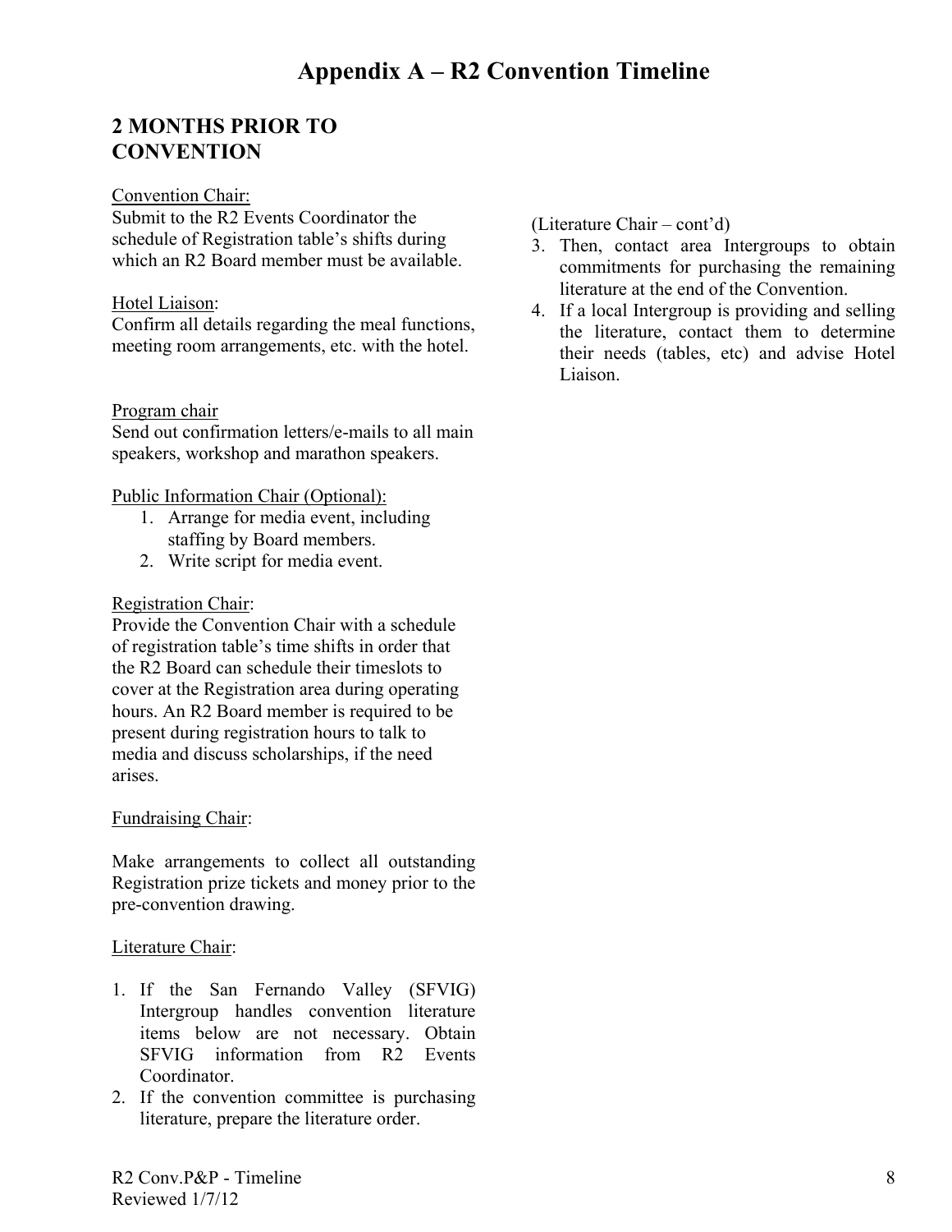# Appendix A – R2 Convention Timeline

## 2 MONTHS PRIOR TO CONVENTION

Convention Chair:
Submit to the R2 Events Coordinator the schedule of Registration table's shifts during which an R2 Board member must be available.

Hotel Liaison:
Confirm all details regarding the meal functions, meeting room arrangements, etc. with the hotel.

Program chair
Send out confirmation letters/e-mails to all main speakers, workshop and marathon speakers.

Public Information Chair (Optional):

1. Arrange for media event, including staffing by Board members.
2. Write script for media event.

Registration Chair:
Provide the Convention Chair with a schedule of registration table's time shifts in order that the R2 Board can schedule their timeslots to cover at the Registration area during operating hours. An R2 Board member is required to be present during registration hours to talk to media and discuss scholarships, if the need arises.

Fundraising Chair:

Make arrangements to collect all outstanding Registration prize tickets and money prior to the pre-convention drawing.

Literature Chair:

1. If the San Fernando Valley (SFVIG) Intergroup handles convention literature items below are not necessary. Obtain SFVIG information from R2 Events Coordinator.
2. If the convention committee is purchasing literature, prepare the literature order.

(Literature Chair – cont'd)

3. Then, contact area Intergroups to obtain commitments for purchasing the remaining literature at the end of the Convention.
4. If a local Intergroup is providing and selling the literature, contact them to determine their needs (tables, etc) and advise Hotel Liaison.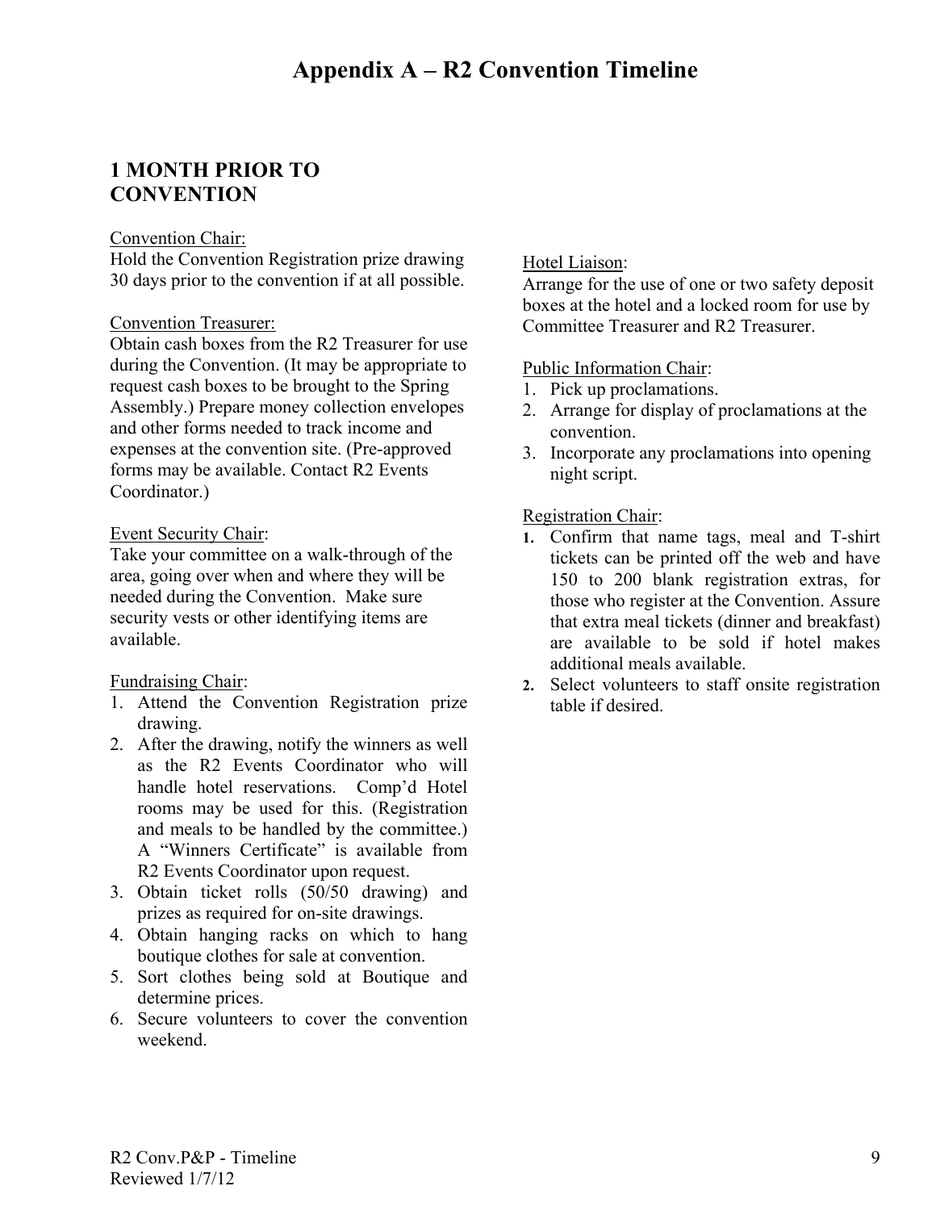# Appendix A – R2 Convention Timeline

## 1 MONTH PRIOR TO CONVENTION

Convention Chair:
Hold the Convention Registration prize drawing 30 days prior to the convention if at all possible.

Convention Treasurer:
Obtain cash boxes from the R2 Treasurer for use during the Convention. (It may be appropriate to request cash boxes to be brought to the Spring Assembly.) Prepare money collection envelopes and other forms needed to track income and expenses at the convention site. (Pre-approved forms may be available. Contact R2 Events Coordinator.)

Event Security Chair:
Take your committee on a walk-through of the area, going over when and where they will be needed during the Convention. Make sure security vests or other identifying items are available.

Fundraising Chair:

1. Attend the Convention Registration prize drawing.
2. After the drawing, notify the winners as well as the R2 Events Coordinator who will handle hotel reservations. Comp'd Hotel rooms may be used for this. (Registration and meals to be handled by the committee.) A "Winners Certificate" is available from R2 Events Coordinator upon request.
3. Obtain ticket rolls (50/50 drawing) and prizes as required for on-site drawings.
4. Obtain hanging racks on which to hang boutique clothes for sale at convention.
5. Sort clothes being sold at Boutique and determine prices.
6. Secure volunteers to cover the convention weekend.

Hotel Liaison:
Arrange for the use of one or two safety deposit boxes at the hotel and a locked room for use by Committee Treasurer and R2 Treasurer.

Public Information Chair:

1. Pick up proclamations.
2. Arrange for display of proclamations at the convention.
3. Incorporate any proclamations into opening night script.

Registration Chair:

1. Confirm that name tags, meal and T-shirt tickets can be printed off the web and have 150 to 200 blank registration extras, for those who register at the Convention. Assure that extra meal tickets (dinner and breakfast) are available to be sold if hotel makes additional meals available.
2. Select volunteers to staff onsite registration table if desired.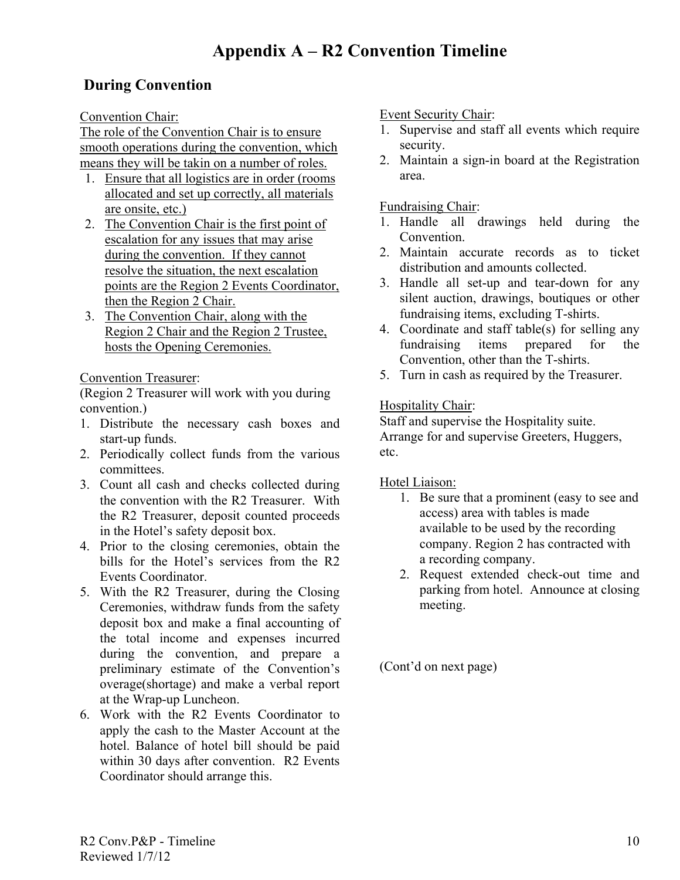# Appendix A – R2 Convention Timeline

## During Convention

Convention Chair:

The role of the Convention Chair is to ensure smooth operations during the convention, which means they will be takin on a number of roles.

1. Ensure that all logistics are in order (rooms allocated and set up correctly, all materials are onsite, etc.)
2. The Convention Chair is the first point of escalation for any issues that may arise during the convention. If they cannot resolve the situation, the next escalation points are the Region 2 Events Coordinator, then the Region 2 Chair.
3. The Convention Chair, along with the Region 2 Chair and the Region 2 Trustee, hosts the Opening Ceremonies.

Convention Treasurer:

(Region 2 Treasurer will work with you during convention.)

1. Distribute the necessary cash boxes and start-up funds.
2. Periodically collect funds from the various committees.
3. Count all cash and checks collected during the convention with the R2 Treasurer. With the R2 Treasurer, deposit counted proceeds in the Hotel's safety deposit box.
4. Prior to the closing ceremonies, obtain the bills for the Hotel's services from the R2 Events Coordinator.
5. With the R2 Treasurer, during the Closing Ceremonies, withdraw funds from the safety deposit box and make a final accounting of the total income and expenses incurred during the convention, and prepare a preliminary estimate of the Convention's overage(shortage) and make a verbal report at the Wrap-up Luncheon.
6. Work with the R2 Events Coordinator to apply the cash to the Master Account at the hotel. Balance of hotel bill should be paid within 30 days after convention. R2 Events Coordinator should arrange this.

Event Security Chair:

1. Supervise and staff all events which require security.
2. Maintain a sign-in board at the Registration area.

Fundraising Chair:

1. Handle all drawings held during the Convention.
2. Maintain accurate records as to ticket distribution and amounts collected.
3. Handle all set-up and tear-down for any silent auction, drawings, boutiques or other fundraising items, excluding T-shirts.
4. Coordinate and staff table(s) for selling any fundraising items prepared for the Convention, other than the T-shirts.
5. Turn in cash as required by the Treasurer.

Hospitality Chair:

Staff and supervise the Hospitality suite.
Arrange for and supervise Greeters, Huggers, etc.

Hotel Liaison:

1. Be sure that a prominent (easy to see and access) area with tables is made available to be used by the recording company. Region 2 has contracted with a recording company.
2. Request extended check-out time and parking from hotel. Announce at closing meeting.

(Cont'd on next page)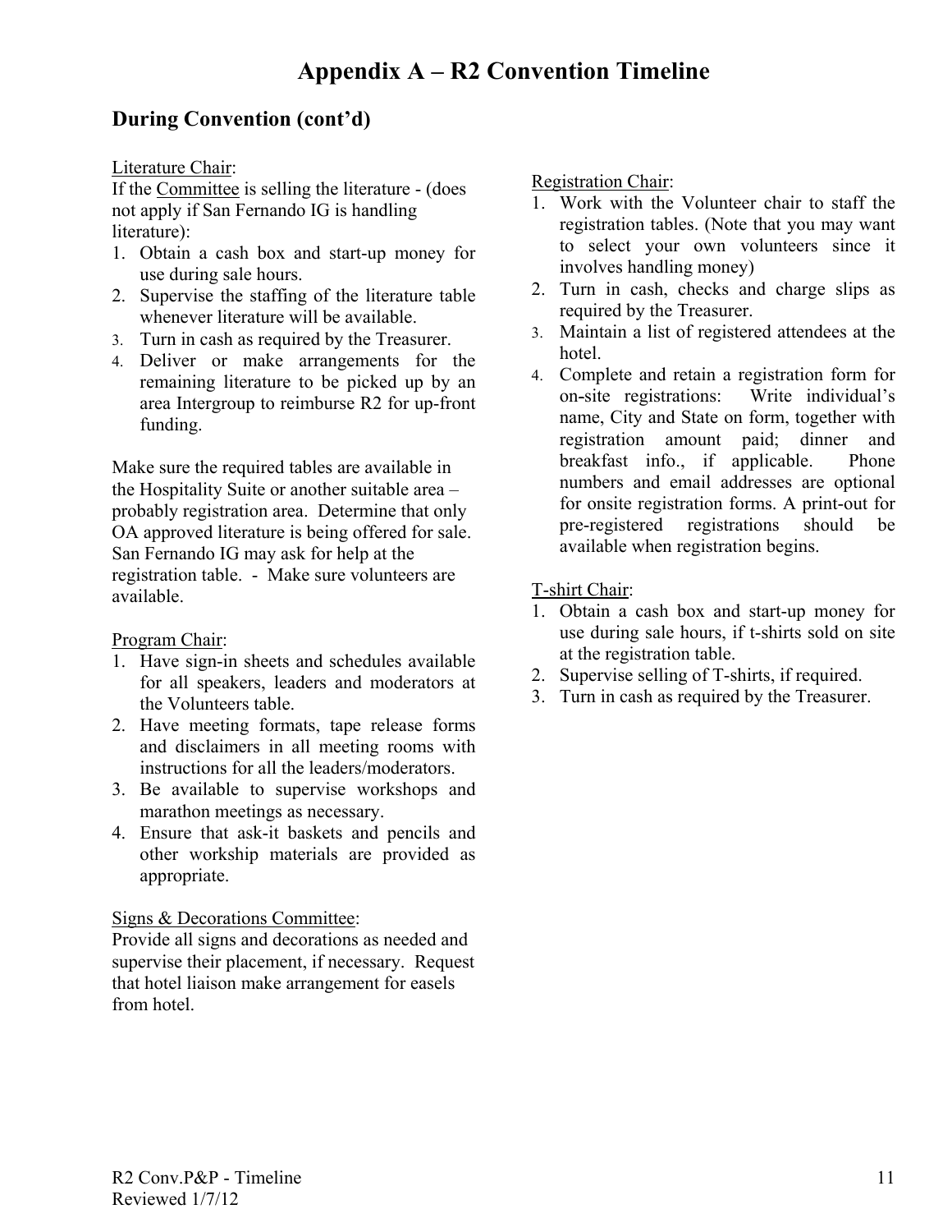# Appendix A – R2 Convention Timeline

## During Convention (cont'd)

Literature Chair:
If the Committee is selling the literature - (does not apply if San Fernando IG is handling literature):

1. Obtain a cash box and start-up money for use during sale hours.
2. Supervise the staffing of the literature table whenever literature will be available.
3. Turn in cash as required by the Treasurer.
4. Deliver or make arrangements for the remaining literature to be picked up by an area Intergroup to reimburse R2 for up-front funding.

Make sure the required tables are available in the Hospitality Suite or another suitable area – probably registration area. Determine that only OA approved literature is being offered for sale. San Fernando IG may ask for help at the registration table. - Make sure volunteers are available.

Program Chair:

1. Have sign-in sheets and schedules available for all speakers, leaders and moderators at the Volunteers table.
2. Have meeting formats, tape release forms and disclaimers in all meeting rooms with instructions for all the leaders/moderators.
3. Be available to supervise workshops and marathon meetings as necessary.
4. Ensure that ask-it baskets and pencils and other workshop materials are provided as appropriate.

Signs & Decorations Committee:
Provide all signs and decorations as needed and supervise their placement, if necessary. Request that hotel liaison make arrangement for easels from hotel.

Registration Chair:

1. Work with the Volunteer chair to staff the registration tables. (Note that you may want to select your own volunteers since it involves handling money)
2. Turn in cash, checks and charge slips as required by the Treasurer.
3. Maintain a list of registered attendees at the hotel.
4. Complete and retain a registration form for on-site registrations: Write individual's name, City and State on form, together with registration amount paid; dinner and breakfast info., if applicable. Phone numbers and email addresses are optional for onsite registration forms. A print-out for pre-registered registrations should be available when registration begins.

T-shirt Chair:

1. Obtain a cash box and start-up money for use during sale hours, if t-shirts sold on site at the registration table.
2. Supervise selling of T-shirts, if required.
3. Turn in cash as required by the Treasurer.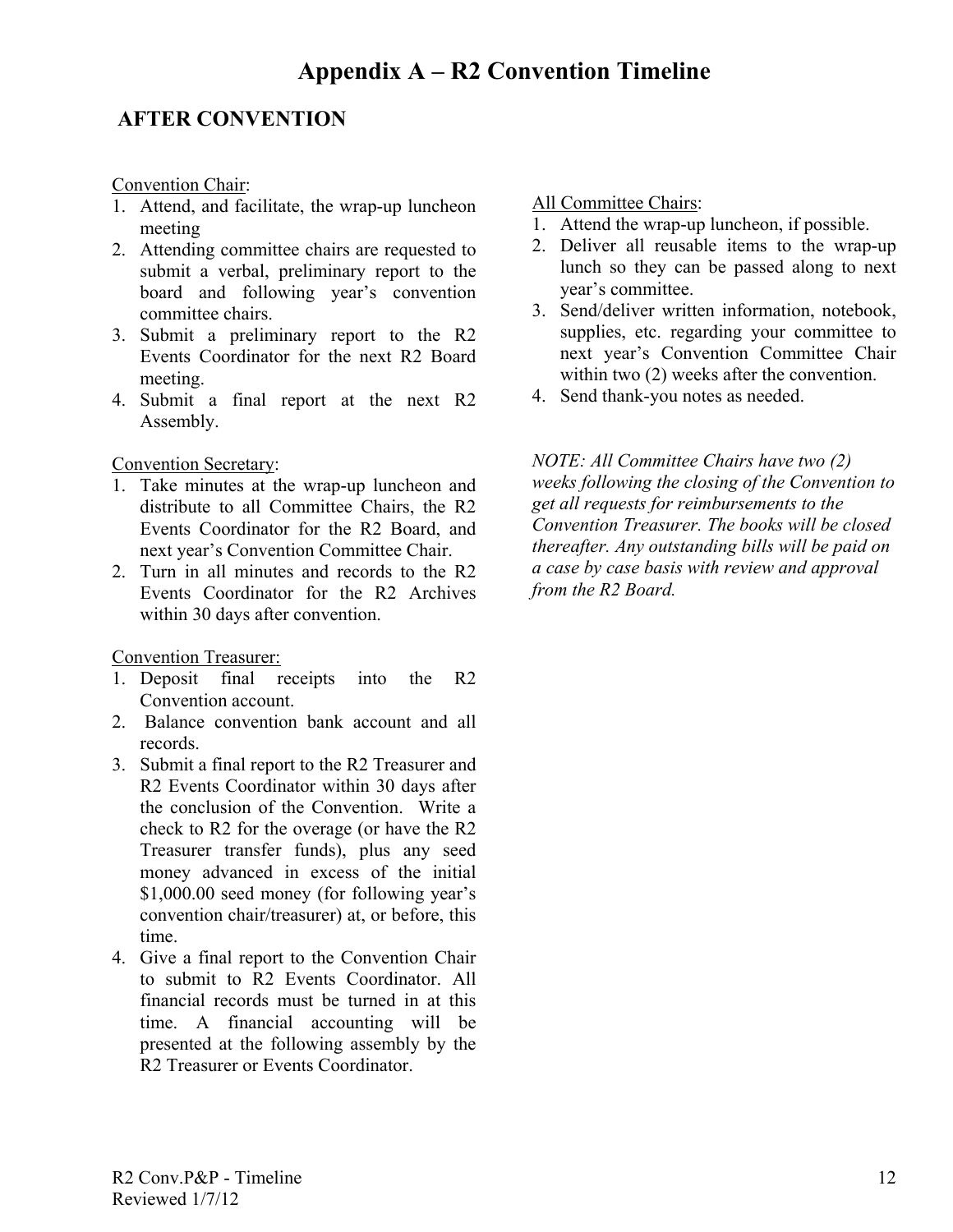# Appendix A – R2 Convention Timeline

## AFTER CONVENTION

Convention Chair:

1. Attend, and facilitate, the wrap-up luncheon meeting
2. Attending committee chairs are requested to submit a verbal, preliminary report to the board and following year's convention committee chairs.
3. Submit a preliminary report to the R2 Events Coordinator for the next R2 Board meeting.
4. Submit a final report at the next R2 Assembly.

Convention Secretary:

1. Take minutes at the wrap-up luncheon and distribute to all Committee Chairs, the R2 Events Coordinator for the R2 Board, and next year's Convention Committee Chair.
2. Turn in all minutes and records to the R2 Events Coordinator for the R2 Archives within 30 days after convention.

Convention Treasurer:

1. Deposit final receipts into the R2 Convention account.
2. Balance convention bank account and all records.
3. Submit a final report to the R2 Treasurer and R2 Events Coordinator within 30 days after the conclusion of the Convention. Write a check to R2 for the overage (or have the R2 Treasurer transfer funds), plus any seed money advanced in excess of the initial $1,000.00 seed money (for following year's convention chair/treasurer) at, or before, this time.
4. Give a final report to the Convention Chair to submit to R2 Events Coordinator. All financial records must be turned in at this time. A financial accounting will be presented at the following assembly by the R2 Treasurer or Events Coordinator.

All Committee Chairs:

1. Attend the wrap-up luncheon, if possible.
2. Deliver all reusable items to the wrap-up lunch so they can be passed along to next year's committee.
3. Send/deliver written information, notebook, supplies, etc. regarding your committee to next year's Convention Committee Chair within two (2) weeks after the convention.
4. Send thank-you notes as needed.

*NOTE: All Committee Chairs have two (2) weeks following the closing of the Convention to get all requests for reimbursements to the Convention Treasurer. The books will be closed thereafter. Any outstanding bills will be paid on a case by case basis with review and approval from the R2 Board.*

R2 Conv.P&P - Timeline
Reviewed 1/7/12